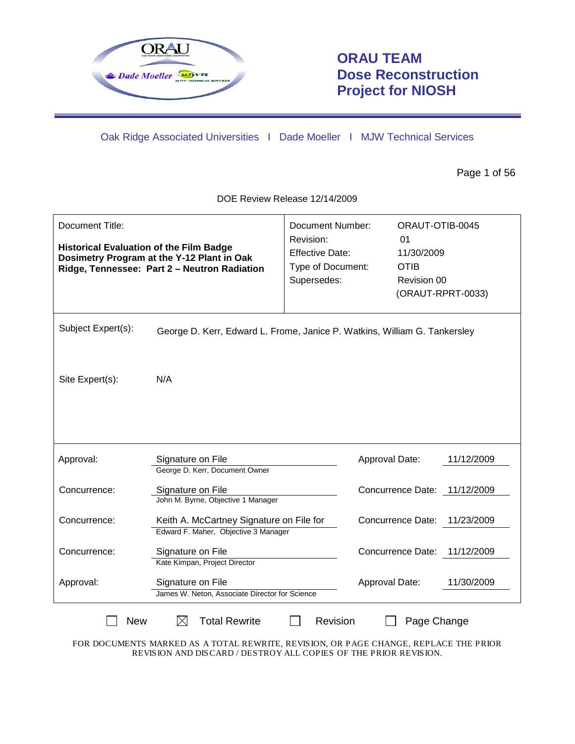# ORAU TEAM Dose Reconstruction Project for NIOSH

Oak Ridge Associated Universities | Dade Moeller | MJW Technical Services

DOE Review Release 12/14/2009

| Document Title: | Document Number: | ORAUT-OTIB-0045 |
|---|---|---|
| **Historical Evaluation of the Film Badge Dosimetry Program at the Y-12 Plant in Oak Ridge, Tennessee: Part 2 – Neutron Radiation** | Revision: | 01 |
| | Effective Date: | 11/30/2009 |
| | Type of Document: | OTIB |
| | Supersedes: | Revision 00 (ORAUT-RPRT-0033) |

Subject Expert(s): George D. Kerr, Edward L. Frome, Janice P. Watkins, William G. Tankersley

Site Expert(s): N/A

| | | | |
|---|---|---|---|
| Approval: | Signature on File<br>George D. Kerr, Document Owner | Approval Date: | 11/12/2009 |
| Concurrence: | Signature on File<br>John M. Byrne, Objective 1 Manager | Concurrence Date: | 11/12/2009 |
| Concurrence: | Keith A. McCartney Signature on File for<br>Edward F. Maher, Objective 3 Manager | Concurrence Date: | 11/23/2009 |
| Concurrence: | Signature on File<br>Kate Kimpan, Project Director | Concurrence Date: | 11/12/2009 |
| Approval: | Signature on File<br>James W. Neton, Associate Director for Science | Approval Date: | 11/30/2009 |

☐ New ☒ Total Rewrite ☐ Revision ☐ Page Change

FOR DOCUMENTS MARKED AS A TOTAL REWRITE, REVISION, OR PAGE CHANGE, REPLACE THE PRIOR REVISION AND DISCARD / DESTROY ALL COPIES OF THE PRIOR REVISION.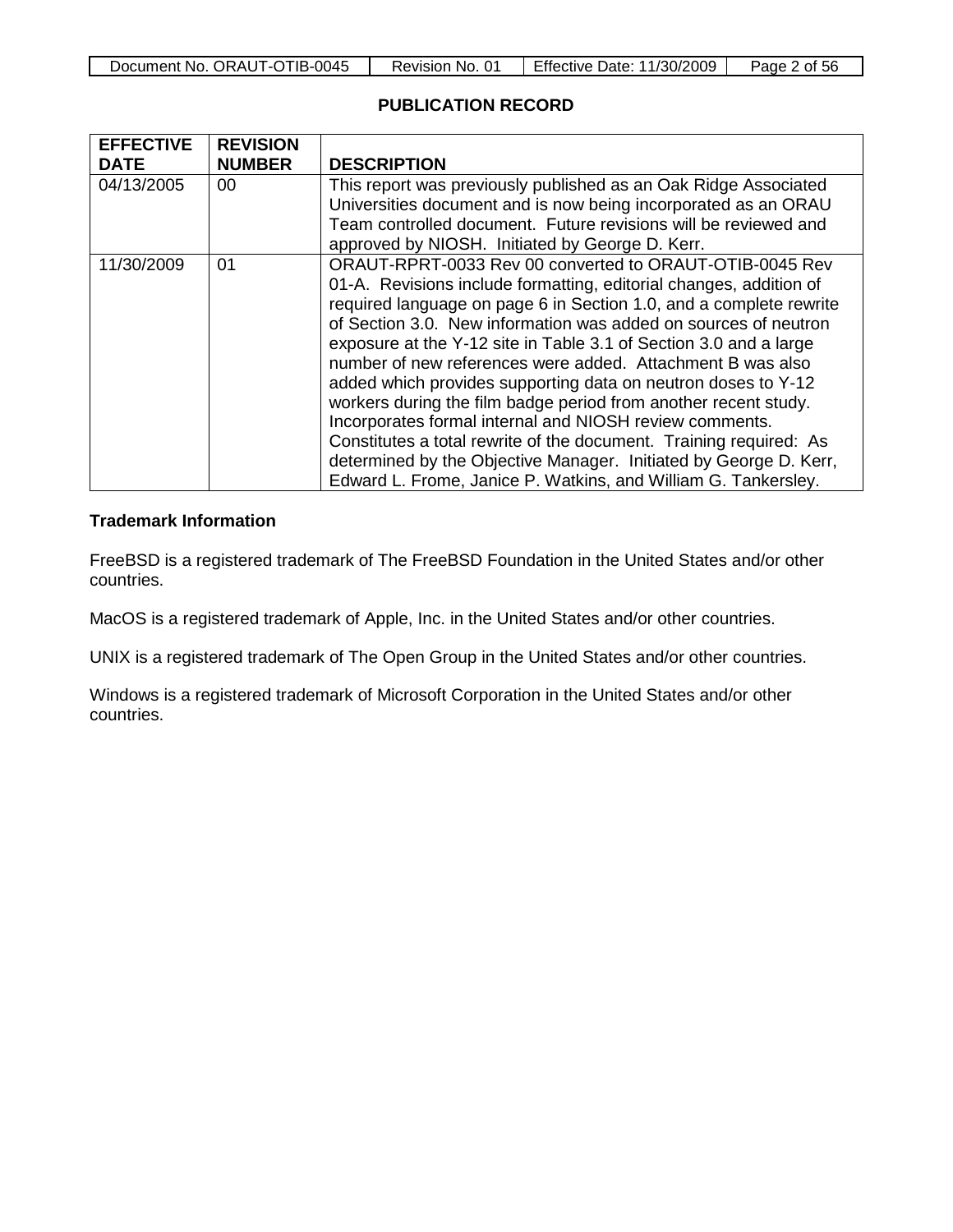## PUBLICATION RECORD

| EFFECTIVE DATE | REVISION NUMBER | DESCRIPTION |
|---|---|---|
| 04/13/2005 | 00 | This report was previously published as an Oak Ridge Associated Universities document and is now being incorporated as an ORAU Team controlled document. Future revisions will be reviewed and approved by NIOSH. Initiated by George D. Kerr. |
| 11/30/2009 | 01 | ORAUT-RPRT-0033 Rev 00 converted to ORAUT-OTIB-0045 Rev 01-A. Revisions include formatting, editorial changes, addition of required language on page 6 in Section 1.0, and a complete rewrite of Section 3.0. New information was added on sources of neutron exposure at the Y-12 site in Table 3.1 of Section 3.0 and a large number of new references were added. Attachment B was also added which provides supporting data on neutron doses to Y-12 workers during the film badge period from another recent study. Incorporates formal internal and NIOSH review comments. Constitutes a total rewrite of the document. Training required: As determined by the Objective Manager. Initiated by George D. Kerr, Edward L. Frome, Janice P. Watkins, and William G. Tankersley. |

**Trademark Information**

FreeBSD is a registered trademark of The FreeBSD Foundation in the United States and/or other countries.

MacOS is a registered trademark of Apple, Inc. in the United States and/or other countries.

UNIX is a registered trademark of The Open Group in the United States and/or other countries.

Windows is a registered trademark of Microsoft Corporation in the United States and/or other countries.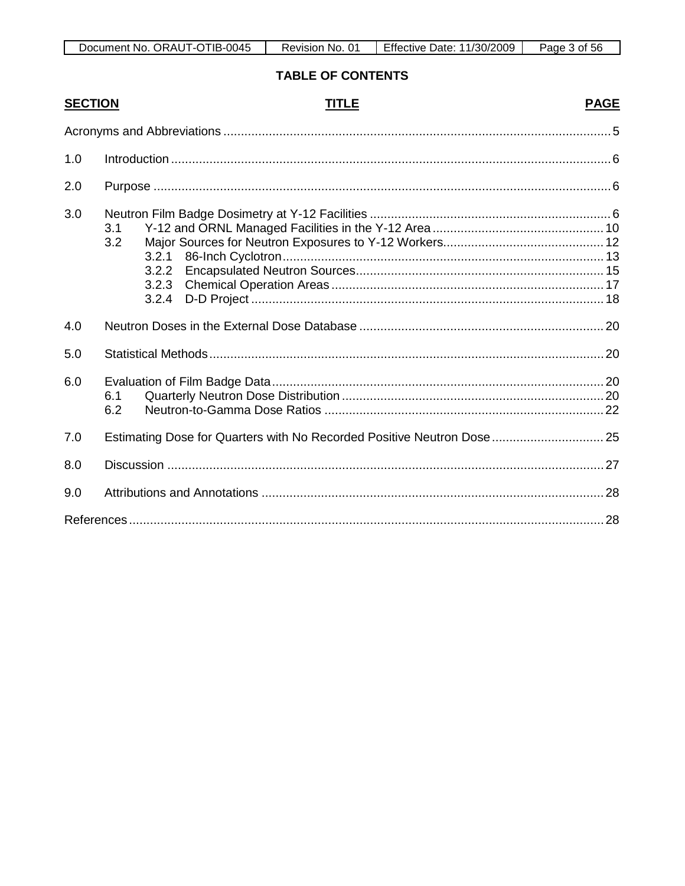## TABLE OF CONTENTS

| SECTION | TITLE | PAGE |
|---|---|---|
| | Acronyms and Abbreviations | 5 |
| 1.0 | Introduction | 6 |
| 2.0 | Purpose | 6 |
| 3.0 | Neutron Film Badge Dosimetry at Y-12 Facilities | 6 |
| 3.1 | Y-12 and ORNL Managed Facilities in the Y-12 Area | 10 |
| 3.2 | Major Sources for Neutron Exposures to Y-12 Workers | 12 |
| 3.2.1 | 86-Inch Cyclotron | 13 |
| 3.2.2 | Encapsulated Neutron Sources | 15 |
| 3.2.3 | Chemical Operation Areas | 17 |
| 3.2.4 | D-D Project | 18 |
| 4.0 | Neutron Doses in the External Dose Database | 20 |
| 5.0 | Statistical Methods | 20 |
| 6.0 | Evaluation of Film Badge Data | 20 |
| 6.1 | Quarterly Neutron Dose Distribution | 20 |
| 6.2 | Neutron-to-Gamma Dose Ratios | 22 |
| 7.0 | Estimating Dose for Quarters with No Recorded Positive Neutron Dose | 25 |
| 8.0 | Discussion | 27 |
| 9.0 | Attributions and Annotations | 28 |
| | References | 28 |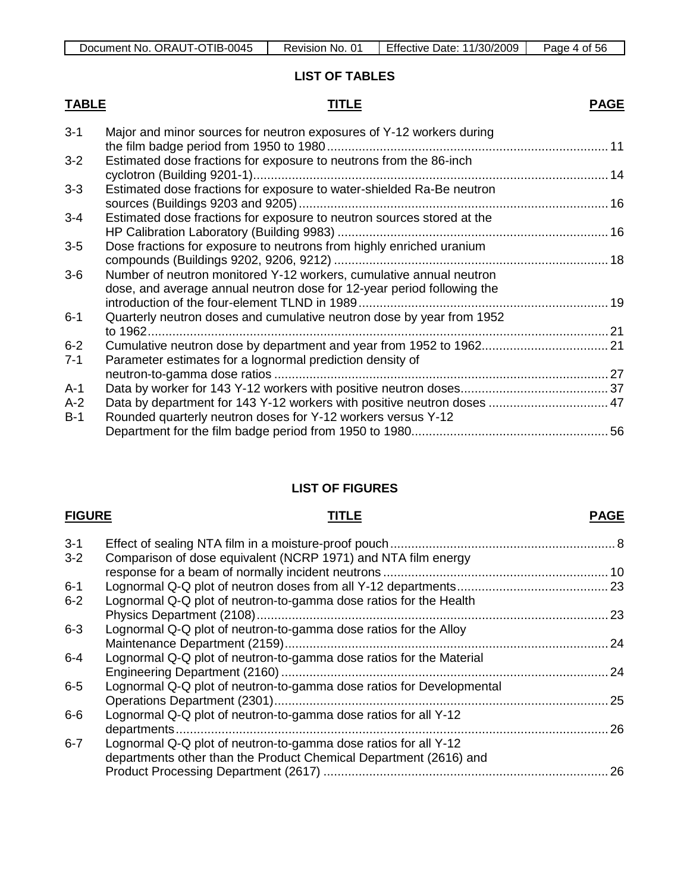## LIST OF TABLES

| TABLE | TITLE | PAGE |
|---|---|---|
| 3-1 | Major and minor sources for neutron exposures of Y-12 workers during the film badge period from 1950 to 1980 | 11 |
| 3-2 | Estimated dose fractions for exposure to neutrons from the 86-inch cyclotron (Building 9201-1) | 14 |
| 3-3 | Estimated dose fractions for exposure to water-shielded Ra-Be neutron sources (Buildings 9203 and 9205) | 16 |
| 3-4 | Estimated dose fractions for exposure to neutron sources stored at the HP Calibration Laboratory (Building 9983) | 16 |
| 3-5 | Dose fractions for exposure to neutrons from highly enriched uranium compounds (Buildings 9202, 9206, 9212) | 18 |
| 3-6 | Number of neutron monitored Y-12 workers, cumulative annual neutron dose, and average annual neutron dose for 12-year period following the introduction of the four-element TLND in 1989 | 19 |
| 6-1 | Quarterly neutron doses and cumulative neutron dose by year from 1952 to 1962 | 21 |
| 6-2 | Cumulative neutron dose by department and year from 1952 to 1962 | 21 |
| 7-1 | Parameter estimates for a lognormal prediction density of neutron-to-gamma dose ratios | 27 |
| A-1 | Data by worker for 143 Y-12 workers with positive neutron doses | 37 |
| A-2 | Data by department for 143 Y-12 workers with positive neutron doses | 47 |
| B-1 | Rounded quarterly neutron doses for Y-12 workers versus Y-12 Department for the film badge period from 1950 to 1980 | 56 |

## LIST OF FIGURES

| FIGURE | TITLE | PAGE |
|---|---|---|
| 3-1 | Effect of sealing NTA film in a moisture-proof pouch | 8 |
| 3-2 | Comparison of dose equivalent (NCRP 1971) and NTA film energy response for a beam of normally incident neutrons | 10 |
| 6-1 | Lognormal Q-Q plot of neutron doses from all Y-12 departments | 23 |
| 6-2 | Lognormal Q-Q plot of neutron-to-gamma dose ratios for the Health Physics Department (2108) | 23 |
| 6-3 | Lognormal Q-Q plot of neutron-to-gamma dose ratios for the Alloy Maintenance Department (2159) | 24 |
| 6-4 | Lognormal Q-Q plot of neutron-to-gamma dose ratios for the Material Engineering Department (2160) | 24 |
| 6-5 | Lognormal Q-Q plot of neutron-to-gamma dose ratios for Developmental Operations Department (2301) | 25 |
| 6-6 | Lognormal Q-Q plot of neutron-to-gamma dose ratios for all Y-12 departments | 26 |
| 6-7 | Lognormal Q-Q plot of neutron-to-gamma dose ratios for all Y-12 departments other than the Product Chemical Department (2616) and Product Processing Department (2617) | 26 |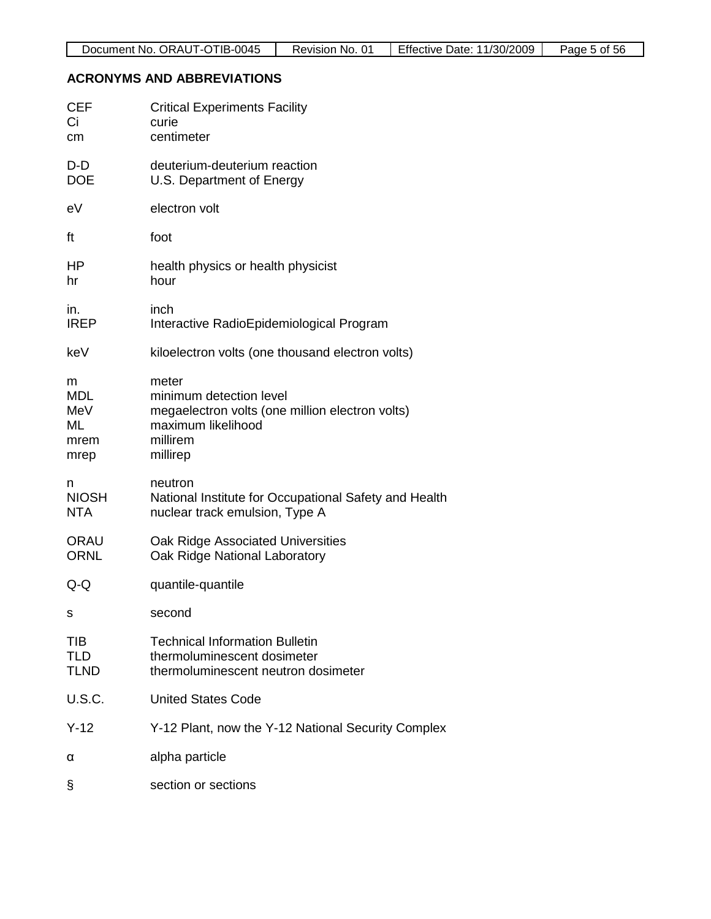## ACRONYMS AND ABBREVIATIONS

| | |
|---|---|
| CEF | Critical Experiments Facility |
| Ci | curie |
| cm | centimeter |
| D-D | deuterium-deuterium reaction |
| DOE | U.S. Department of Energy |
| eV | electron volt |
| ft | foot |
| HP | health physics or health physicist |
| hr | hour |
| in. | inch |
| IREP | Interactive RadioEpidemiological Program |
| keV | kiloelectron volts (one thousand electron volts) |
| m | meter |
| MDL | minimum detection level |
| MeV | megaelectron volts (one million electron volts) |
| ML | maximum likelihood |
| mrem | millirem |
| mrep | millirep |
| n | neutron |
| NIOSH | National Institute for Occupational Safety and Health |
| NTA | nuclear track emulsion, Type A |
| ORAU | Oak Ridge Associated Universities |
| ORNL | Oak Ridge National Laboratory |
| Q-Q | quantile-quantile |
| s | second |
| TIB | Technical Information Bulletin |
| TLD | thermoluminescent dosimeter |
| TLND | thermoluminescent neutron dosimeter |
| U.S.C. | United States Code |
| Y-12 | Y-12 Plant, now the Y-12 National Security Complex |
| α | alpha particle |
| § | section or sections |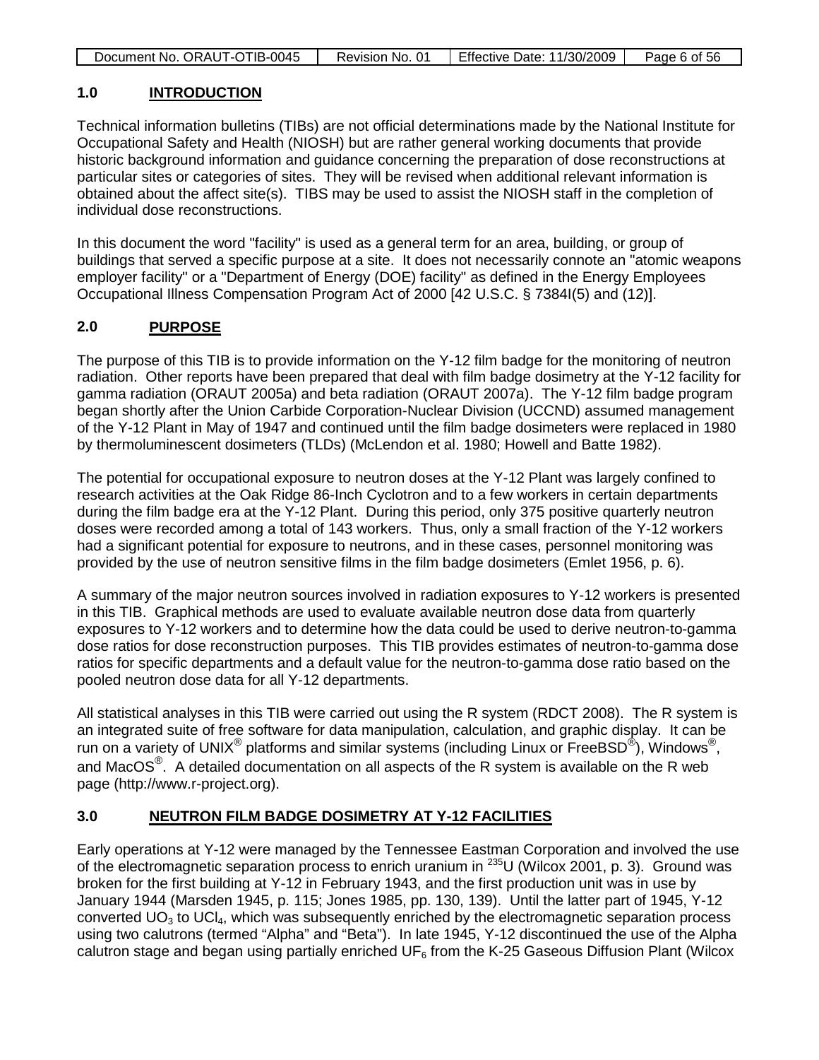## 1.0 INTRODUCTION

Technical information bulletins (TIBs) are not official determinations made by the National Institute for Occupational Safety and Health (NIOSH) but are rather general working documents that provide historic background information and guidance concerning the preparation of dose reconstructions at particular sites or categories of sites. They will be revised when additional relevant information is obtained about the affect site(s). TIBS may be used to assist the NIOSH staff in the completion of individual dose reconstructions.

In this document the word "facility" is used as a general term for an area, building, or group of buildings that served a specific purpose at a site. It does not necessarily connote an "atomic weapons employer facility" or a "Department of Energy (DOE) facility" as defined in the Energy Employees Occupational Illness Compensation Program Act of 2000 [42 U.S.C. § 7384I(5) and (12)].

## 2.0 PURPOSE

The purpose of this TIB is to provide information on the Y-12 film badge for the monitoring of neutron radiation. Other reports have been prepared that deal with film badge dosimetry at the Y-12 facility for gamma radiation (ORAUT 2005a) and beta radiation (ORAUT 2007a). The Y-12 film badge program began shortly after the Union Carbide Corporation-Nuclear Division (UCCND) assumed management of the Y-12 Plant in May of 1947 and continued until the film badge dosimeters were replaced in 1980 by thermoluminescent dosimeters (TLDs) (McLendon et al. 1980; Howell and Batte 1982).

The potential for occupational exposure to neutron doses at the Y-12 Plant was largely confined to research activities at the Oak Ridge 86-Inch Cyclotron and to a few workers in certain departments during the film badge era at the Y-12 Plant. During this period, only 375 positive quarterly neutron doses were recorded among a total of 143 workers. Thus, only a small fraction of the Y-12 workers had a significant potential for exposure to neutrons, and in these cases, personnel monitoring was provided by the use of neutron sensitive films in the film badge dosimeters (Emlet 1956, p. 6).

A summary of the major neutron sources involved in radiation exposures to Y-12 workers is presented in this TIB. Graphical methods are used to evaluate available neutron dose data from quarterly exposures to Y-12 workers and to determine how the data could be used to derive neutron-to-gamma dose ratios for dose reconstruction purposes. This TIB provides estimates of neutron-to-gamma dose ratios for specific departments and a default value for the neutron-to-gamma dose ratio based on the pooled neutron dose data for all Y-12 departments.

All statistical analyses in this TIB were carried out using the R system (RDCT 2008). The R system is an integrated suite of free software for data manipulation, calculation, and graphic display. It can be run on a variety of UNIX® platforms and similar systems (including Linux or FreeBSD®), Windows®, and MacOS®. A detailed documentation on all aspects of the R system is available on the R web page (http://www.r-project.org).

## 3.0 NEUTRON FILM BADGE DOSIMETRY AT Y-12 FACILITIES

Early operations at Y-12 were managed by the Tennessee Eastman Corporation and involved the use of the electromagnetic separation process to enrich uranium in $^{235}U$ (Wilcox 2001, p. 3). Ground was broken for the first building at Y-12 in February 1943, and the first production unit was in use by January 1944 (Marsden 1945, p. 115; Jones 1985, pp. 130, 139). Until the latter part of 1945, Y-12 converted $UO_3$ to $UCl_4$, which was subsequently enriched by the electromagnetic separation process using two calutrons (termed "Alpha" and "Beta"). In late 1945, Y-12 discontinued the use of the Alpha calutron stage and began using partially enriched $UF_6$ from the K-25 Gaseous Diffusion Plant (Wilcox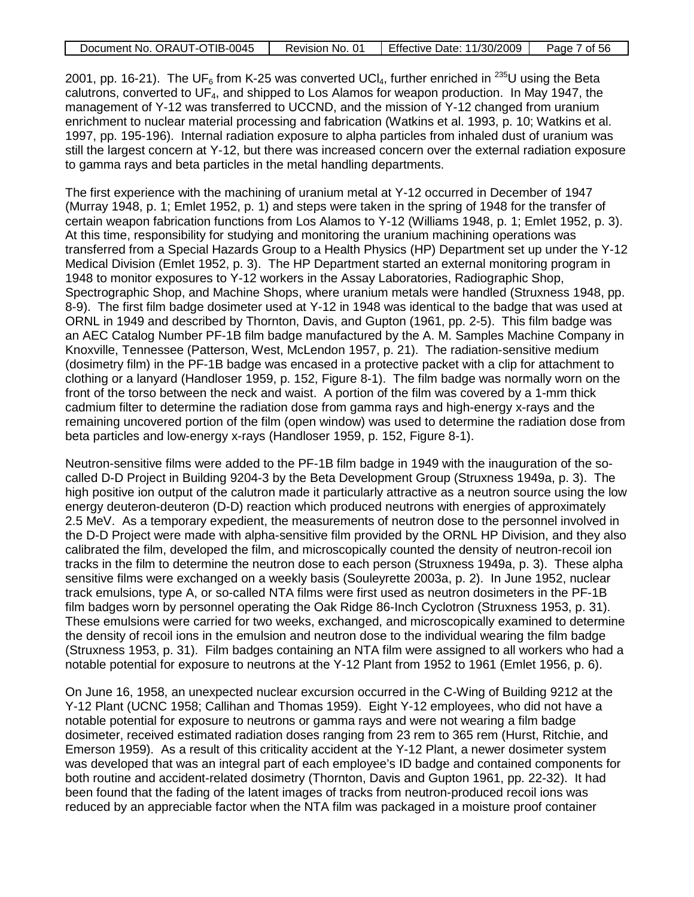2001, pp. 16-21). The $UF_6$ from K-25 was converted $UCl_4$, further enriched in $^{235}U$ using the Beta calutrons, converted to $UF_4$, and shipped to Los Alamos for weapon production. In May 1947, the management of Y-12 was transferred to UCCND, and the mission of Y-12 changed from uranium enrichment to nuclear material processing and fabrication (Watkins et al. 1993, p. 10; Watkins et al. 1997, pp. 195-196). Internal radiation exposure to alpha particles from inhaled dust of uranium was still the largest concern at Y-12, but there was increased concern over the external radiation exposure to gamma rays and beta particles in the metal handling departments.

The first experience with the machining of uranium metal at Y-12 occurred in December of 1947 (Murray 1948, p. 1; Emlet 1952, p. 1) and steps were taken in the spring of 1948 for the transfer of certain weapon fabrication functions from Los Alamos to Y-12 (Williams 1948, p. 1; Emlet 1952, p. 3). At this time, responsibility for studying and monitoring the uranium machining operations was transferred from a Special Hazards Group to a Health Physics (HP) Department set up under the Y-12 Medical Division (Emlet 1952, p. 3). The HP Department started an external monitoring program in 1948 to monitor exposures to Y-12 workers in the Assay Laboratories, Radiographic Shop, Spectrographic Shop, and Machine Shops, where uranium metals were handled (Struxness 1948, pp. 8-9). The first film badge dosimeter used at Y-12 in 1948 was identical to the badge that was used at ORNL in 1949 and described by Thornton, Davis, and Gupton (1961, pp. 2-5). This film badge was an AEC Catalog Number PF-1B film badge manufactured by the A. M. Samples Machine Company in Knoxville, Tennessee (Patterson, West, McLendon 1957, p. 21). The radiation-sensitive medium (dosimetry film) in the PF-1B badge was encased in a protective packet with a clip for attachment to clothing or a lanyard (Handloser 1959, p. 152, Figure 8-1). The film badge was normally worn on the front of the torso between the neck and waist. A portion of the film was covered by a 1-mm thick cadmium filter to determine the radiation dose from gamma rays and high-energy x-rays and the remaining uncovered portion of the film (open window) was used to determine the radiation dose from beta particles and low-energy x-rays (Handloser 1959, p. 152, Figure 8-1).

Neutron-sensitive films were added to the PF-1B film badge in 1949 with the inauguration of the so-called D-D Project in Building 9204-3 by the Beta Development Group (Struxness 1949a, p. 3). The high positive ion output of the calutron made it particularly attractive as a neutron source using the low energy deuteron-deuteron (D-D) reaction which produced neutrons with energies of approximately 2.5 MeV. As a temporary expedient, the measurements of neutron dose to the personnel involved in the D-D Project were made with alpha-sensitive film provided by the ORNL HP Division, and they also calibrated the film, developed the film, and microscopically counted the density of neutron-recoil ion tracks in the film to determine the neutron dose to each person (Struxness 1949a, p. 3). These alpha sensitive films were exchanged on a weekly basis (Souleyrette 2003a, p. 2). In June 1952, nuclear track emulsions, type A, or so-called NTA films were first used as neutron dosimeters in the PF-1B film badges worn by personnel operating the Oak Ridge 86-Inch Cyclotron (Struxness 1953, p. 31). These emulsions were carried for two weeks, exchanged, and microscopically examined to determine the density of recoil ions in the emulsion and neutron dose to the individual wearing the film badge (Struxness 1953, p. 31). Film badges containing an NTA film were assigned to all workers who had a notable potential for exposure to neutrons at the Y-12 Plant from 1952 to 1961 (Emlet 1956, p. 6).

On June 16, 1958, an unexpected nuclear excursion occurred in the C-Wing of Building 9212 at the Y-12 Plant (UCNC 1958; Callihan and Thomas 1959). Eight Y-12 employees, who did not have a notable potential for exposure to neutrons or gamma rays and were not wearing a film badge dosimeter, received estimated radiation doses ranging from 23 rem to 365 rem (Hurst, Ritchie, and Emerson 1959). As a result of this criticality accident at the Y-12 Plant, a newer dosimeter system was developed that was an integral part of each employee's ID badge and contained components for both routine and accident-related dosimetry (Thornton, Davis and Gupton 1961, pp. 22-32). It had been found that the fading of the latent images of tracks from neutron-produced recoil ions was reduced by an appreciable factor when the NTA film was packaged in a moisture proof container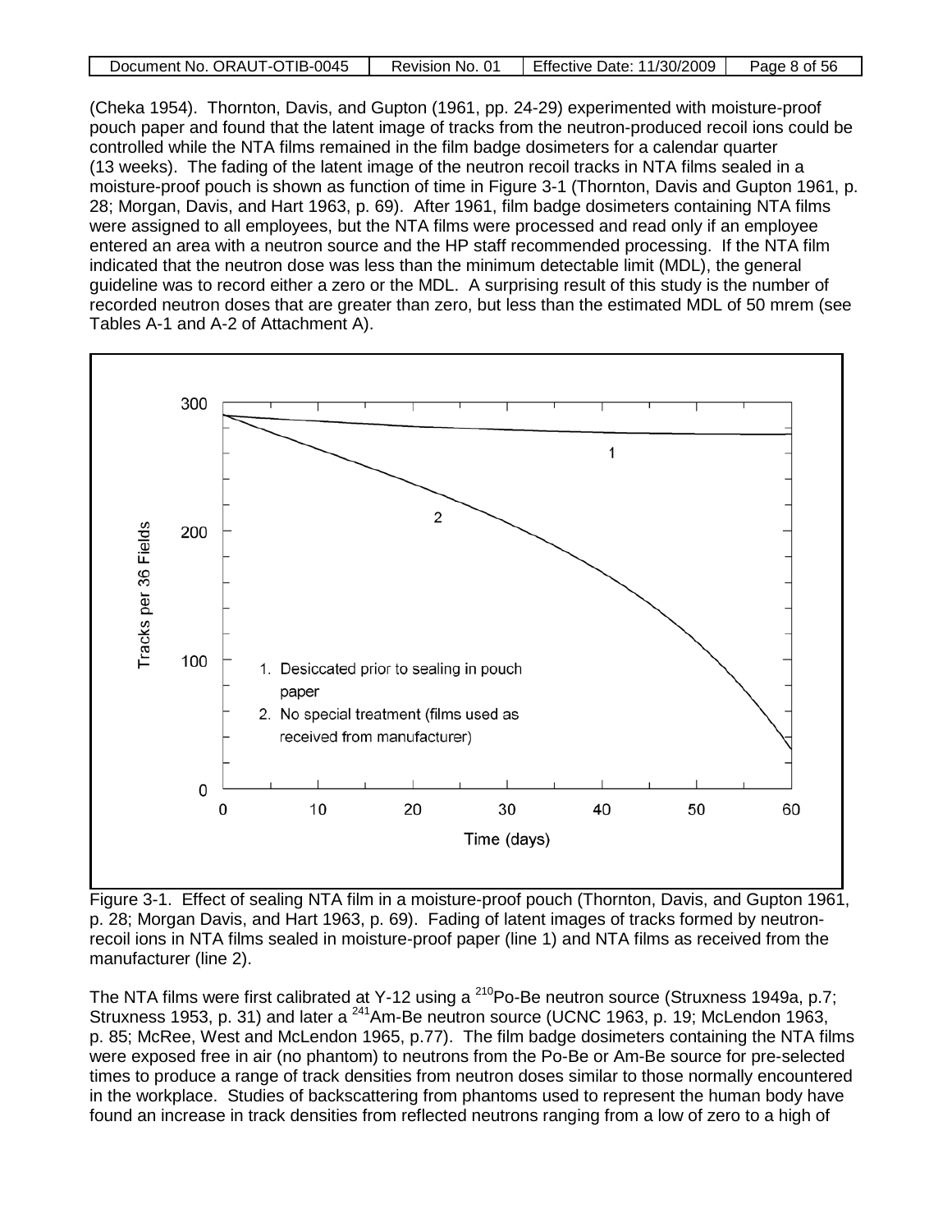(Cheka 1954). Thornton, Davis, and Gupton (1961, pp. 24-29) experimented with moisture-proof pouch paper and found that the latent image of tracks from the neutron-produced recoil ions could be controlled while the NTA films remained in the film badge dosimeters for a calendar quarter (13 weeks). The fading of the latent image of the neutron recoil tracks in NTA films sealed in a moisture-proof pouch is shown as function of time in Figure 3-1 (Thornton, Davis and Gupton 1961, p. 28; Morgan, Davis, and Hart 1963, p. 69). After 1961, film badge dosimeters containing NTA films were assigned to all employees, but the NTA films were processed and read only if an employee entered an area with a neutron source and the HP staff recommended processing. If the NTA film indicated that the neutron dose was less than the minimum detectable limit (MDL), the general guideline was to record either a zero or the MDL. A surprising result of this study is the number of recorded neutron doses that are greater than zero, but less than the estimated MDL of 50 mrem (see Tables A-1 and A-2 of Attachment A).

Figure 3-1. Effect of sealing NTA film in a moisture-proof pouch (Thornton, Davis, and Gupton 1961, p. 28; Morgan Davis, and Hart 1963, p. 69). Fading of latent images of tracks formed by neutron-recoil ions in NTA films sealed in moisture-proof paper (line 1) and NTA films as received from the manufacturer (line 2).

The NTA films were first calibrated at Y-12 using a $^{210}$Po-Be neutron source (Struxness 1949a, p.7; Struxness 1953, p. 31) and later a $^{241}$Am-Be neutron source (UCNC 1963, p. 19; McLendon 1963, p. 85; McRee, West and McLendon 1965, p.77). The film badge dosimeters containing the NTA films were exposed free in air (no phantom) to neutrons from the Po-Be or Am-Be source for pre-selected times to produce a range of track densities from neutron doses similar to those normally encountered in the workplace. Studies of backscattering from phantoms used to represent the human body have found an increase in track densities from reflected neutrons ranging from a low of zero to a high of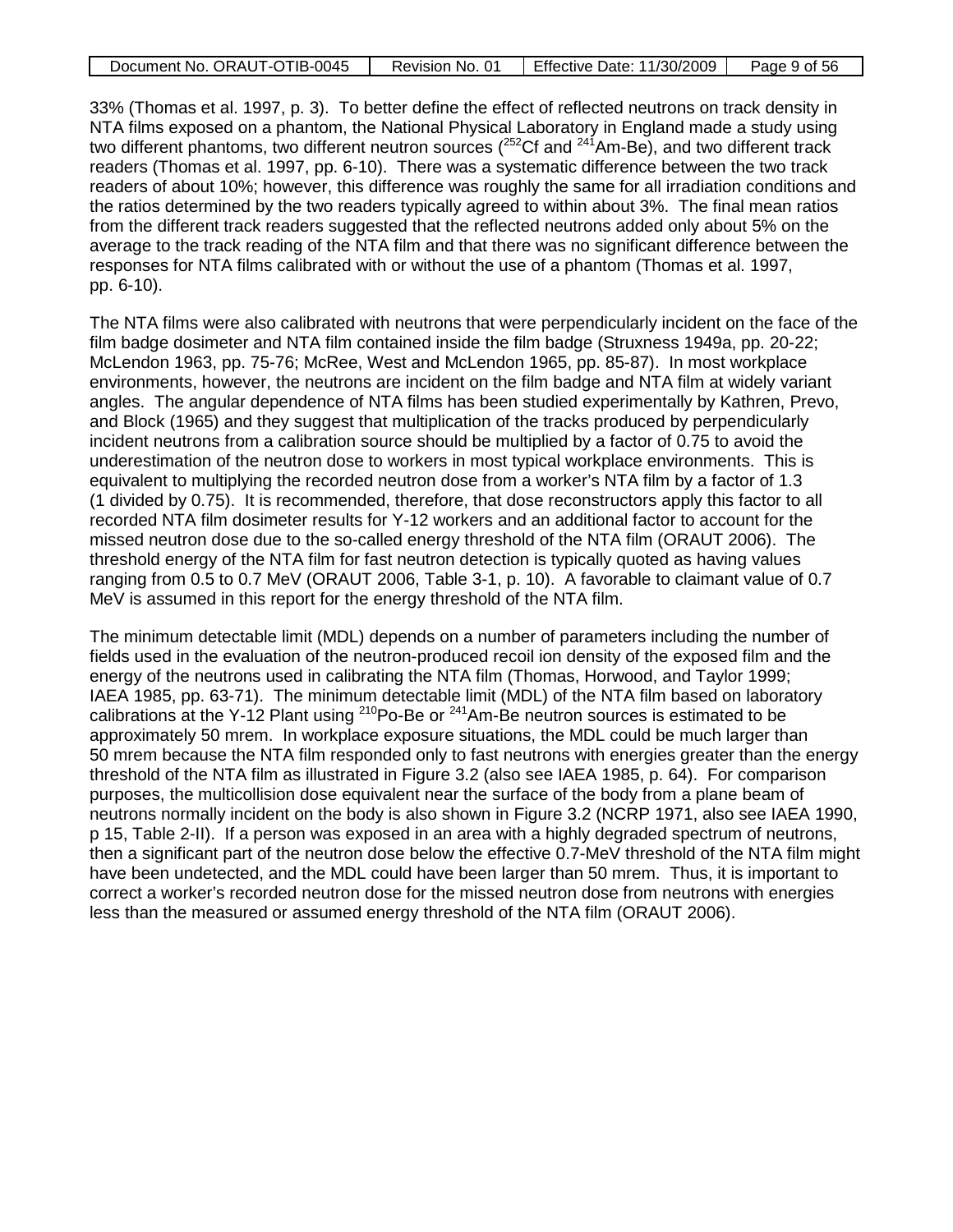33% (Thomas et al. 1997, p. 3). To better define the effect of reflected neutrons on track density in NTA films exposed on a phantom, the National Physical Laboratory in England made a study using two different phantoms, two different neutron sources ($^{252}$Cf and $^{241}$Am-Be), and two different track readers (Thomas et al. 1997, pp. 6-10). There was a systematic difference between the two track readers of about 10%; however, this difference was roughly the same for all irradiation conditions and the ratios determined by the two readers typically agreed to within about 3%. The final mean ratios from the different track readers suggested that the reflected neutrons added only about 5% on the average to the track reading of the NTA film and that there was no significant difference between the responses for NTA films calibrated with or without the use of a phantom (Thomas et al. 1997, pp. 6-10).

The NTA films were also calibrated with neutrons that were perpendicularly incident on the face of the film badge dosimeter and NTA film contained inside the film badge (Struxness 1949a, pp. 20-22; McLendon 1963, pp. 75-76; McRee, West and McLendon 1965, pp. 85-87). In most workplace environments, however, the neutrons are incident on the film badge and NTA film at widely variant angles. The angular dependence of NTA films has been studied experimentally by Kathren, Prevo, and Block (1965) and they suggest that multiplication of the tracks produced by perpendicularly incident neutrons from a calibration source should be multiplied by a factor of 0.75 to avoid the underestimation of the neutron dose to workers in most typical workplace environments. This is equivalent to multiplying the recorded neutron dose from a worker's NTA film by a factor of 1.3 (1 divided by 0.75). It is recommended, therefore, that dose reconstructors apply this factor to all recorded NTA film dosimeter results for Y-12 workers and an additional factor to account for the missed neutron dose due to the so-called energy threshold of the NTA film (ORAUT 2006). The threshold energy of the NTA film for fast neutron detection is typically quoted as having values ranging from 0.5 to 0.7 MeV (ORAUT 2006, Table 3-1, p. 10). A favorable to claimant value of 0.7 MeV is assumed in this report for the energy threshold of the NTA film.

The minimum detectable limit (MDL) depends on a number of parameters including the number of fields used in the evaluation of the neutron-produced recoil ion density of the exposed film and the energy of the neutrons used in calibrating the NTA film (Thomas, Horwood, and Taylor 1999; IAEA 1985, pp. 63-71). The minimum detectable limit (MDL) of the NTA film based on laboratory calibrations at the Y-12 Plant using $^{210}$Po-Be or $^{241}$Am-Be neutron sources is estimated to be approximately 50 mrem. In workplace exposure situations, the MDL could be much larger than 50 mrem because the NTA film responded only to fast neutrons with energies greater than the energy threshold of the NTA film as illustrated in Figure 3.2 (also see IAEA 1985, p. 64). For comparison purposes, the multicollision dose equivalent near the surface of the body from a plane beam of neutrons normally incident on the body is also shown in Figure 3.2 (NCRP 1971, also see IAEA 1990, p 15, Table 2-II). If a person was exposed in an area with a highly degraded spectrum of neutrons, then a significant part of the neutron dose below the effective 0.7-MeV threshold of the NTA film might have been undetected, and the MDL could have been larger than 50 mrem. Thus, it is important to correct a worker's recorded neutron dose for the missed neutron dose from neutrons with energies less than the measured or assumed energy threshold of the NTA film (ORAUT 2006).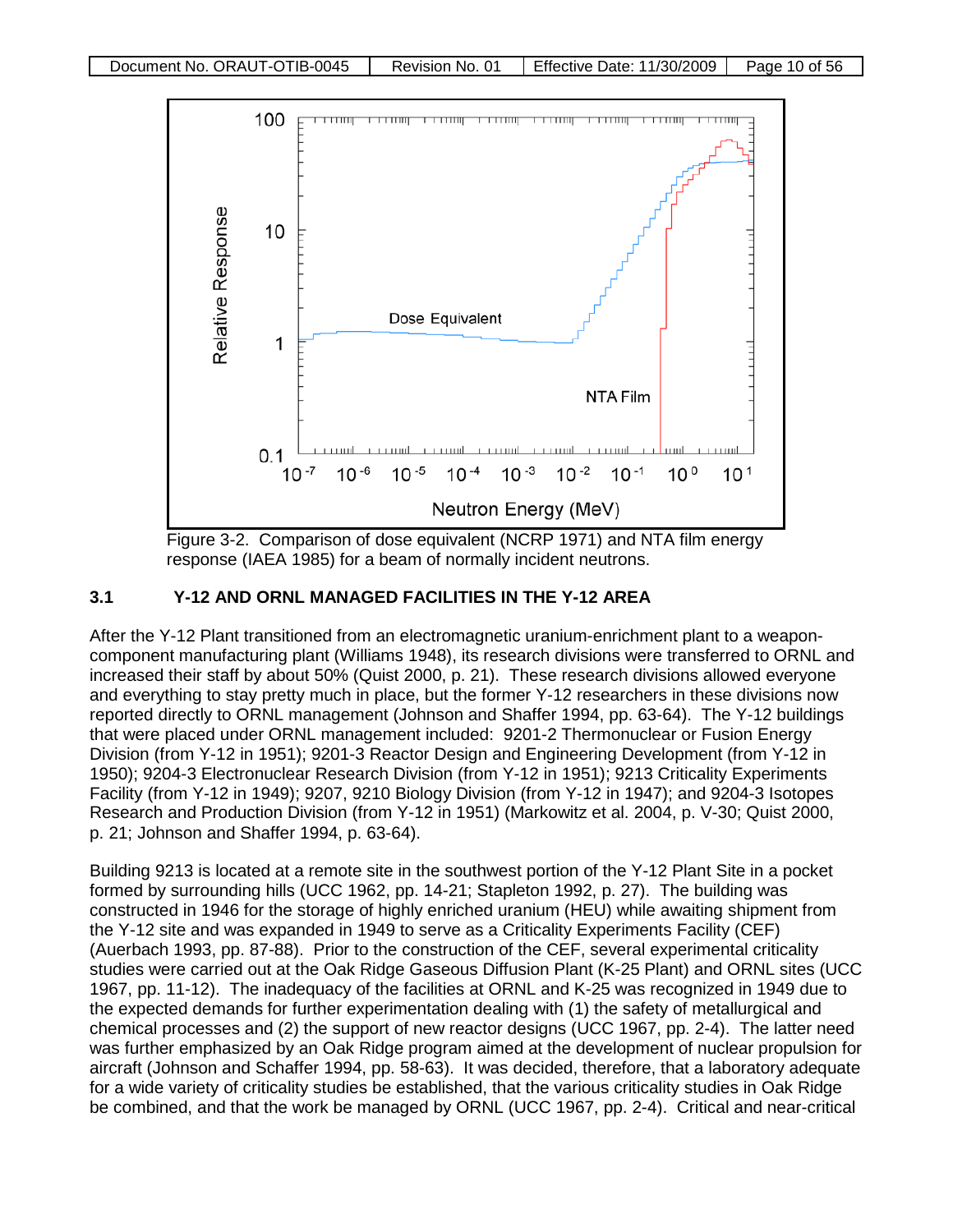Figure 3-2. Comparison of dose equivalent (NCRP 1971) and NTA film energy response (IAEA 1985) for a beam of normally incident neutrons.

## 3.1 Y-12 AND ORNL MANAGED FACILITIES IN THE Y-12 AREA

After the Y-12 Plant transitioned from an electromagnetic uranium-enrichment plant to a weapon-component manufacturing plant (Williams 1948), its research divisions were transferred to ORNL and increased their staff by about 50% (Quist 2000, p. 21). These research divisions allowed everyone and everything to stay pretty much in place, but the former Y-12 researchers in these divisions now reported directly to ORNL management (Johnson and Shaffer 1994, pp. 63-64). The Y-12 buildings that were placed under ORNL management included: 9201-2 Thermonuclear or Fusion Energy Division (from Y-12 in 1951); 9201-3 Reactor Design and Engineering Development (from Y-12 in 1950); 9204-3 Electronuclear Research Division (from Y-12 in 1951); 9213 Criticality Experiments Facility (from Y-12 in 1949); 9207, 9210 Biology Division (from Y-12 in 1947); and 9204-3 Isotopes Research and Production Division (from Y-12 in 1951) (Markowitz et al. 2004, p. V-30; Quist 2000, p. 21; Johnson and Shaffer 1994, p. 63-64).

Building 9213 is located at a remote site in the southwest portion of the Y-12 Plant Site in a pocket formed by surrounding hills (UCC 1962, pp. 14-21; Stapleton 1992, p. 27). The building was constructed in 1946 for the storage of highly enriched uranium (HEU) while awaiting shipment from the Y-12 site and was expanded in 1949 to serve as a Criticality Experiments Facility (CEF) (Auerbach 1993, pp. 87-88). Prior to the construction of the CEF, several experimental criticality studies were carried out at the Oak Ridge Gaseous Diffusion Plant (K-25 Plant) and ORNL sites (UCC 1967, pp. 11-12). The inadequacy of the facilities at ORNL and K-25 was recognized in 1949 due to the expected demands for further experimentation dealing with (1) the safety of metallurgical and chemical processes and (2) the support of new reactor designs (UCC 1967, pp. 2-4). The latter need was further emphasized by an Oak Ridge program aimed at the development of nuclear propulsion for aircraft (Johnson and Schaffer 1994, pp. 58-63). It was decided, therefore, that a laboratory adequate for a wide variety of criticality studies be established, that the various criticality studies in Oak Ridge be combined, and that the work be managed by ORNL (UCC 1967, pp. 2-4). Critical and near-critical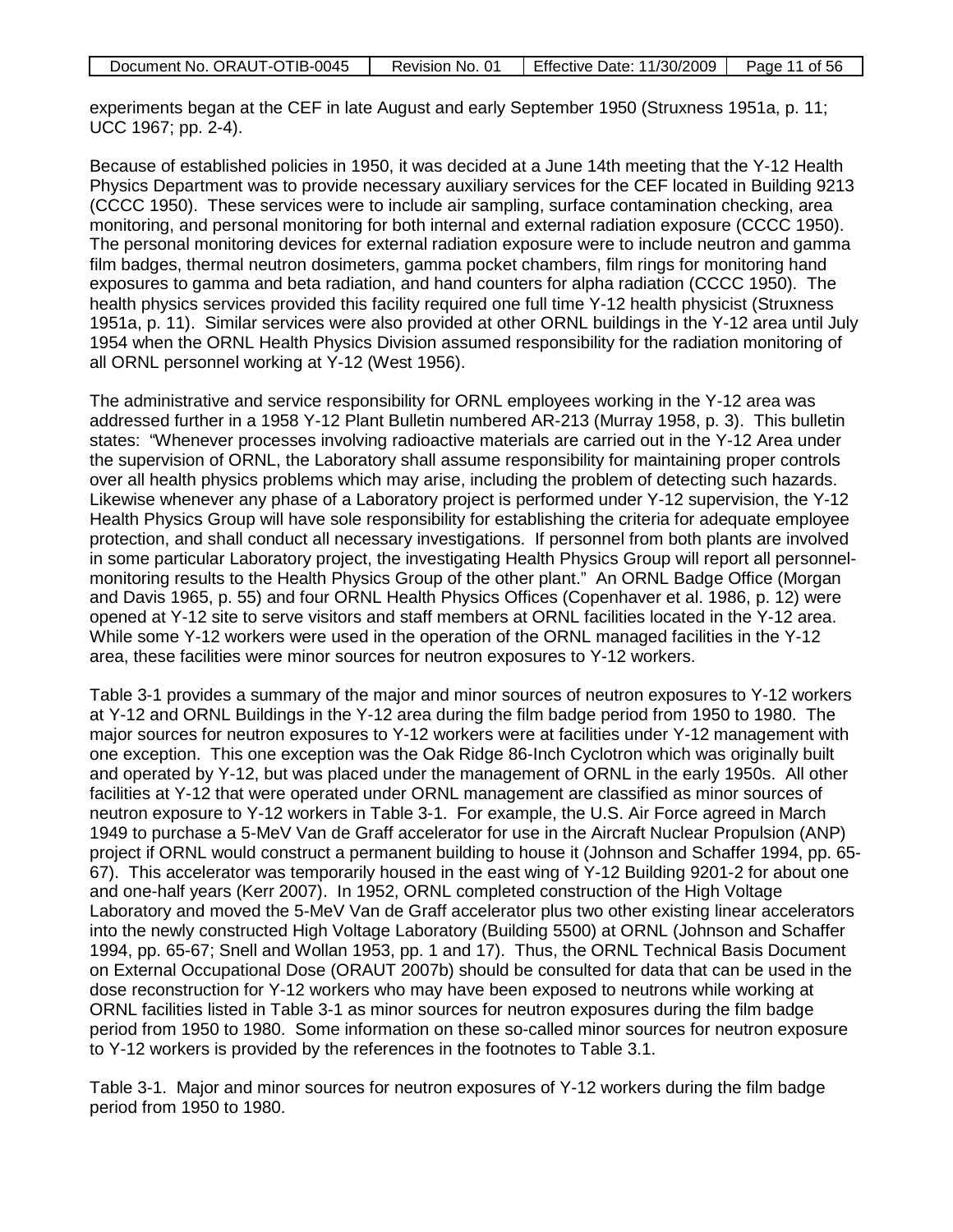experiments began at the CEF in late August and early September 1950 (Struxness 1951a, p. 11; UCC 1967; pp. 2-4).

Because of established policies in 1950, it was decided at a June 14th meeting that the Y-12 Health Physics Department was to provide necessary auxiliary services for the CEF located in Building 9213 (CCCC 1950). These services were to include air sampling, surface contamination checking, area monitoring, and personal monitoring for both internal and external radiation exposure (CCCC 1950). The personal monitoring devices for external radiation exposure were to include neutron and gamma film badges, thermal neutron dosimeters, gamma pocket chambers, film rings for monitoring hand exposures to gamma and beta radiation, and hand counters for alpha radiation (CCCC 1950). The health physics services provided this facility required one full time Y-12 health physicist (Struxness 1951a, p. 11). Similar services were also provided at other ORNL buildings in the Y-12 area until July 1954 when the ORNL Health Physics Division assumed responsibility for the radiation monitoring of all ORNL personnel working at Y-12 (West 1956).

The administrative and service responsibility for ORNL employees working in the Y-12 area was addressed further in a 1958 Y-12 Plant Bulletin numbered AR-213 (Murray 1958, p. 3). This bulletin states: "Whenever processes involving radioactive materials are carried out in the Y-12 Area under the supervision of ORNL, the Laboratory shall assume responsibility for maintaining proper controls over all health physics problems which may arise, including the problem of detecting such hazards. Likewise whenever any phase of a Laboratory project is performed under Y-12 supervision, the Y-12 Health Physics Group will have sole responsibility for establishing the criteria for adequate employee protection, and shall conduct all necessary investigations. If personnel from both plants are involved in some particular Laboratory project, the investigating Health Physics Group will report all personnel-monitoring results to the Health Physics Group of the other plant." An ORNL Badge Office (Morgan and Davis 1965, p. 55) and four ORNL Health Physics Offices (Copenhaver et al. 1986, p. 12) were opened at Y-12 site to serve visitors and staff members at ORNL facilities located in the Y-12 area. While some Y-12 workers were used in the operation of the ORNL managed facilities in the Y-12 area, these facilities were minor sources for neutron exposures to Y-12 workers.

Table 3-1 provides a summary of the major and minor sources of neutron exposures to Y-12 workers at Y-12 and ORNL Buildings in the Y-12 area during the film badge period from 1950 to 1980. The major sources for neutron exposures to Y-12 workers were at facilities under Y-12 management with one exception. This one exception was the Oak Ridge 86-Inch Cyclotron which was originally built and operated by Y-12, but was placed under the management of ORNL in the early 1950s. All other facilities at Y-12 that were operated under ORNL management are classified as minor sources of neutron exposure to Y-12 workers in Table 3-1. For example, the U.S. Air Force agreed in March 1949 to purchase a 5-MeV Van de Graff accelerator for use in the Aircraft Nuclear Propulsion (ANP) project if ORNL would construct a permanent building to house it (Johnson and Schaffer 1994, pp. 65-67). This accelerator was temporarily housed in the east wing of Y-12 Building 9201-2 for about one and one-half years (Kerr 2007). In 1952, ORNL completed construction of the High Voltage Laboratory and moved the 5-MeV Van de Graff accelerator plus two other existing linear accelerators into the newly constructed High Voltage Laboratory (Building 5500) at ORNL (Johnson and Schaffer 1994, pp. 65-67; Snell and Wollan 1953, pp. 1 and 17). Thus, the ORNL Technical Basis Document on External Occupational Dose (ORAUT 2007b) should be consulted for data that can be used in the dose reconstruction for Y-12 workers who may have been exposed to neutrons while working at ORNL facilities listed in Table 3-1 as minor sources for neutron exposures during the film badge period from 1950 to 1980. Some information on these so-called minor sources for neutron exposure to Y-12 workers is provided by the references in the footnotes to Table 3.1.

Table 3-1. Major and minor sources for neutron exposures of Y-12 workers during the film badge period from 1950 to 1980.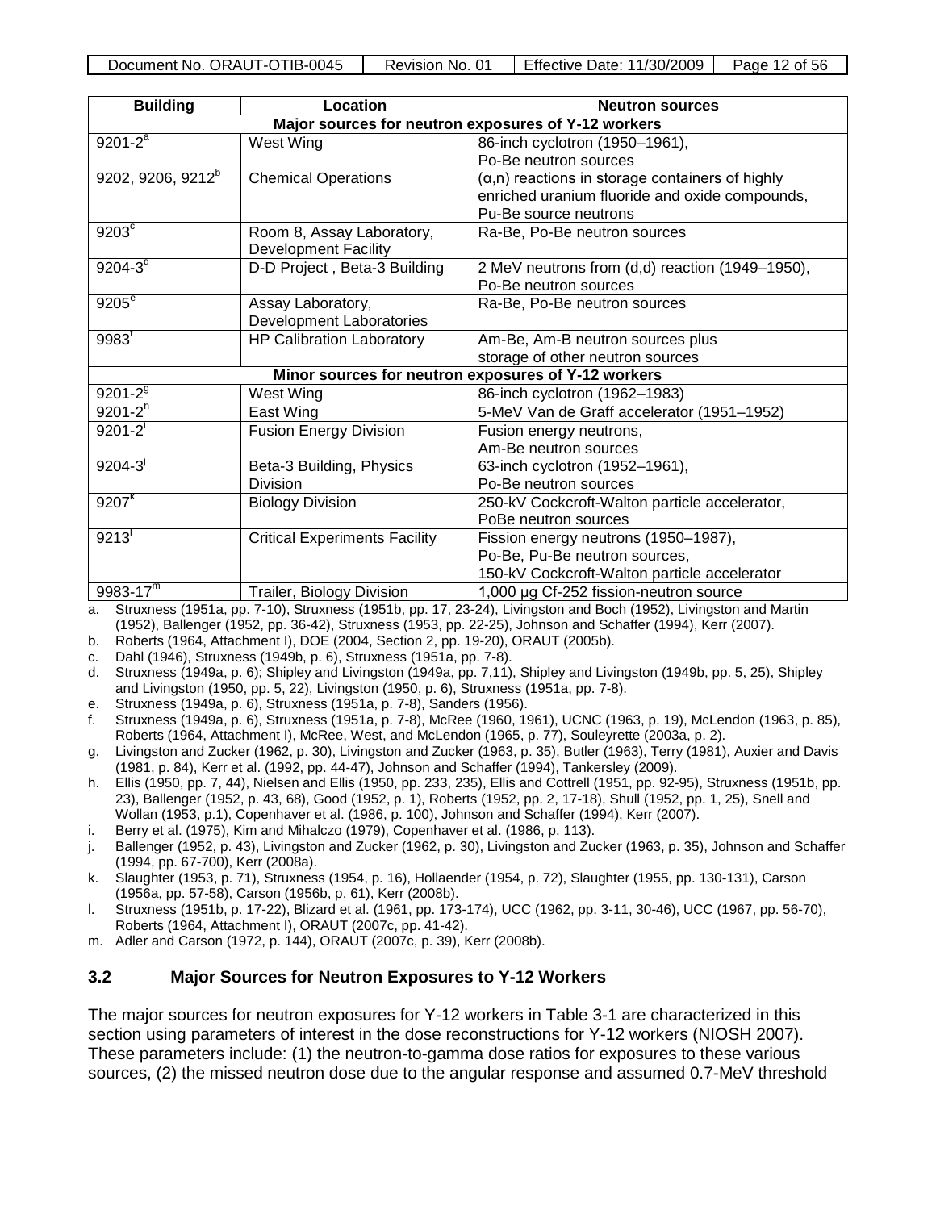| Building | Location | Neutron sources |
|---|---|---|
| **Major sources for neutron exposures of Y-12 workers** | | |
| 9201-2[a] | West Wing | 86-inch cyclotron (1950–1961), Po-Be neutron sources |
| 9202, 9206, 9212[b] | Chemical Operations | (α,n) reactions in storage containers of highly enriched uranium fluoride and oxide compounds, Pu-Be source neutrons |
| 9203[c] | Room 8, Assay Laboratory, Development Facility | Ra-Be, Po-Be neutron sources |
| 9204-3[d] | D-D Project , Beta-3 Building | 2 MeV neutrons from (d,d) reaction (1949–1950), Po-Be neutron sources |
| 9205[e] | Assay Laboratory, Development Laboratories | Ra-Be, Po-Be neutron sources |
| 9983[f] | HP Calibration Laboratory | Am-Be, Am-B neutron sources plus storage of other neutron sources |
| **Minor sources for neutron exposures of Y-12 workers** | | |
| 9201-2[g] | West Wing | 86-inch cyclotron (1962–1983) |
| 9201-2[h] | East Wing | 5-MeV Van de Graff accelerator (1951–1952) |
| 9201-2[i] | Fusion Energy Division | Fusion energy neutrons, Am-Be neutron sources |
| 9204-3[j] | Beta-3 Building, Physics Division | 63-inch cyclotron (1952–1961), Po-Be neutron sources |
| 9207[k] | Biology Division | 250-kV Cockcroft-Walton particle accelerator, PoBe neutron sources |
| 9213[l] | Critical Experiments Facility | Fission energy neutrons (1950–1987), Po-Be, Pu-Be neutron sources, 150-kV Cockcroft-Walton particle accelerator |
| 9983-17[m] | Trailer, Biology Division | 1,000 µg Cf-252 fission-neutron source |

a. Struxness (1951a, pp. 7-10), Struxness (1951b, pp. 17, 23-24), Livingston and Boch (1952), Livingston and Martin (1952), Ballenger (1952, pp. 36-42), Struxness (1953, pp. 22-25), Johnson and Schaffer (1994), Kerr (2007).
b. Roberts (1964, Attachment I), DOE (2004, Section 2, pp. 19-20), ORAUT (2005b).
c. Dahl (1946), Struxness (1949b, p. 6), Struxness (1951a, pp. 7-8).
d. Struxness (1949a, p. 6); Shipley and Livingston (1949a, pp. 7,11), Shipley and Livingston (1949b, pp. 5, 25), Shipley and Livingston (1950, pp. 5, 22), Livingston (1950, p. 6), Struxness (1951a, pp. 7-8).
e. Struxness (1949a, p. 6), Struxness (1951a, p. 7-8), Sanders (1956).
f. Struxness (1949a, p. 6), Struxness (1951a, p. 7-8), McRee (1960, 1961), UCNC (1963, p. 19), McLendon (1963, p. 85), Roberts (1964, Attachment I), McRee, West, and McLendon (1965, p. 77), Souleyrette (2003a, p. 2).
g. Livingston and Zucker (1962, p. 30), Livingston and Zucker (1963, p. 35), Butler (1963), Terry (1981), Auxier and Davis (1981, p. 84), Kerr et al. (1992, pp. 44-47), Johnson and Schaffer (1994), Tankersley (2009).
h. Ellis (1950, pp. 7, 44), Nielsen and Ellis (1950, pp. 233, 235), Ellis and Cottrell (1951, pp. 92-95), Struxness (1951b, pp. 23), Ballenger (1952, p. 43, 68), Good (1952, p. 1), Roberts (1952, pp. 2, 17-18), Shull (1952, pp. 1, 25), Snell and Wollan (1953, p.1), Copenhaver et al. (1986, p. 100), Johnson and Schaffer (1994), Kerr (2007).
i. Berry et al. (1975), Kim and Mihalczo (1979), Copenhaver et al. (1986, p. 113).
j. Ballenger (1952, p. 43), Livingston and Zucker (1962, p. 30), Livingston and Zucker (1963, p. 35), Johnson and Schaffer (1994, pp. 67-700), Kerr (2008a).
k. Slaughter (1953, p. 71), Struxness (1954, p. 16), Hollaender (1954, p. 72), Slaughter (1955, pp. 130-131), Carson (1956a, pp. 57-58), Carson (1956b, p. 61), Kerr (2008b).
l. Struxness (1951b, p. 17-22), Blizard et al. (1961, pp. 173-174), UCC (1962, pp. 3-11, 30-46), UCC (1967, pp. 56-70), Roberts (1964, Attachment I), ORAUT (2007c, pp. 41-42).
m. Adler and Carson (1972, p. 144), ORAUT (2007c, p. 39), Kerr (2008b).

### 3.2 Major Sources for Neutron Exposures to Y-12 Workers

The major sources for neutron exposures for Y-12 workers in Table 3-1 are characterized in this section using parameters of interest in the dose reconstructions for Y-12 workers (NIOSH 2007). These parameters include: (1) the neutron-to-gamma dose ratios for exposures to these various sources, (2) the missed neutron dose due to the angular response and assumed 0.7-MeV threshold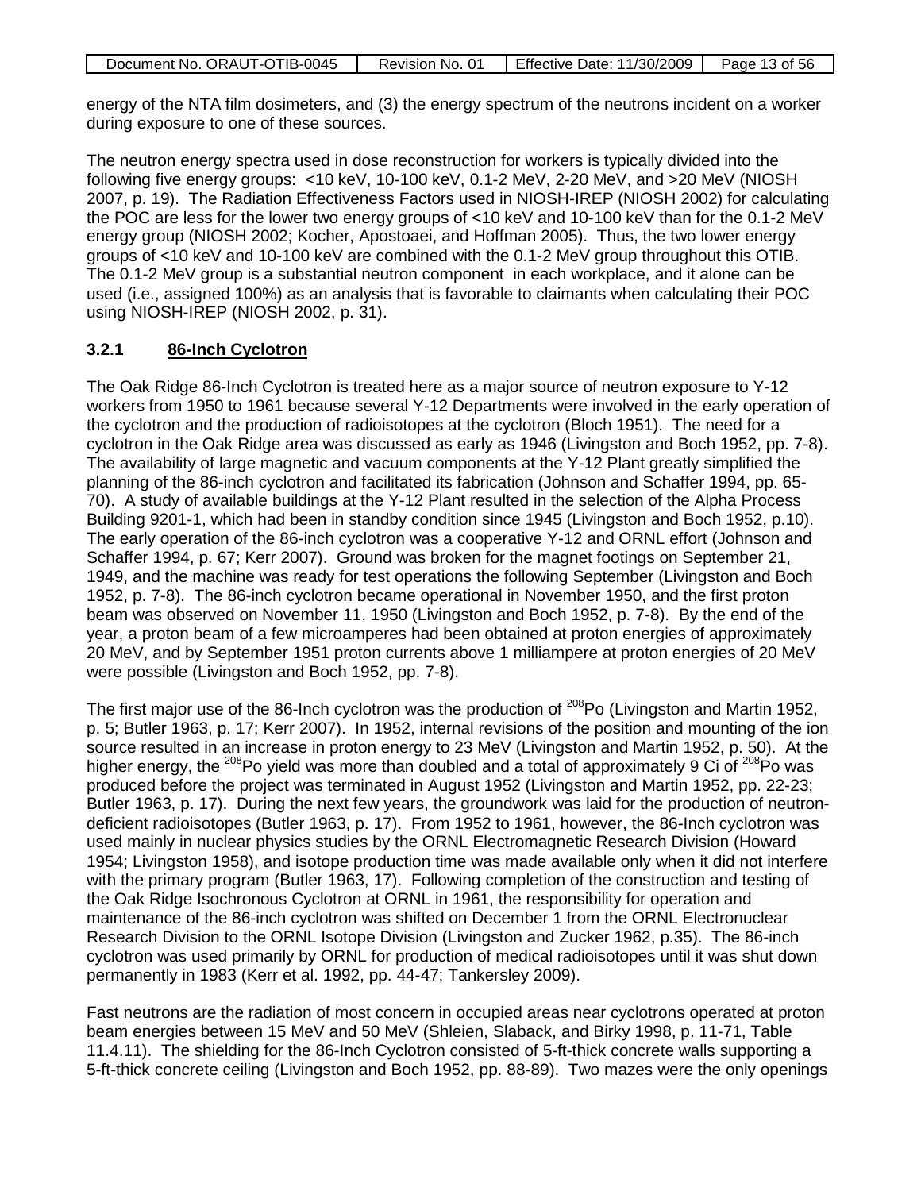energy of the NTA film dosimeters, and (3) the energy spectrum of the neutrons incident on a worker during exposure to one of these sources.

The neutron energy spectra used in dose reconstruction for workers is typically divided into the following five energy groups: <10 keV, 10-100 keV, 0.1-2 MeV, 2-20 MeV, and >20 MeV (NIOSH 2007, p. 19). The Radiation Effectiveness Factors used in NIOSH-IREP (NIOSH 2002) for calculating the POC are less for the lower two energy groups of <10 keV and 10-100 keV than for the 0.1-2 MeV energy group (NIOSH 2002; Kocher, Apostoaei, and Hoffman 2005). Thus, the two lower energy groups of <10 keV and 10-100 keV are combined with the 0.1-2 MeV group throughout this OTIB. The 0.1-2 MeV group is a substantial neutron component in each workplace, and it alone can be used (i.e., assigned 100%) as an analysis that is favorable to claimants when calculating their POC using NIOSH-IREP (NIOSH 2002, p. 31).

### 3.2.1 86-Inch Cyclotron

The Oak Ridge 86-Inch Cyclotron is treated here as a major source of neutron exposure to Y-12 workers from 1950 to 1961 because several Y-12 Departments were involved in the early operation of the cyclotron and the production of radioisotopes at the cyclotron (Bloch 1951). The need for a cyclotron in the Oak Ridge area was discussed as early as 1946 (Livingston and Boch 1952, pp. 7-8). The availability of large magnetic and vacuum components at the Y-12 Plant greatly simplified the planning of the 86-inch cyclotron and facilitated its fabrication (Johnson and Schaffer 1994, pp. 65-70). A study of available buildings at the Y-12 Plant resulted in the selection of the Alpha Process Building 9201-1, which had been in standby condition since 1945 (Livingston and Boch 1952, p.10). The early operation of the 86-inch cyclotron was a cooperative Y-12 and ORNL effort (Johnson and Schaffer 1994, p. 67; Kerr 2007). Ground was broken for the magnet footings on September 21, 1949, and the machine was ready for test operations the following September (Livingston and Boch 1952, p. 7-8). The 86-inch cyclotron became operational in November 1950, and the first proton beam was observed on November 11, 1950 (Livingston and Boch 1952, p. 7-8). By the end of the year, a proton beam of a few microamperes had been obtained at proton energies of approximately 20 MeV, and by September 1951 proton currents above 1 milliampere at proton energies of 20 MeV were possible (Livingston and Boch 1952, pp. 7-8).

The first major use of the 86-Inch cyclotron was the production of $^{208}$Po (Livingston and Martin 1952, p. 5; Butler 1963, p. 17; Kerr 2007). In 1952, internal revisions of the position and mounting of the ion source resulted in an increase in proton energy to 23 MeV (Livingston and Martin 1952, p. 50). At the higher energy, the $^{208}$Po yield was more than doubled and a total of approximately 9 Ci of $^{208}$Po was produced before the project was terminated in August 1952 (Livingston and Martin 1952, pp. 22-23; Butler 1963, p. 17). During the next few years, the groundwork was laid for the production of neutron-deficient radioisotopes (Butler 1963, p. 17). From 1952 to 1961, however, the 86-Inch cyclotron was used mainly in nuclear physics studies by the ORNL Electromagnetic Research Division (Howard 1954; Livingston 1958), and isotope production time was made available only when it did not interfere with the primary program (Butler 1963, 17). Following completion of the construction and testing of the Oak Ridge Isochronous Cyclotron at ORNL in 1961, the responsibility for operation and maintenance of the 86-inch cyclotron was shifted on December 1 from the ORNL Electronuclear Research Division to the ORNL Isotope Division (Livingston and Zucker 1962, p.35). The 86-inch cyclotron was used primarily by ORNL for production of medical radioisotopes until it was shut down permanently in 1983 (Kerr et al. 1992, pp. 44-47; Tankersley 2009).

Fast neutrons are the radiation of most concern in occupied areas near cyclotrons operated at proton beam energies between 15 MeV and 50 MeV (Shleien, Slaback, and Birky 1998, p. 11-71, Table 11.4.11). The shielding for the 86-Inch Cyclotron consisted of 5-ft-thick concrete walls supporting a 5-ft-thick concrete ceiling (Livingston and Boch 1952, pp. 88-89). Two mazes were the only openings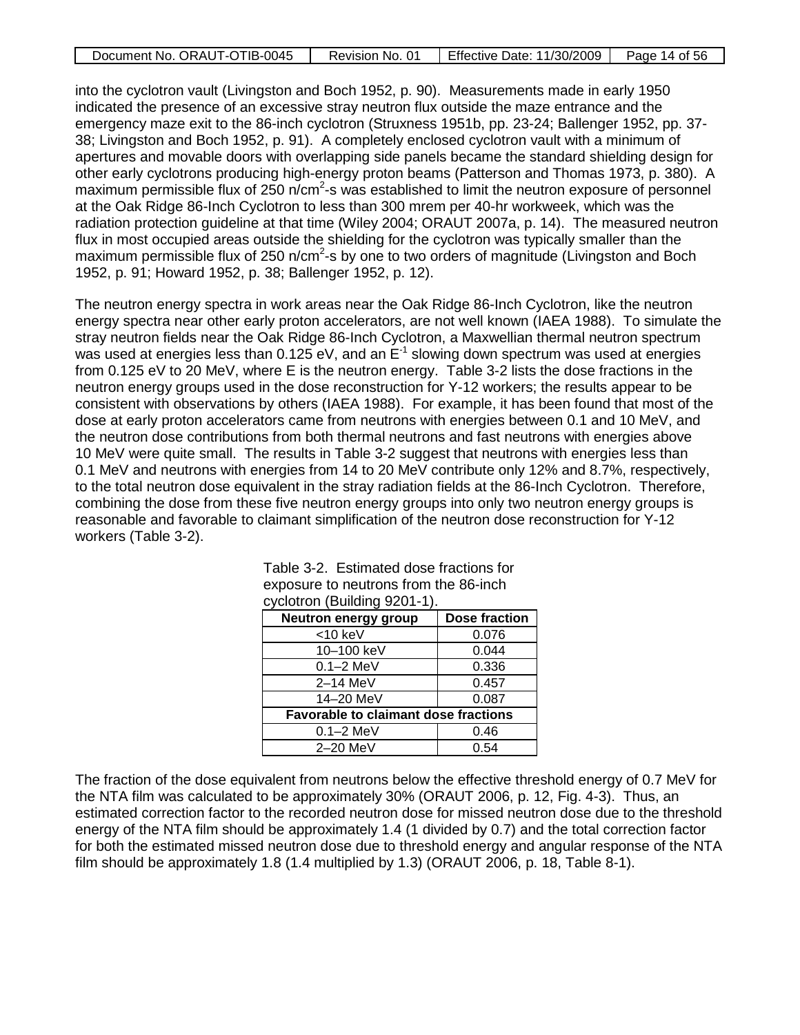into the cyclotron vault (Livingston and Boch 1952, p. 90). Measurements made in early 1950 indicated the presence of an excessive stray neutron flux outside the maze entrance and the emergency maze exit to the 86-inch cyclotron (Struxness 1951b, pp. 23-24; Ballenger 1952, pp. 37-38; Livingston and Boch 1952, p. 91). A completely enclosed cyclotron vault with a minimum of apertures and movable doors with overlapping side panels became the standard shielding design for other early cyclotrons producing high-energy proton beams (Patterson and Thomas 1973, p. 380). A maximum permissible flux of 250 n/cm$^2$-s was established to limit the neutron exposure of personnel at the Oak Ridge 86-Inch Cyclotron to less than 300 mrem per 40-hr workweek, which was the radiation protection guideline at that time (Wiley 2004; ORAUT 2007a, p. 14). The measured neutron flux in most occupied areas outside the shielding for the cyclotron was typically smaller than the maximum permissible flux of 250 n/cm$^2$-s by one to two orders of magnitude (Livingston and Boch 1952, p. 91; Howard 1952, p. 38; Ballenger 1952, p. 12).

The neutron energy spectra in work areas near the Oak Ridge 86-Inch Cyclotron, like the neutron energy spectra near other early proton accelerators, are not well known (IAEA 1988). To simulate the stray neutron fields near the Oak Ridge 86-Inch Cyclotron, a Maxwellian thermal neutron spectrum was used at energies less than 0.125 eV, and an $E^{-1}$ slowing down spectrum was used at energies from 0.125 eV to 20 MeV, where E is the neutron energy. Table 3-2 lists the dose fractions in the neutron energy groups used in the dose reconstruction for Y-12 workers; the results appear to be consistent with observations by others (IAEA 1988). For example, it has been found that most of the dose at early proton accelerators came from neutrons with energies between 0.1 and 10 MeV, and the neutron dose contributions from both thermal neutrons and fast neutrons with energies above 10 MeV were quite small. The results in Table 3-2 suggest that neutrons with energies less than 0.1 MeV and neutrons with energies from 14 to 20 MeV contribute only 12% and 8.7%, respectively, to the total neutron dose equivalent in the stray radiation fields at the 86-Inch Cyclotron. Therefore, combining the dose from these five neutron energy groups into only two neutron energy groups is reasonable and favorable to claimant simplification of the neutron dose reconstruction for Y-12 workers (Table 3-2).

Table 3-2. Estimated dose fractions for exposure to neutrons from the 86-inch cyclotron (Building 9201-1).

| Neutron energy group | Dose fraction |
|---|---|
| <10 keV | 0.076 |
| 10–100 keV | 0.044 |
| 0.1–2 MeV | 0.336 |
| 2–14 MeV | 0.457 |
| 14–20 MeV | 0.087 |
| **Favorable to claimant dose fractions** | |
| 0.1–2 MeV | 0.46 |
| 2–20 MeV | 0.54 |

The fraction of the dose equivalent from neutrons below the effective threshold energy of 0.7 MeV for the NTA film was calculated to be approximately 30% (ORAUT 2006, p. 12, Fig. 4-3). Thus, an estimated correction factor to the recorded neutron dose for missed neutron dose due to the threshold energy of the NTA film should be approximately 1.4 (1 divided by 0.7) and the total correction factor for both the estimated missed neutron dose due to threshold energy and angular response of the NTA film should be approximately 1.8 (1.4 multiplied by 1.3) (ORAUT 2006, p. 18, Table 8-1).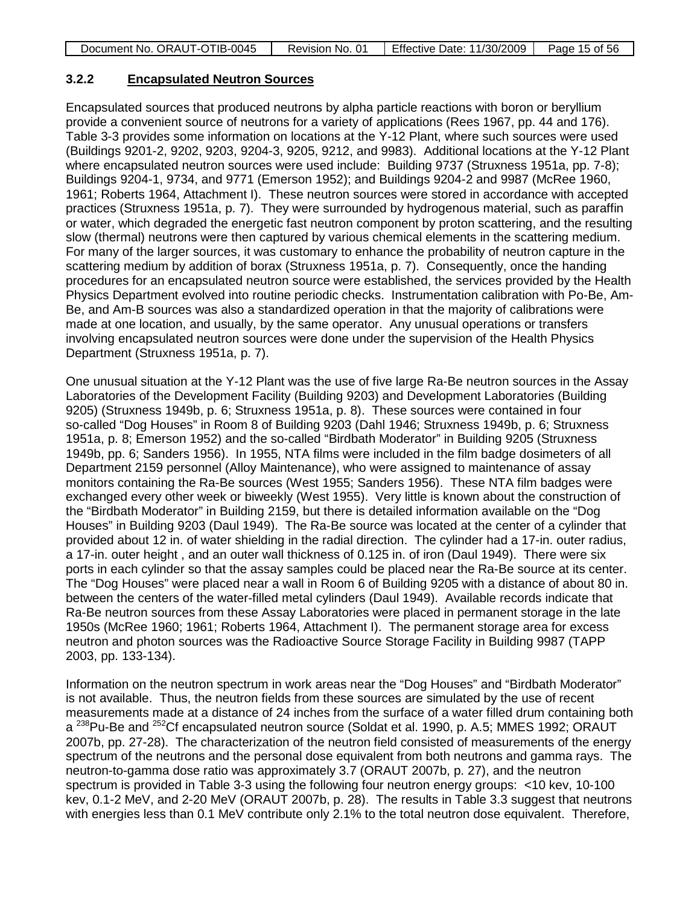### 3.2.2 Encapsulated Neutron Sources

Encapsulated sources that produced neutrons by alpha particle reactions with boron or beryllium provide a convenient source of neutrons for a variety of applications (Rees 1967, pp. 44 and 176). Table 3-3 provides some information on locations at the Y-12 Plant, where such sources were used (Buildings 9201-2, 9202, 9203, 9204-3, 9205, 9212, and 9983). Additional locations at the Y-12 Plant where encapsulated neutron sources were used include: Building 9737 (Struxness 1951a, pp. 7-8); Buildings 9204-1, 9734, and 9771 (Emerson 1952); and Buildings 9204-2 and 9987 (McRee 1960, 1961; Roberts 1964, Attachment I). These neutron sources were stored in accordance with accepted practices (Struxness 1951a, p. 7). They were surrounded by hydrogenous material, such as paraffin or water, which degraded the energetic fast neutron component by proton scattering, and the resulting slow (thermal) neutrons were then captured by various chemical elements in the scattering medium. For many of the larger sources, it was customary to enhance the probability of neutron capture in the scattering medium by addition of borax (Struxness 1951a, p. 7). Consequently, once the handing procedures for an encapsulated neutron source were established, the services provided by the Health Physics Department evolved into routine periodic checks. Instrumentation calibration with Po-Be, Am-Be, and Am-B sources was also a standardized operation in that the majority of calibrations were made at one location, and usually, by the same operator. Any unusual operations or transfers involving encapsulated neutron sources were done under the supervision of the Health Physics Department (Struxness 1951a, p. 7).

One unusual situation at the Y-12 Plant was the use of five large Ra-Be neutron sources in the Assay Laboratories of the Development Facility (Building 9203) and Development Laboratories (Building 9205) (Struxness 1949b, p. 6; Struxness 1951a, p. 8). These sources were contained in four so-called "Dog Houses" in Room 8 of Building 9203 (Dahl 1946; Struxness 1949b, p. 6; Struxness 1951a, p. 8; Emerson 1952) and the so-called "Birdbath Moderator" in Building 9205 (Struxness 1949b, pp. 6; Sanders 1956). In 1955, NTA films were included in the film badge dosimeters of all Department 2159 personnel (Alloy Maintenance), who were assigned to maintenance of assay monitors containing the Ra-Be sources (West 1955; Sanders 1956). These NTA film badges were exchanged every other week or biweekly (West 1955). Very little is known about the construction of the "Birdbath Moderator" in Building 2159, but there is detailed information available on the "Dog Houses" in Building 9203 (Daul 1949). The Ra-Be source was located at the center of a cylinder that provided about 12 in. of water shielding in the radial direction. The cylinder had a 17-in. outer radius, a 17-in. outer height , and an outer wall thickness of 0.125 in. of iron (Daul 1949). There were six ports in each cylinder so that the assay samples could be placed near the Ra-Be source at its center. The "Dog Houses" were placed near a wall in Room 6 of Building 9205 with a distance of about 80 in. between the centers of the water-filled metal cylinders (Daul 1949). Available records indicate that Ra-Be neutron sources from these Assay Laboratories were placed in permanent storage in the late 1950s (McRee 1960; 1961; Roberts 1964, Attachment I). The permanent storage area for excess neutron and photon sources was the Radioactive Source Storage Facility in Building 9987 (TAPP 2003, pp. 133-134).

Information on the neutron spectrum in work areas near the "Dog Houses" and "Birdbath Moderator" is not available. Thus, the neutron fields from these sources are simulated by the use of recent measurements made at a distance of 24 inches from the surface of a water filled drum containing both a $^{238}$Pu-Be and $^{252}$Cf encapsulated neutron source (Soldat et al. 1990, p. A.5; MMES 1992; ORAUT 2007b, pp. 27-28). The characterization of the neutron field consisted of measurements of the energy spectrum of the neutrons and the personal dose equivalent from both neutrons and gamma rays. The neutron-to-gamma dose ratio was approximately 3.7 (ORAUT 2007b, p. 27), and the neutron spectrum is provided in Table 3-3 using the following four neutron energy groups: <10 kev, 10-100 kev, 0.1-2 MeV, and 2-20 MeV (ORAUT 2007b, p. 28). The results in Table 3.3 suggest that neutrons with energies less than 0.1 MeV contribute only 2.1% to the total neutron dose equivalent. Therefore,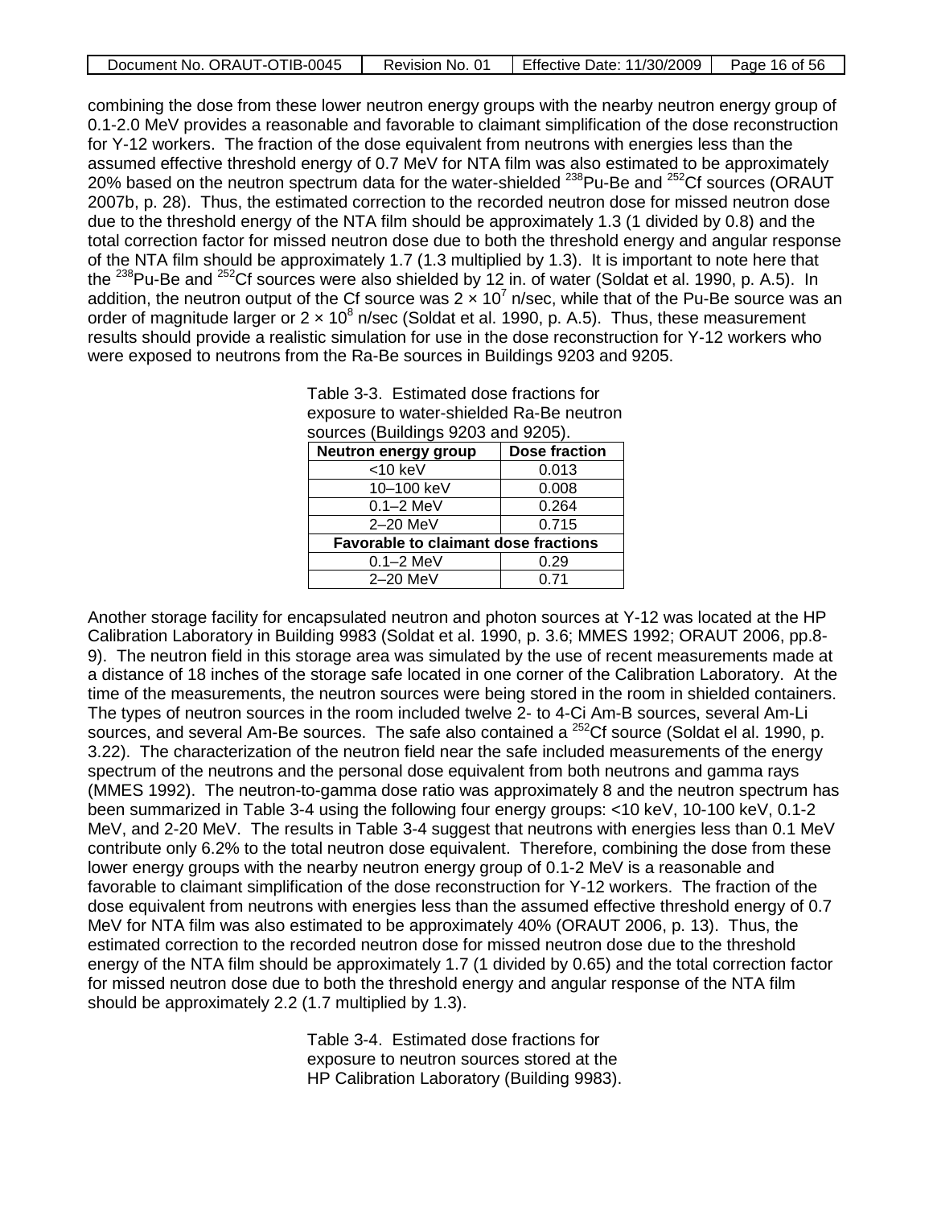combining the dose from these lower neutron energy groups with the nearby neutron energy group of 0.1-2.0 MeV provides a reasonable and favorable to claimant simplification of the dose reconstruction for Y-12 workers. The fraction of the dose equivalent from neutrons with energies less than the assumed effective threshold energy of 0.7 MeV for NTA film was also estimated to be approximately 20% based on the neutron spectrum data for the water-shielded $^{238}$Pu-Be and $^{252}$Cf sources (ORAUT 2007b, p. 28). Thus, the estimated correction to the recorded neutron dose for missed neutron dose due to the threshold energy of the NTA film should be approximately 1.3 (1 divided by 0.8) and the total correction factor for missed neutron dose due to both the threshold energy and angular response of the NTA film should be approximately 1.7 (1.3 multiplied by 1.3). It is important to note here that the $^{238}$Pu-Be and $^{252}$Cf sources were also shielded by 12 in. of water (Soldat et al. 1990, p. A.5). In addition, the neutron output of the Cf source was $2 \times 10^7$ n/sec, while that of the Pu-Be source was an order of magnitude larger or $2 \times 10^8$ n/sec (Soldat et al. 1990, p. A.5). Thus, these measurement results should provide a realistic simulation for use in the dose reconstruction for Y-12 workers who were exposed to neutrons from the Ra-Be sources in Buildings 9203 and 9205.

Table 3-3. Estimated dose fractions for exposure to water-shielded Ra-Be neutron sources (Buildings 9203 and 9205).

| Neutron energy group | Dose fraction |
|---|---|
| <10 keV | 0.013 |
| 10–100 keV | 0.008 |
| 0.1–2 MeV | 0.264 |
| 2–20 MeV | 0.715 |
| **Favorable to claimant dose fractions** | |
| 0.1–2 MeV | 0.29 |
| 2–20 MeV | 0.71 |

Another storage facility for encapsulated neutron and photon sources at Y-12 was located at the HP Calibration Laboratory in Building 9983 (Soldat et al. 1990, p. 3.6; MMES 1992; ORAUT 2006, pp.8-9). The neutron field in this storage area was simulated by the use of recent measurements made at a distance of 18 inches of the storage safe located in one corner of the Calibration Laboratory. At the time of the measurements, the neutron sources were being stored in the room in shielded containers. The types of neutron sources in the room included twelve 2- to 4-Ci Am-B sources, several Am-Li sources, and several Am-Be sources. The safe also contained a $^{252}$Cf source (Soldat el al. 1990, p. 3.22). The characterization of the neutron field near the safe included measurements of the energy spectrum of the neutrons and the personal dose equivalent from both neutrons and gamma rays (MMES 1992). The neutron-to-gamma dose ratio was approximately 8 and the neutron spectrum has been summarized in Table 3-4 using the following four energy groups: <10 keV, 10-100 keV, 0.1-2 MeV, and 2-20 MeV. The results in Table 3-4 suggest that neutrons with energies less than 0.1 MeV contribute only 6.2% to the total neutron dose equivalent. Therefore, combining the dose from these lower energy groups with the nearby neutron energy group of 0.1-2 MeV is a reasonable and favorable to claimant simplification of the dose reconstruction for Y-12 workers. The fraction of the dose equivalent from neutrons with energies less than the assumed effective threshold energy of 0.7 MeV for NTA film was also estimated to be approximately 40% (ORAUT 2006, p. 13). Thus, the estimated correction to the recorded neutron dose for missed neutron dose due to the threshold energy of the NTA film should be approximately 1.7 (1 divided by 0.65) and the total correction factor for missed neutron dose due to both the threshold energy and angular response of the NTA film should be approximately 2.2 (1.7 multiplied by 1.3).

Table 3-4. Estimated dose fractions for exposure to neutron sources stored at the HP Calibration Laboratory (Building 9983).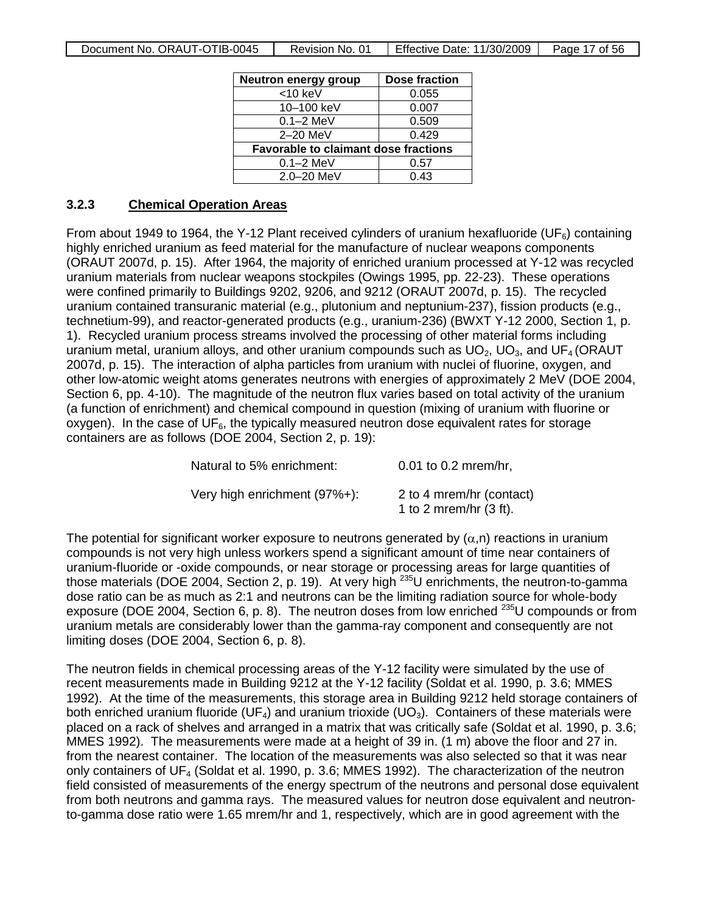| Neutron energy group | Dose fraction |
|---|---|
| <10 keV | 0.055 |
| 10–100 keV | 0.007 |
| 0.1–2 MeV | 0.509 |
| 2–20 MeV | 0.429 |
| **Favorable to claimant dose fractions** | |
| 0.1–2 MeV | 0.57 |
| 2.0–20 MeV | 0.43 |

### 3.2.3 Chemical Operation Areas

From about 1949 to 1964, the Y-12 Plant received cylinders of uranium hexafluoride ($UF_6$) containing highly enriched uranium as feed material for the manufacture of nuclear weapons components (ORAUT 2007d, p. 15). After 1964, the majority of enriched uranium processed at Y-12 was recycled uranium materials from nuclear weapons stockpiles (Owings 1995, pp. 22-23). These operations were confined primarily to Buildings 9202, 9206, and 9212 (ORAUT 2007d, p. 15). The recycled uranium contained transuranic material (e.g., plutonium and neptunium-237), fission products (e.g., technetium-99), and reactor-generated products (e.g., uranium-236) (BWXT Y-12 2000, Section 1, p. 1). Recycled uranium process streams involved the processing of other material forms including uranium metal, uranium alloys, and other uranium compounds such as $UO_2$, $UO_3$, and $UF_4$ (ORAUT 2007d, p. 15). The interaction of alpha particles from uranium with nuclei of fluorine, oxygen, and other low-atomic weight atoms generates neutrons with energies of approximately 2 MeV (DOE 2004, Section 6, pp. 4-10). The magnitude of the neutron flux varies based on total activity of the uranium (a function of enrichment) and chemical compound in question (mixing of uranium with fluorine or oxygen). In the case of $UF_6$, the typically measured neutron dose equivalent rates for storage containers are as follows (DOE 2004, Section 2, p. 19):

| | |
|---|---|
| Natural to 5% enrichment: | 0.01 to 0.2 mrem/hr, |
| Very high enrichment (97%+): | 2 to 4 mrem/hr (contact)<br>1 to 2 mrem/hr (3 ft). |

The potential for significant worker exposure to neutrons generated by ($\alpha$,n) reactions in uranium compounds is not very high unless workers spend a significant amount of time near containers of uranium-fluoride or -oxide compounds, or near storage or processing areas for large quantities of those materials (DOE 2004, Section 2, p. 19). At very high $^{235}U$ enrichments, the neutron-to-gamma dose ratio can be as much as 2:1 and neutrons can be the limiting radiation source for whole-body exposure (DOE 2004, Section 6, p. 8). The neutron doses from low enriched $^{235}U$ compounds or from uranium metals are considerably lower than the gamma-ray component and consequently are not limiting doses (DOE 2004, Section 6, p. 8).

The neutron fields in chemical processing areas of the Y-12 facility were simulated by the use of recent measurements made in Building 9212 at the Y-12 facility (Soldat et al. 1990, p. 3.6; MMES 1992). At the time of the measurements, this storage area in Building 9212 held storage containers of both enriched uranium fluoride ($UF_4$) and uranium trioxide ($UO_3$). Containers of these materials were placed on a rack of shelves and arranged in a matrix that was critically safe (Soldat et al. 1990, p. 3.6; MMES 1992). The measurements were made at a height of 39 in. (1 m) above the floor and 27 in. from the nearest container. The location of the measurements was also selected so that it was near only containers of $UF_4$ (Soldat et al. 1990, p. 3.6; MMES 1992). The characterization of the neutron field consisted of measurements of the energy spectrum of the neutrons and personal dose equivalent from both neutrons and gamma rays. The measured values for neutron dose equivalent and neutron-to-gamma dose ratio were 1.65 mrem/hr and 1, respectively, which are in good agreement with the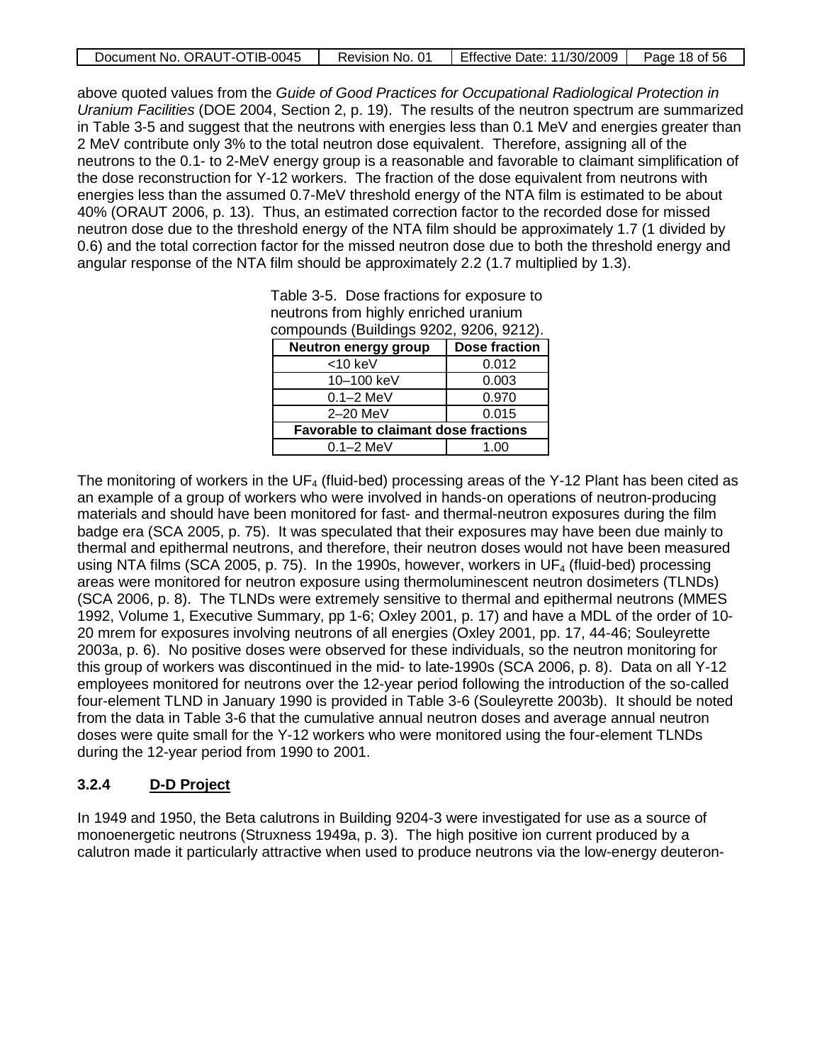above quoted values from the *Guide of Good Practices for Occupational Radiological Protection in Uranium Facilities* (DOE 2004, Section 2, p. 19). The results of the neutron spectrum are summarized in Table 3-5 and suggest that the neutrons with energies less than 0.1 MeV and energies greater than 2 MeV contribute only 3% to the total neutron dose equivalent. Therefore, assigning all of the neutrons to the 0.1- to 2-MeV energy group is a reasonable and favorable to claimant simplification of the dose reconstruction for Y-12 workers. The fraction of the dose equivalent from neutrons with energies less than the assumed 0.7-MeV threshold energy of the NTA film is estimated to be about 40% (ORAUT 2006, p. 13). Thus, an estimated correction factor to the recorded dose for missed neutron dose due to the threshold energy of the NTA film should be approximately 1.7 (1 divided by 0.6) and the total correction factor for the missed neutron dose due to both the threshold energy and angular response of the NTA film should be approximately 2.2 (1.7 multiplied by 1.3).

Table 3-5. Dose fractions for exposure to neutrons from highly enriched uranium compounds (Buildings 9202, 9206, 9212).

| Neutron energy group | Dose fraction |
|---|---|
| <10 keV | 0.012 |
| 10–100 keV | 0.003 |
| 0.1–2 MeV | 0.970 |
| 2–20 MeV | 0.015 |
| **Favorable to claimant dose fractions** | |
| 0.1–2 MeV | 1.00 |

The monitoring of workers in the $UF_4$ (fluid-bed) processing areas of the Y-12 Plant has been cited as an example of a group of workers who were involved in hands-on operations of neutron-producing materials and should have been monitored for fast- and thermal-neutron exposures during the film badge era (SCA 2005, p. 75). It was speculated that their exposures may have been due mainly to thermal and epithermal neutrons, and therefore, their neutron doses would not have been measured using NTA films (SCA 2005, p. 75). In the 1990s, however, workers in $UF_4$ (fluid-bed) processing areas were monitored for neutron exposure using thermoluminescent neutron dosimeters (TLNDs) (SCA 2006, p. 8). The TLNDs were extremely sensitive to thermal and epithermal neutrons (MMES 1992, Volume 1, Executive Summary, pp 1-6; Oxley 2001, p. 17) and have a MDL of the order of 10-20 mrem for exposures involving neutrons of all energies (Oxley 2001, pp. 17, 44-46; Souleyrette 2003a, p. 6). No positive doses were observed for these individuals, so the neutron monitoring for this group of workers was discontinued in the mid- to late-1990s (SCA 2006, p. 8). Data on all Y-12 employees monitored for neutrons over the 12-year period following the introduction of the so-called four-element TLND in January 1990 is provided in Table 3-6 (Souleyrette 2003b). It should be noted from the data in Table 3-6 that the cumulative annual neutron doses and average annual neutron doses were quite small for the Y-12 workers who were monitored using the four-element TLNDs during the 12-year period from 1990 to 2001.

### 3.2.4 D-D Project

In 1949 and 1950, the Beta calutrons in Building 9204-3 were investigated for use as a source of monoenergetic neutrons (Struxness 1949a, p. 3). The high positive ion current produced by a calutron made it particularly attractive when used to produce neutrons via the low-energy deuteron-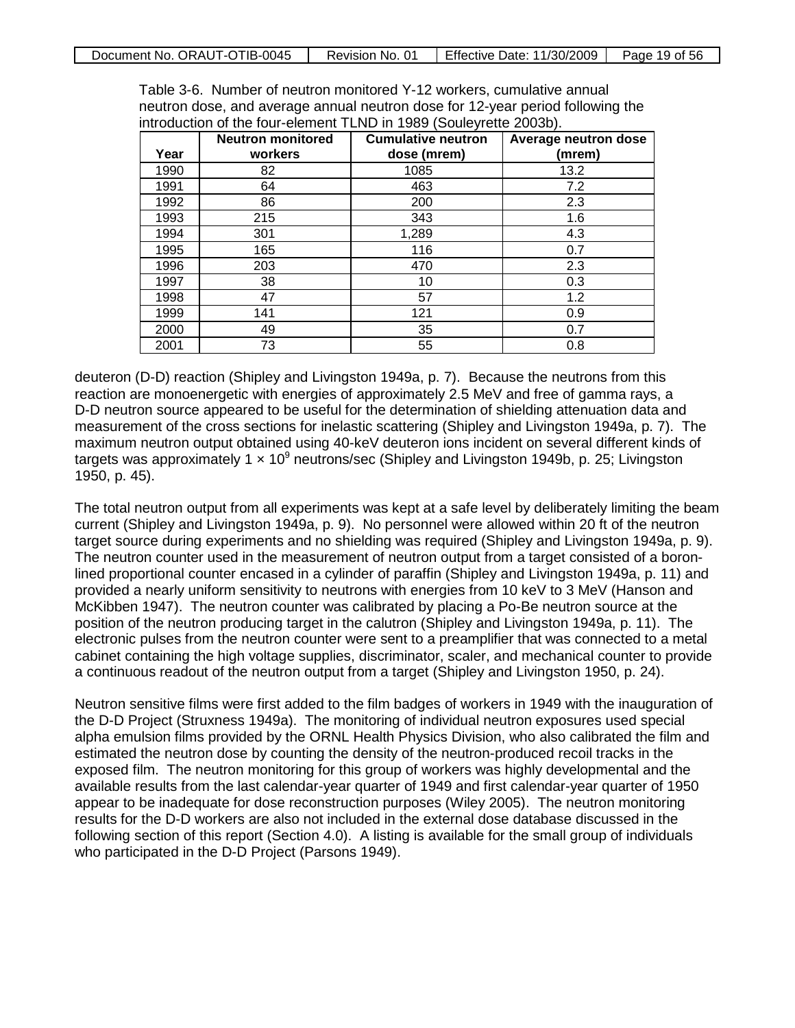Table 3-6. Number of neutron monitored Y-12 workers, cumulative annual neutron dose, and average annual neutron dose for 12-year period following the introduction of the four-element TLND in 1989 (Souleyrette 2003b).

| Year | Neutron monitored workers | Cumulative neutron dose (mrem) | Average neutron dose (mrem) |
|---|---|---|---|
| 1990 | 82 | 1085 | 13.2 |
| 1991 | 64 | 463 | 7.2 |
| 1992 | 86 | 200 | 2.3 |
| 1993 | 215 | 343 | 1.6 |
| 1994 | 301 | 1,289 | 4.3 |
| 1995 | 165 | 116 | 0.7 |
| 1996 | 203 | 470 | 2.3 |
| 1997 | 38 | 10 | 0.3 |
| 1998 | 47 | 57 | 1.2 |
| 1999 | 141 | 121 | 0.9 |
| 2000 | 49 | 35 | 0.7 |
| 2001 | 73 | 55 | 0.8 |

deuteron (D-D) reaction (Shipley and Livingston 1949a, p. 7). Because the neutrons from this reaction are monoenergetic with energies of approximately 2.5 MeV and free of gamma rays, a D-D neutron source appeared to be useful for the determination of shielding attenuation data and measurement of the cross sections for inelastic scattering (Shipley and Livingston 1949a, p. 7). The maximum neutron output obtained using 40-keV deuteron ions incident on several different kinds of targets was approximately $1 \times 10^9$ neutrons/sec (Shipley and Livingston 1949b, p. 25; Livingston 1950, p. 45).

The total neutron output from all experiments was kept at a safe level by deliberately limiting the beam current (Shipley and Livingston 1949a, p. 9). No personnel were allowed within 20 ft of the neutron target source during experiments and no shielding was required (Shipley and Livingston 1949a, p. 9). The neutron counter used in the measurement of neutron output from a target consisted of a boron-lined proportional counter encased in a cylinder of paraffin (Shipley and Livingston 1949a, p. 11) and provided a nearly uniform sensitivity to neutrons with energies from 10 keV to 3 MeV (Hanson and McKibben 1947). The neutron counter was calibrated by placing a Po-Be neutron source at the position of the neutron producing target in the calutron (Shipley and Livingston 1949a, p. 11). The electronic pulses from the neutron counter were sent to a preamplifier that was connected to a metal cabinet containing the high voltage supplies, discriminator, scaler, and mechanical counter to provide a continuous readout of the neutron output from a target (Shipley and Livingston 1950, p. 24).

Neutron sensitive films were first added to the film badges of workers in 1949 with the inauguration of the D-D Project (Struxness 1949a). The monitoring of individual neutron exposures used special alpha emulsion films provided by the ORNL Health Physics Division, who also calibrated the film and estimated the neutron dose by counting the density of the neutron-produced recoil tracks in the exposed film. The neutron monitoring for this group of workers was highly developmental and the available results from the last calendar-year quarter of 1949 and first calendar-year quarter of 1950 appear to be inadequate for dose reconstruction purposes (Wiley 2005). The neutron monitoring results for the D-D workers are also not included in the external dose database discussed in the following section of this report (Section 4.0). A listing is available for the small group of individuals who participated in the D-D Project (Parsons 1949).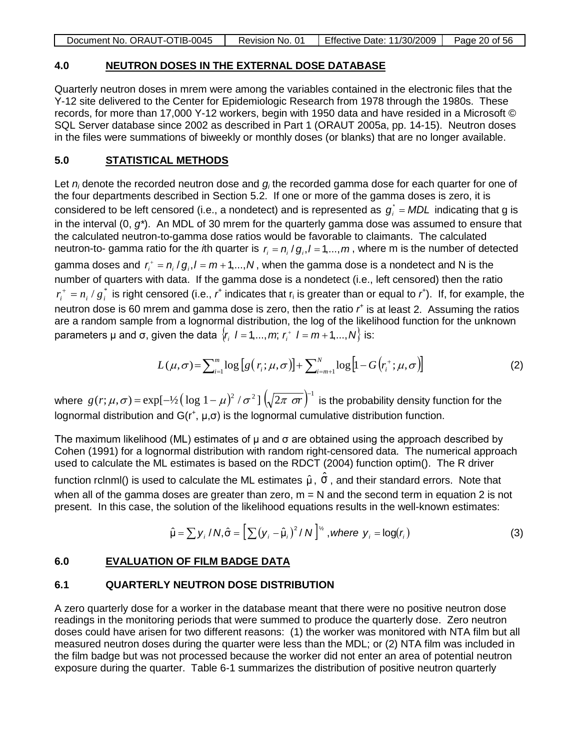## 4.0 NEUTRON DOSES IN THE EXTERNAL DOSE DATABASE

Quarterly neutron doses in mrem were among the variables contained in the electronic files that the Y-12 site delivered to the Center for Epidemiologic Research from 1978 through the 1980s. These records, for more than 17,000 Y-12 workers, begin with 1950 data and have resided in a Microsoft © SQL Server database since 2002 as described in Part 1 (ORAUT 2005a, pp. 14-15). Neutron doses in the files were summations of biweekly or monthly doses (or blanks) that are no longer available.

## 5.0 STATISTICAL METHODS

Let $n_i$ denote the recorded neutron dose and $g_i$ the recorded gamma dose for each quarter for one of the four departments described in Section 5.2. If one or more of the gamma doses is zero, it is considered to be left censored (i.e., a nondetect) and is represented as $g_i^* = MDL$ indicating that g is in the interval (0, $g^*$). An MDL of 30 mrem for the quarterly gamma dose was assumed to ensure that the calculated neutron-to-gamma dose ratios would be favorable to claimants. The calculated neutron-to- gamma ratio for the *i*th quarter is $r_i = n_i / g_i, I = 1,...,m$, where m is the number of detected gamma doses and $r_i^+ = n_i / g_i, I = m+1,...,N$, when the gamma dose is a nondetect and N is the number of quarters with data. If the gamma dose is a nondetect (i.e., left censored) then the ratio $r_i^+ = n_i / g_i^*$ is right censored (i.e., $r^+$ indicates that $r_i$ is greater than or equal to $r^+$). If, for example, the neutron dose is 60 mrem and gamma dose is zero, then the ratio $r^+$ is at least 2. Assuming the ratios are a random sample from a lognormal distribution, the log of the likelihood function for the unknown parameters μ and σ, given the data $\{r_i \; I = 1,...,m; \; r_i^+ \; I = m+1,...,N\}$ is:

$$L(\mu,\sigma) = \sum_{i=1}^{m} \log\left[g\left(r_i;\mu,\sigma\right)\right] + \sum_{i=m+1}^{N} \log\left[1 - G\left(r_i^+;\mu,\sigma\right)\right] \tag{2}$$

where $g(r;\mu,\sigma) = \exp[-\tfrac{1}{2}\left(\log 1 - \mu\right)^2 / \sigma^2]\left(\sqrt{2\pi}\;\sigma r\right)^{-1}$ is the probability density function for the lognormal distribution and G($r^+$, μ,σ) is the lognormal cumulative distribution function.

The maximum likelihood (ML) estimates of μ and σ are obtained using the approach described by Cohen (1991) for a lognormal distribution with random right-censored data. The numerical approach used to calculate the ML estimates is based on the RDCT (2004) function optim(). The R driver function rclnml() is used to calculate the ML estimates $\hat{\mu}$, $\hat{\sigma}$, and their standard errors. Note that when all of the gamma doses are greater than zero, m = N and the second term in equation 2 is not present. In this case, the solution of the likelihood equations results in the well-known estimates:

$$\hat{\mu} = \sum y_i / N, \hat{\sigma} = \left[\sum\left(y_i - \hat{\mu}_i\right)^2 / N\right]^{1/2}, \textit{where } y_i = \log(r_i) \tag{3}$$

## 6.0 EVALUATION OF FILM BADGE DATA

### 6.1 QUARTERLY NEUTRON DOSE DISTRIBUTION

A zero quarterly dose for a worker in the database meant that there were no positive neutron dose readings in the monitoring periods that were summed to produce the quarterly dose. Zero neutron doses could have arisen for two different reasons: (1) the worker was monitored with NTA film but all measured neutron doses during the quarter were less than the MDL; or (2) NTA film was included in the film badge but was not processed because the worker did not enter an area of potential neutron exposure during the quarter. Table 6-1 summarizes the distribution of positive neutron quarterly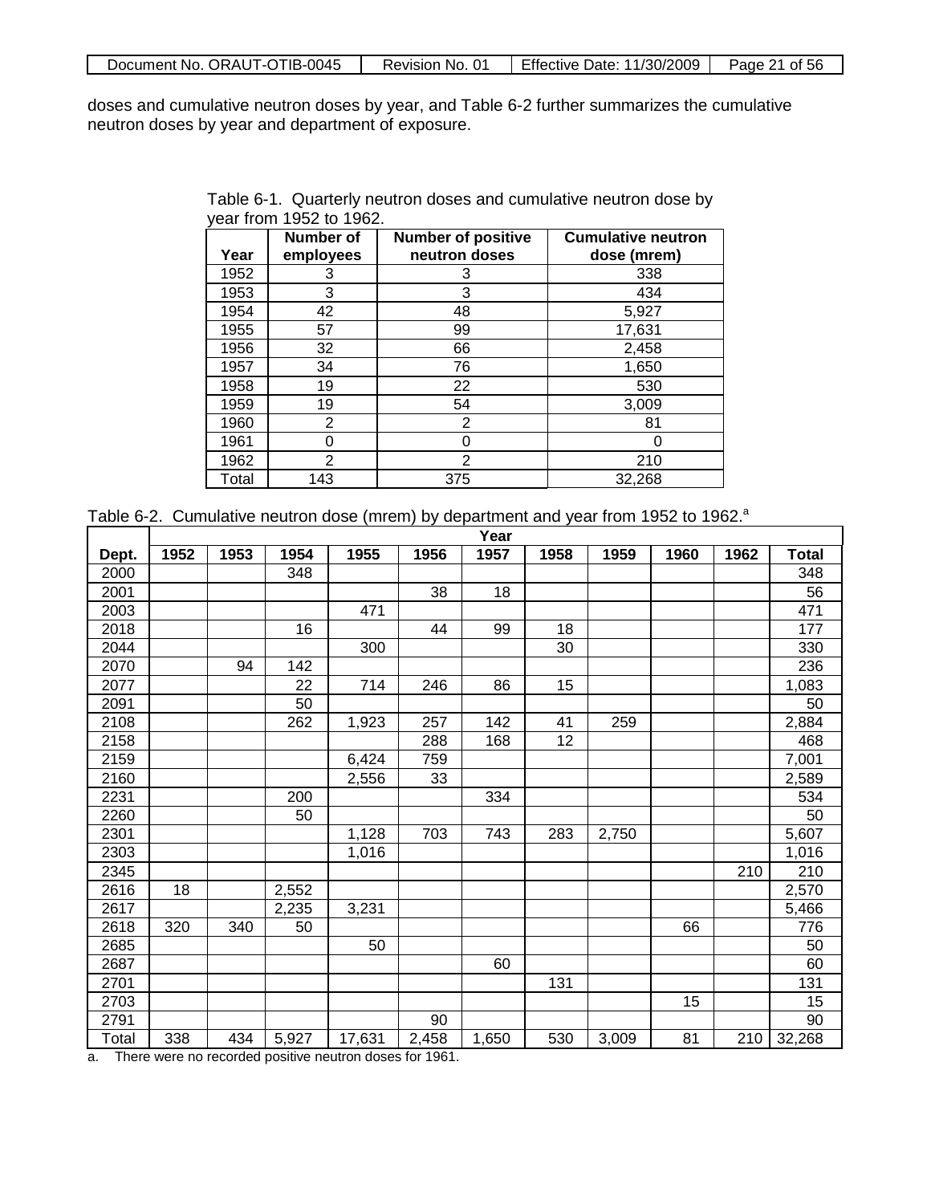doses and cumulative neutron doses by year, and Table 6-2 further summarizes the cumulative neutron doses by year and department of exposure.

Table 6-1. Quarterly neutron doses and cumulative neutron dose by year from 1952 to 1962.

| Year | Number of employees | Number of positive neutron doses | Cumulative neutron dose (mrem) |
|---|---|---|---|
| 1952 | 3 | 3 | 338 |
| 1953 | 3 | 3 | 434 |
| 1954 | 42 | 48 | 5,927 |
| 1955 | 57 | 99 | 17,631 |
| 1956 | 32 | 66 | 2,458 |
| 1957 | 34 | 76 | 1,650 |
| 1958 | 19 | 22 | 530 |
| 1959 | 19 | 54 | 3,009 |
| 1960 | 2 | 2 | 81 |
| 1961 | 0 | 0 | 0 |
| 1962 | 2 | 2 | 210 |
| Total | 143 | 375 | 32,268 |

Table 6-2. Cumulative neutron dose (mrem) by department and year from 1952 to 1962.[a]

| | Year | | | | | | | | | | |
|---|---|---|---|---|---|---|---|---|---|---|---|
| Dept. | 1952 | 1953 | 1954 | 1955 | 1956 | 1957 | 1958 | 1959 | 1960 | 1962 | Total |
| 2000 | | | 348 | | | | | | | | 348 |
| 2001 | | | | | 38 | 18 | | | | | 56 |
| 2003 | | | | 471 | | | | | | | 471 |
| 2018 | | | 16 | | 44 | 99 | 18 | | | | 177 |
| 2044 | | | | 300 | | | 30 | | | | 330 |
| 2070 | | 94 | 142 | | | | | | | | 236 |
| 2077 | | | 22 | 714 | 246 | 86 | 15 | | | | 1,083 |
| 2091 | | | 50 | | | | | | | | 50 |
| 2108 | | | 262 | 1,923 | 257 | 142 | 41 | 259 | | | 2,884 |
| 2158 | | | | | 288 | 168 | 12 | | | | 468 |
| 2159 | | | | 6,424 | 759 | | | | | | 7,001 |
| 2160 | | | | 2,556 | 33 | | | | | | 2,589 |
| 2231 | | | 200 | | | 334 | | | | | 534 |
| 2260 | | | 50 | | | | | | | | 50 |
| 2301 | | | | 1,128 | 703 | 743 | 283 | 2,750 | | | 5,607 |
| 2303 | | | | 1,016 | | | | | | | 1,016 |
| 2345 | | | | | | | | | | 210 | 210 |
| 2616 | 18 | | 2,552 | | | | | | | | 2,570 |
| 2617 | | | 2,235 | 3,231 | | | | | | | 5,466 |
| 2618 | 320 | 340 | 50 | | | | | | 66 | | 776 |
| 2685 | | | | 50 | | | | | | | 50 |
| 2687 | | | | | | 60 | | | | | 60 |
| 2701 | | | | | | | 131 | | | | 131 |
| 2703 | | | | | | | | | 15 | | 15 |
| 2791 | | | | | 90 | | | | | | 90 |
| Total | 338 | 434 | 5,927 | 17,631 | 2,458 | 1,650 | 530 | 3,009 | 81 | 210 | 32,268 |

a. There were no recorded positive neutron doses for 1961.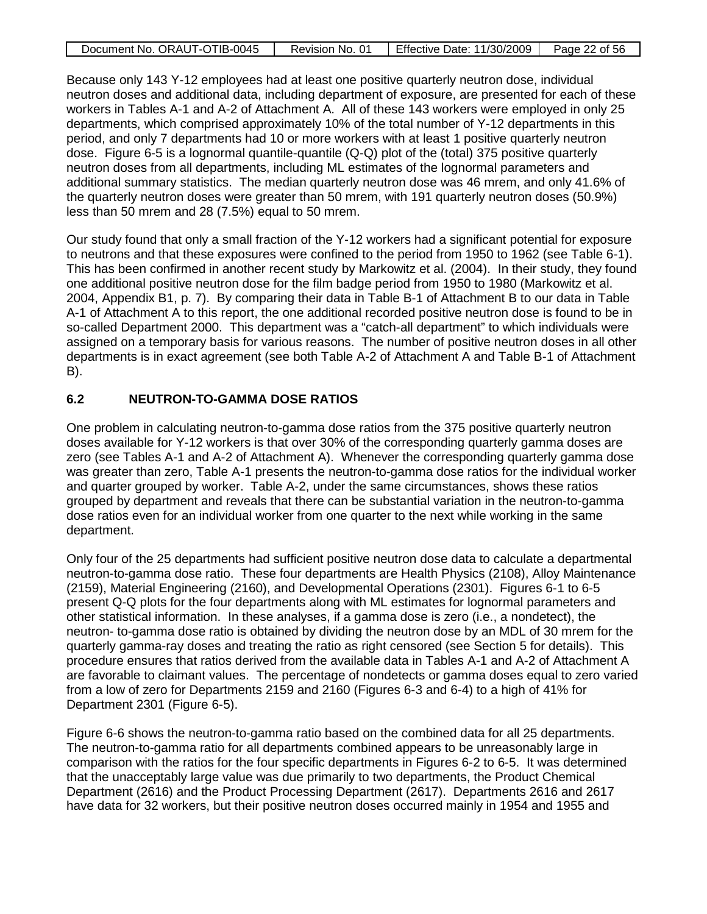Because only 143 Y-12 employees had at least one positive quarterly neutron dose, individual neutron doses and additional data, including department of exposure, are presented for each of these workers in Tables A-1 and A-2 of Attachment A. All of these 143 workers were employed in only 25 departments, which comprised approximately 10% of the total number of Y-12 departments in this period, and only 7 departments had 10 or more workers with at least 1 positive quarterly neutron dose. Figure 6-5 is a lognormal quantile-quantile (Q-Q) plot of the (total) 375 positive quarterly neutron doses from all departments, including ML estimates of the lognormal parameters and additional summary statistics. The median quarterly neutron dose was 46 mrem, and only 41.6% of the quarterly neutron doses were greater than 50 mrem, with 191 quarterly neutron doses (50.9%) less than 50 mrem and 28 (7.5%) equal to 50 mrem.

Our study found that only a small fraction of the Y-12 workers had a significant potential for exposure to neutrons and that these exposures were confined to the period from 1950 to 1962 (see Table 6-1). This has been confirmed in another recent study by Markowitz et al. (2004). In their study, they found one additional positive neutron dose for the film badge period from 1950 to 1980 (Markowitz et al. 2004, Appendix B1, p. 7). By comparing their data in Table B-1 of Attachment B to our data in Table A-1 of Attachment A to this report, the one additional recorded positive neutron dose is found to be in so-called Department 2000. This department was a "catch-all department" to which individuals were assigned on a temporary basis for various reasons. The number of positive neutron doses in all other departments is in exact agreement (see both Table A-2 of Attachment A and Table B-1 of Attachment B).

## 6.2 NEUTRON-TO-GAMMA DOSE RATIOS

One problem in calculating neutron-to-gamma dose ratios from the 375 positive quarterly neutron doses available for Y-12 workers is that over 30% of the corresponding quarterly gamma doses are zero (see Tables A-1 and A-2 of Attachment A). Whenever the corresponding quarterly gamma dose was greater than zero, Table A-1 presents the neutron-to-gamma dose ratios for the individual worker and quarter grouped by worker. Table A-2, under the same circumstances, shows these ratios grouped by department and reveals that there can be substantial variation in the neutron-to-gamma dose ratios even for an individual worker from one quarter to the next while working in the same department.

Only four of the 25 departments had sufficient positive neutron dose data to calculate a departmental neutron-to-gamma dose ratio. These four departments are Health Physics (2108), Alloy Maintenance (2159), Material Engineering (2160), and Developmental Operations (2301). Figures 6-1 to 6-5 present Q-Q plots for the four departments along with ML estimates for lognormal parameters and other statistical information. In these analyses, if a gamma dose is zero (i.e., a nondetect), the neutron- to-gamma dose ratio is obtained by dividing the neutron dose by an MDL of 30 mrem for the quarterly gamma-ray doses and treating the ratio as right censored (see Section 5 for details). This procedure ensures that ratios derived from the available data in Tables A-1 and A-2 of Attachment A are favorable to claimant values. The percentage of nondetects or gamma doses equal to zero varied from a low of zero for Departments 2159 and 2160 (Figures 6-3 and 6-4) to a high of 41% for Department 2301 (Figure 6-5).

Figure 6-6 shows the neutron-to-gamma ratio based on the combined data for all 25 departments. The neutron-to-gamma ratio for all departments combined appears to be unreasonably large in comparison with the ratios for the four specific departments in Figures 6-2 to 6-5. It was determined that the unacceptably large value was due primarily to two departments, the Product Chemical Department (2616) and the Product Processing Department (2617). Departments 2616 and 2617 have data for 32 workers, but their positive neutron doses occurred mainly in 1954 and 1955 and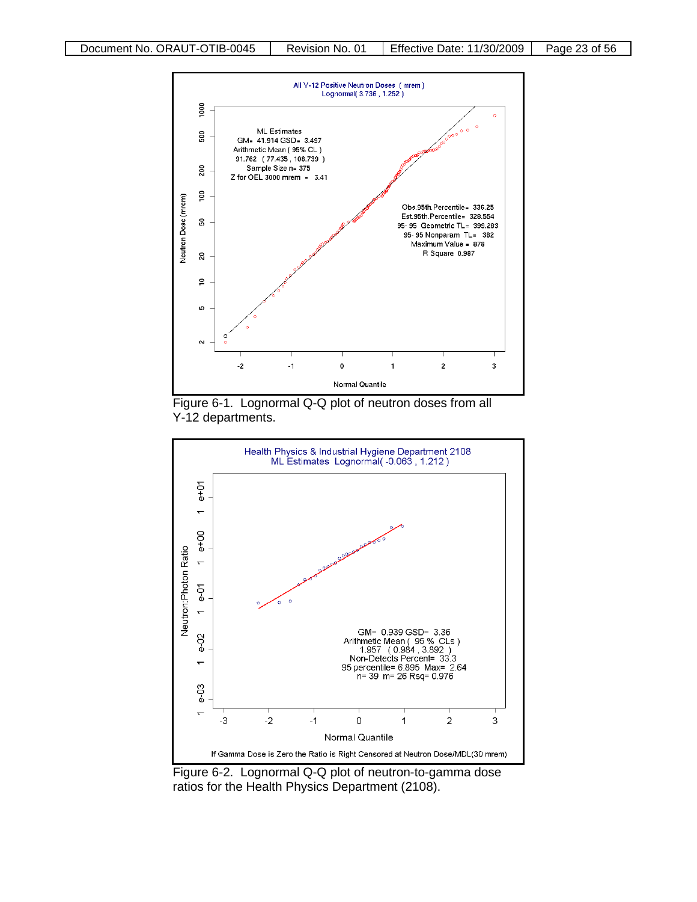Figure 6-1. Lognormal Q-Q plot of neutron doses from all Y-12 departments.

Figure 6-2. Lognormal Q-Q plot of neutron-to-gamma dose ratios for the Health Physics Department (2108).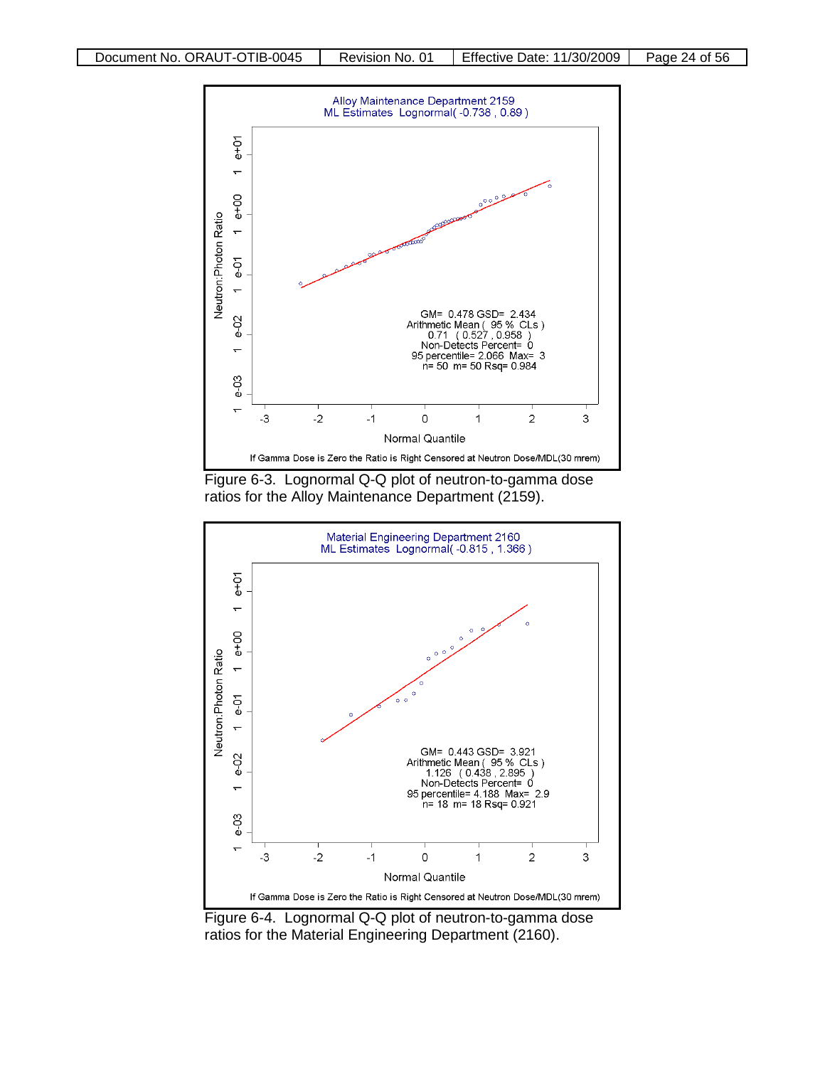Alloy Maintenance Department 2159
ML Estimates Lognormal( -0.738 , 0.89 )

GM= 0.478 GSD= 2.434
Arithmetic Mean ( 95 % CLs )
0.71 ( 0.527 , 0.958 )
Non-Detects Percent= 0
95 percentile= 2.066 Max= 3
n= 50 m= 50 Rsq= 0.984

If Gamma Dose is Zero the Ratio is Right Censored at Neutron Dose/MDL(30 mrem)

Figure 6-3. Lognormal Q-Q plot of neutron-to-gamma dose ratios for the Alloy Maintenance Department (2159).

Material Engineering Department 2160
ML Estimates Lognormal( -0.815 , 1.366 )

GM= 0.443 GSD= 3.921
Arithmetic Mean ( 95 % CLs )
1.126 ( 0.438 , 2.895 )
Non-Detects Percent= 0
95 percentile= 4.188 Max= 2.9
n= 18 m= 18 Rsq= 0.921

If Gamma Dose is Zero the Ratio is Right Censored at Neutron Dose/MDL(30 mrem)

Figure 6-4. Lognormal Q-Q plot of neutron-to-gamma dose ratios for the Material Engineering Department (2160).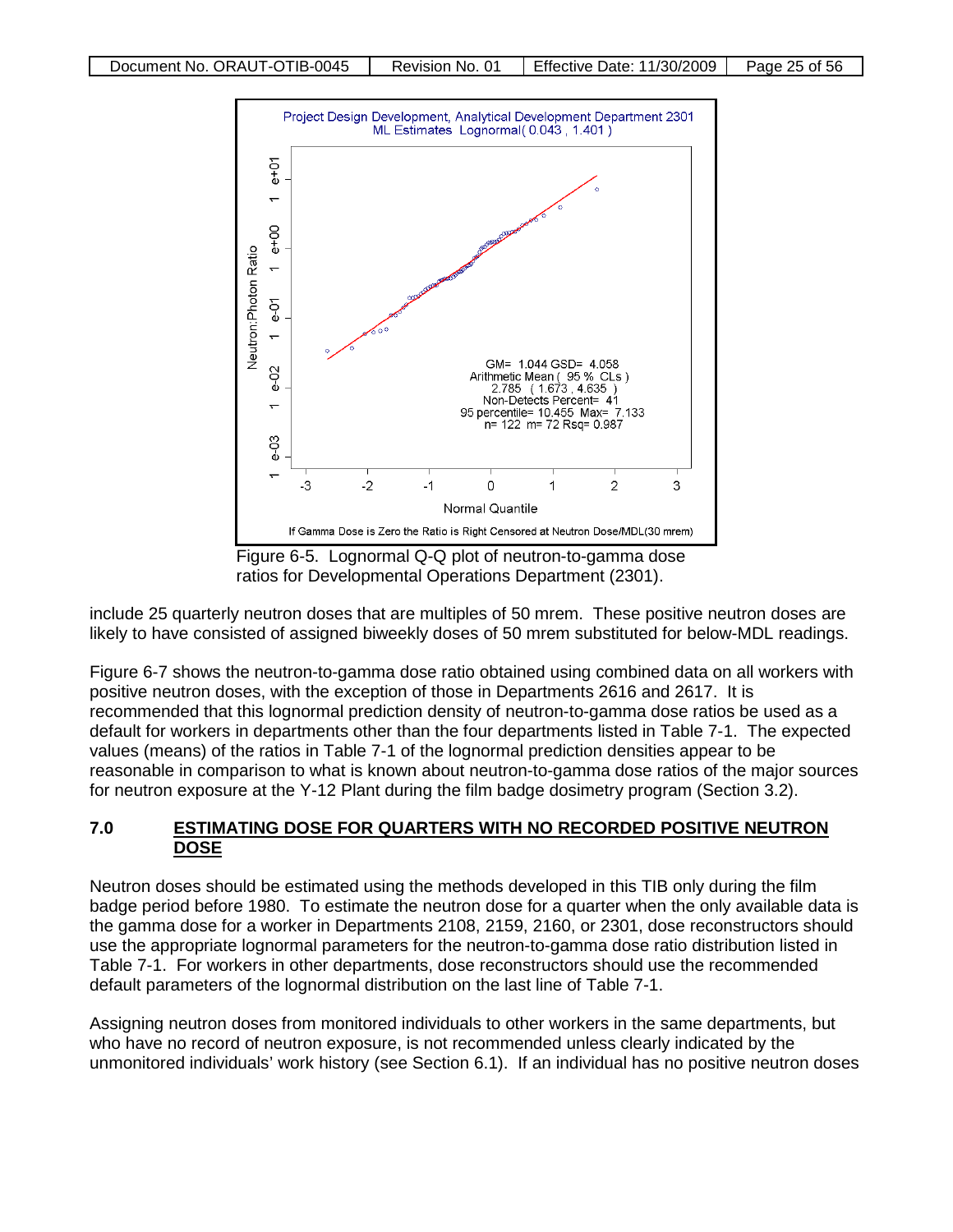Figure 6-5. Lognormal Q-Q plot of neutron-to-gamma dose ratios for Developmental Operations Department (2301).

include 25 quarterly neutron doses that are multiples of 50 mrem. These positive neutron doses are likely to have consisted of assigned biweekly doses of 50 mrem substituted for below-MDL readings.

Figure 6-7 shows the neutron-to-gamma dose ratio obtained using combined data on all workers with positive neutron doses, with the exception of those in Departments 2616 and 2617. It is recommended that this lognormal prediction density of neutron-to-gamma dose ratios be used as a default for workers in departments other than the four departments listed in Table 7-1. The expected values (means) of the ratios in Table 7-1 of the lognormal prediction densities appear to be reasonable in comparison to what is known about neutron-to-gamma dose ratios of the major sources for neutron exposure at the Y-12 Plant during the film badge dosimetry program (Section 3.2).

## 7.0 ESTIMATING DOSE FOR QUARTERS WITH NO RECORDED POSITIVE NEUTRON DOSE

Neutron doses should be estimated using the methods developed in this TIB only during the film badge period before 1980. To estimate the neutron dose for a quarter when the only available data is the gamma dose for a worker in Departments 2108, 2159, 2160, or 2301, dose reconstructors should use the appropriate lognormal parameters for the neutron-to-gamma dose ratio distribution listed in Table 7-1. For workers in other departments, dose reconstructors should use the recommended default parameters of the lognormal distribution on the last line of Table 7-1.

Assigning neutron doses from monitored individuals to other workers in the same departments, but who have no record of neutron exposure, is not recommended unless clearly indicated by the unmonitored individuals' work history (see Section 6.1). If an individual has no positive neutron doses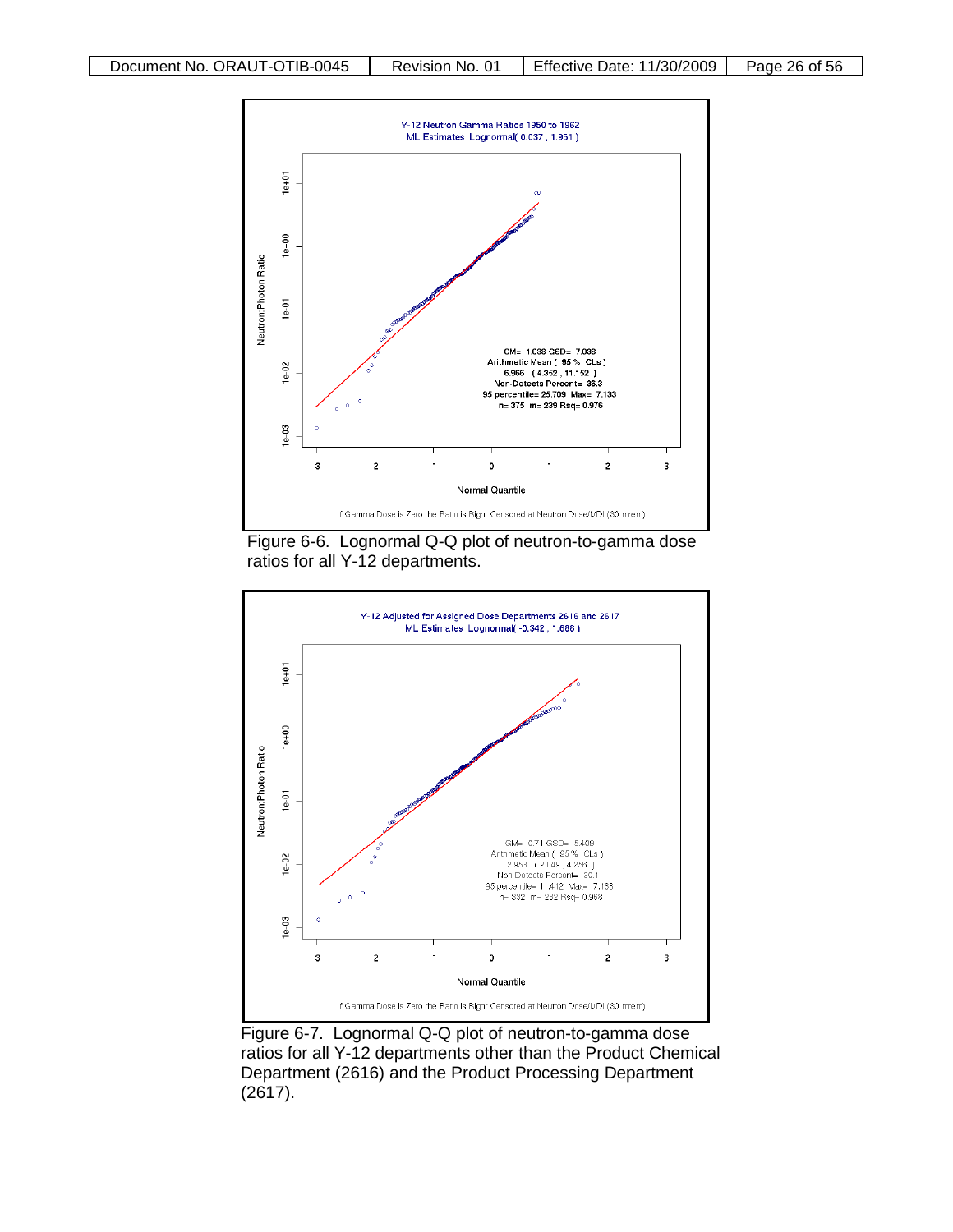Figure 6-6. Lognormal Q-Q plot of neutron-to-gamma dose ratios for all Y-12 departments.

Figure 6-7. Lognormal Q-Q plot of neutron-to-gamma dose ratios for all Y-12 departments other than the Product Chemical Department (2616) and the Product Processing Department (2617).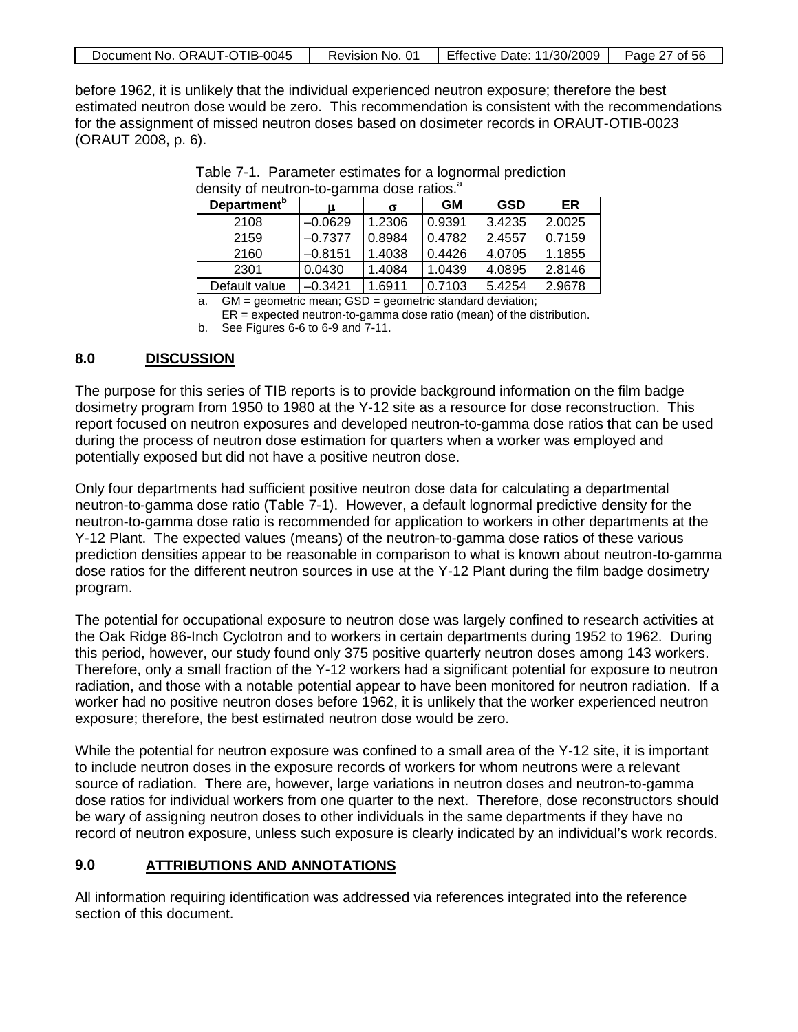before 1962, it is unlikely that the individual experienced neutron exposure; therefore the best estimated neutron dose would be zero. This recommendation is consistent with the recommendations for the assignment of missed neutron doses based on dosimeter records in ORAUT-OTIB-0023 (ORAUT 2008, p. 6).

Table 7-1. Parameter estimates for a lognormal prediction density of neutron-to-gamma dose ratios.[a]

| Department[b] | $\mu$ | $\sigma$ | GM | GSD | ER |
|---|---|---|---|---|---|
| 2108 | –0.0629 | 1.2306 | 0.9391 | 3.4235 | 2.0025 |
| 2159 | –0.7377 | 0.8984 | 0.4782 | 2.4557 | 0.7159 |
| 2160 | –0.8151 | 1.4038 | 0.4426 | 4.0705 | 1.1855 |
| 2301 | 0.0430 | 1.4084 | 1.0439 | 4.0895 | 2.8146 |
| Default value | –0.3421 | 1.6911 | 0.7103 | 5.4254 | 2.9678 |

a. GM = geometric mean; GSD = geometric standard deviation; ER = expected neutron-to-gamma dose ratio (mean) of the distribution.

b. See Figures 6-6 to 6-9 and 7-11.

## 8.0 DISCUSSION

The purpose for this series of TIB reports is to provide background information on the film badge dosimetry program from 1950 to 1980 at the Y-12 site as a resource for dose reconstruction. This report focused on neutron exposures and developed neutron-to-gamma dose ratios that can be used during the process of neutron dose estimation for quarters when a worker was employed and potentially exposed but did not have a positive neutron dose.

Only four departments had sufficient positive neutron dose data for calculating a departmental neutron-to-gamma dose ratio (Table 7-1). However, a default lognormal predictive density for the neutron-to-gamma dose ratio is recommended for application to workers in other departments at the Y-12 Plant. The expected values (means) of the neutron-to-gamma dose ratios of these various prediction densities appear to be reasonable in comparison to what is known about neutron-to-gamma dose ratios for the different neutron sources in use at the Y-12 Plant during the film badge dosimetry program.

The potential for occupational exposure to neutron dose was largely confined to research activities at the Oak Ridge 86-Inch Cyclotron and to workers in certain departments during 1952 to 1962. During this period, however, our study found only 375 positive quarterly neutron doses among 143 workers. Therefore, only a small fraction of the Y-12 workers had a significant potential for exposure to neutron radiation, and those with a notable potential appear to have been monitored for neutron radiation. If a worker had no positive neutron doses before 1962, it is unlikely that the worker experienced neutron exposure; therefore, the best estimated neutron dose would be zero.

While the potential for neutron exposure was confined to a small area of the Y-12 site, it is important to include neutron doses in the exposure records of workers for whom neutrons were a relevant source of radiation. There are, however, large variations in neutron doses and neutron-to-gamma dose ratios for individual workers from one quarter to the next. Therefore, dose reconstructors should be wary of assigning neutron doses to other individuals in the same departments if they have no record of neutron exposure, unless such exposure is clearly indicated by an individual's work records.

## 9.0 ATTRIBUTIONS AND ANNOTATIONS

All information requiring identification was addressed via references integrated into the reference section of this document.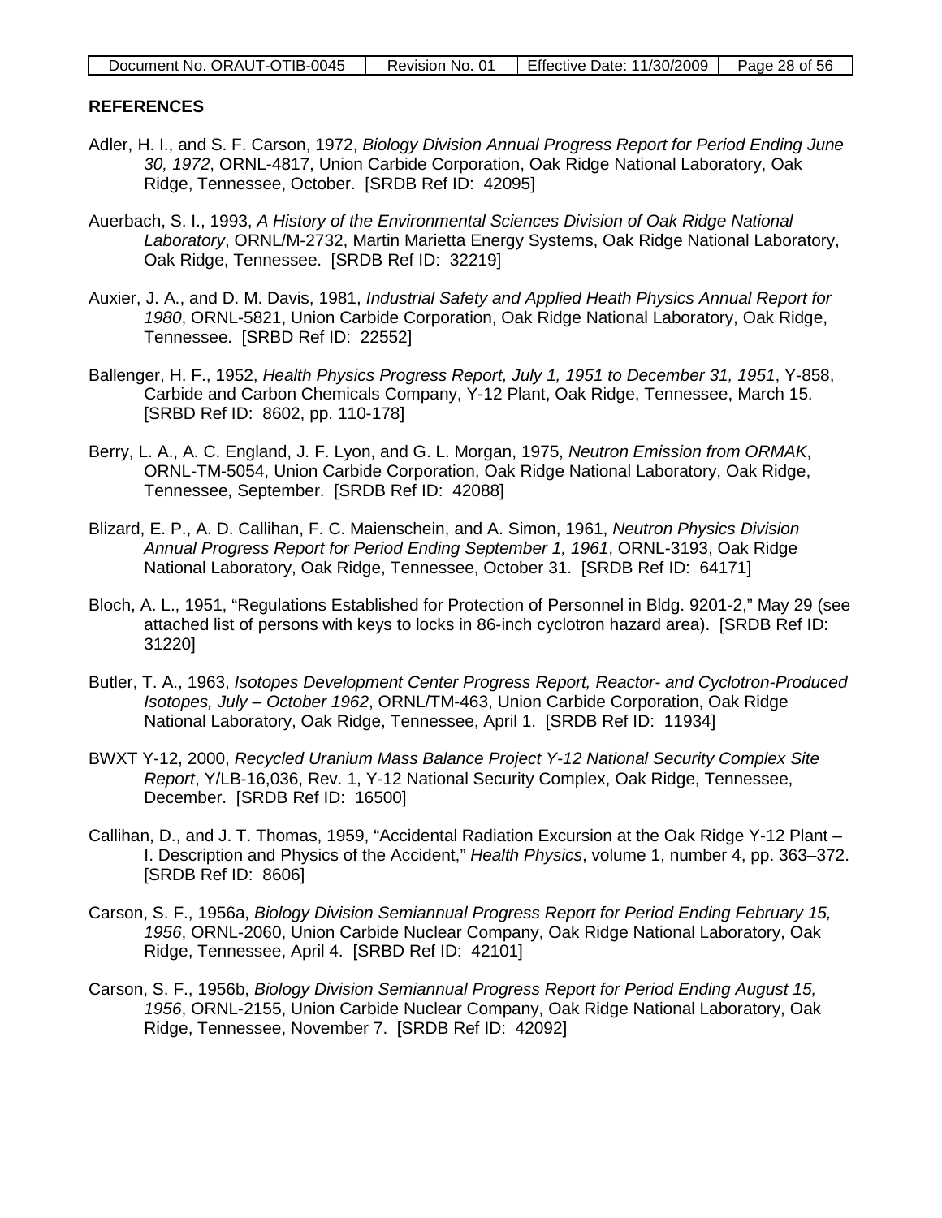## REFERENCES

Adler, H. I., and S. F. Carson, 1972, *Biology Division Annual Progress Report for Period Ending June 30, 1972*, ORNL-4817, Union Carbide Corporation, Oak Ridge National Laboratory, Oak Ridge, Tennessee, October. [SRDB Ref ID: 42095]

Auerbach, S. I., 1993, *A History of the Environmental Sciences Division of Oak Ridge National Laboratory*, ORNL/M-2732, Martin Marietta Energy Systems, Oak Ridge National Laboratory, Oak Ridge, Tennessee. [SRDB Ref ID: 32219]

Auxier, J. A., and D. M. Davis, 1981, *Industrial Safety and Applied Heath Physics Annual Report for 1980*, ORNL-5821, Union Carbide Corporation, Oak Ridge National Laboratory, Oak Ridge, Tennessee. [SRBD Ref ID: 22552]

Ballenger, H. F., 1952, *Health Physics Progress Report, July 1, 1951 to December 31, 1951*, Y-858, Carbide and Carbon Chemicals Company, Y-12 Plant, Oak Ridge, Tennessee, March 15. [SRBD Ref ID: 8602, pp. 110-178]

Berry, L. A., A. C. England, J. F. Lyon, and G. L. Morgan, 1975, *Neutron Emission from ORMAK*, ORNL-TM-5054, Union Carbide Corporation, Oak Ridge National Laboratory, Oak Ridge, Tennessee, September. [SRDB Ref ID: 42088]

Blizard, E. P., A. D. Callihan, F. C. Maienschein, and A. Simon, 1961, *Neutron Physics Division Annual Progress Report for Period Ending September 1, 1961*, ORNL-3193, Oak Ridge National Laboratory, Oak Ridge, Tennessee, October 31. [SRDB Ref ID: 64171]

Bloch, A. L., 1951, "Regulations Established for Protection of Personnel in Bldg. 9201-2," May 29 (see attached list of persons with keys to locks in 86-inch cyclotron hazard area). [SRDB Ref ID: 31220]

Butler, T. A., 1963, *Isotopes Development Center Progress Report, Reactor- and Cyclotron-Produced Isotopes, July – October 1962*, ORNL/TM-463, Union Carbide Corporation, Oak Ridge National Laboratory, Oak Ridge, Tennessee, April 1. [SRDB Ref ID: 11934]

BWXT Y-12, 2000, *Recycled Uranium Mass Balance Project Y-12 National Security Complex Site Report*, Y/LB-16,036, Rev. 1, Y-12 National Security Complex, Oak Ridge, Tennessee, December. [SRDB Ref ID: 16500]

Callihan, D., and J. T. Thomas, 1959, "Accidental Radiation Excursion at the Oak Ridge Y-12 Plant – I. Description and Physics of the Accident," *Health Physics*, volume 1, number 4, pp. 363–372. [SRDB Ref ID: 8606]

Carson, S. F., 1956a, *Biology Division Semiannual Progress Report for Period Ending February 15, 1956*, ORNL-2060, Union Carbide Nuclear Company, Oak Ridge National Laboratory, Oak Ridge, Tennessee, April 4. [SRBD Ref ID: 42101]

Carson, S. F., 1956b, *Biology Division Semiannual Progress Report for Period Ending August 15, 1956*, ORNL-2155, Union Carbide Nuclear Company, Oak Ridge National Laboratory, Oak Ridge, Tennessee, November 7. [SRDB Ref ID: 42092]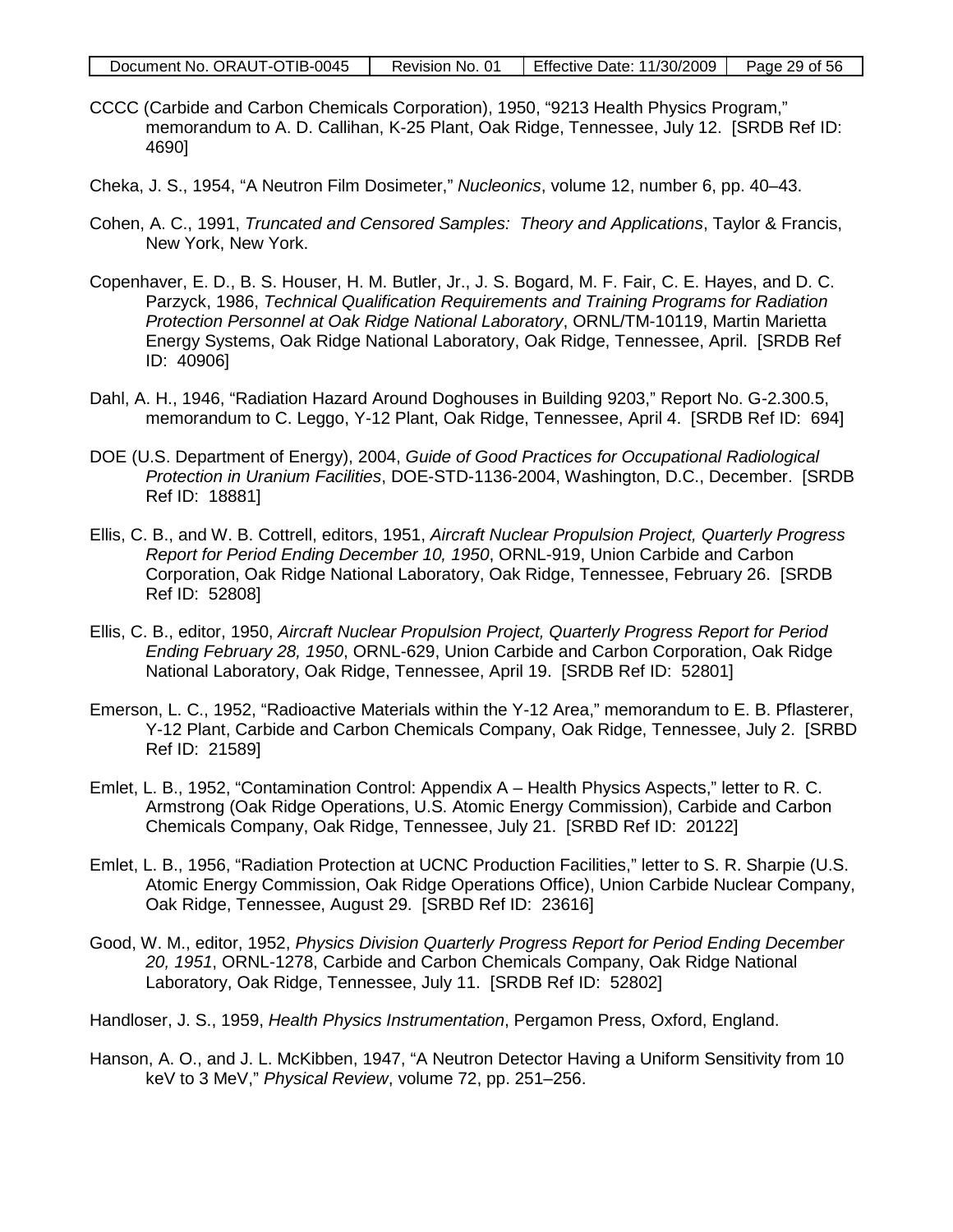CCCC (Carbide and Carbon Chemicals Corporation), 1950, "9213 Health Physics Program," memorandum to A. D. Callihan, K-25 Plant, Oak Ridge, Tennessee, July 12. [SRDB Ref ID: 4690]

Cheka, J. S., 1954, "A Neutron Film Dosimeter," *Nucleonics*, volume 12, number 6, pp. 40–43.

Cohen, A. C., 1991, *Truncated and Censored Samples: Theory and Applications*, Taylor & Francis, New York, New York.

Copenhaver, E. D., B. S. Houser, H. M. Butler, Jr., J. S. Bogard, M. F. Fair, C. E. Hayes, and D. C. Parzyck, 1986, *Technical Qualification Requirements and Training Programs for Radiation Protection Personnel at Oak Ridge National Laboratory*, ORNL/TM-10119, Martin Marietta Energy Systems, Oak Ridge National Laboratory, Oak Ridge, Tennessee, April. [SRDB Ref ID: 40906]

Dahl, A. H., 1946, "Radiation Hazard Around Doghouses in Building 9203," Report No. G-2.300.5, memorandum to C. Leggo, Y-12 Plant, Oak Ridge, Tennessee, April 4. [SRDB Ref ID: 694]

DOE (U.S. Department of Energy), 2004, *Guide of Good Practices for Occupational Radiological Protection in Uranium Facilities*, DOE-STD-1136-2004, Washington, D.C., December. [SRDB Ref ID: 18881]

Ellis, C. B., and W. B. Cottrell, editors, 1951, *Aircraft Nuclear Propulsion Project, Quarterly Progress Report for Period Ending December 10, 1950*, ORNL-919, Union Carbide and Carbon Corporation, Oak Ridge National Laboratory, Oak Ridge, Tennessee, February 26. [SRDB Ref ID: 52808]

Ellis, C. B., editor, 1950, *Aircraft Nuclear Propulsion Project, Quarterly Progress Report for Period Ending February 28, 1950*, ORNL-629, Union Carbide and Carbon Corporation, Oak Ridge National Laboratory, Oak Ridge, Tennessee, April 19. [SRDB Ref ID: 52801]

Emerson, L. C., 1952, "Radioactive Materials within the Y-12 Area," memorandum to E. B. Pflasterer, Y-12 Plant, Carbide and Carbon Chemicals Company, Oak Ridge, Tennessee, July 2. [SRBD Ref ID: 21589]

Emlet, L. B., 1952, "Contamination Control: Appendix A – Health Physics Aspects," letter to R. C. Armstrong (Oak Ridge Operations, U.S. Atomic Energy Commission), Carbide and Carbon Chemicals Company, Oak Ridge, Tennessee, July 21. [SRBD Ref ID: 20122]

Emlet, L. B., 1956, "Radiation Protection at UCNC Production Facilities," letter to S. R. Sharpie (U.S. Atomic Energy Commission, Oak Ridge Operations Office), Union Carbide Nuclear Company, Oak Ridge, Tennessee, August 29. [SRBD Ref ID: 23616]

Good, W. M., editor, 1952, *Physics Division Quarterly Progress Report for Period Ending December 20, 1951*, ORNL-1278, Carbide and Carbon Chemicals Company, Oak Ridge National Laboratory, Oak Ridge, Tennessee, July 11. [SRDB Ref ID: 52802]

Handloser, J. S., 1959, *Health Physics Instrumentation*, Pergamon Press, Oxford, England.

Hanson, A. O., and J. L. McKibben, 1947, "A Neutron Detector Having a Uniform Sensitivity from 10 keV to 3 MeV," *Physical Review*, volume 72, pp. 251–256.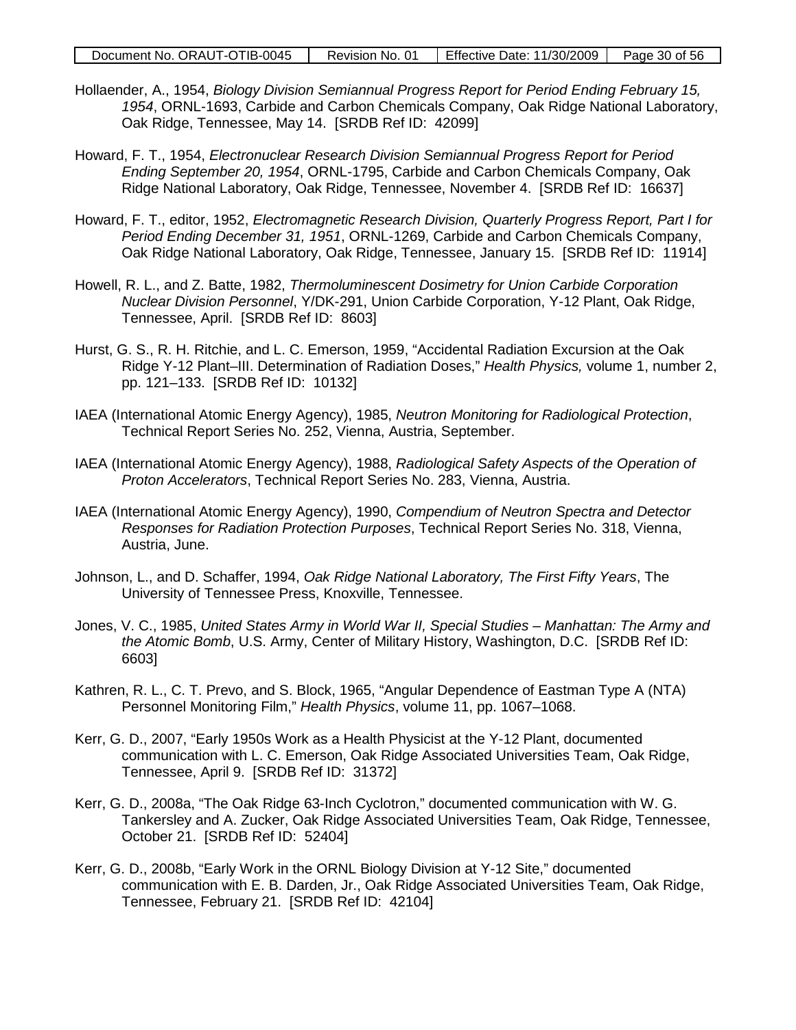Hollaender, A., 1954, *Biology Division Semiannual Progress Report for Period Ending February 15, 1954*, ORNL-1693, Carbide and Carbon Chemicals Company, Oak Ridge National Laboratory, Oak Ridge, Tennessee, May 14. [SRDB Ref ID: 42099]

Howard, F. T., 1954, *Electronuclear Research Division Semiannual Progress Report for Period Ending September 20, 1954*, ORNL-1795, Carbide and Carbon Chemicals Company, Oak Ridge National Laboratory, Oak Ridge, Tennessee, November 4. [SRDB Ref ID: 16637]

Howard, F. T., editor, 1952, *Electromagnetic Research Division, Quarterly Progress Report, Part I for Period Ending December 31, 1951*, ORNL-1269, Carbide and Carbon Chemicals Company, Oak Ridge National Laboratory, Oak Ridge, Tennessee, January 15. [SRDB Ref ID: 11914]

Howell, R. L., and Z. Batte, 1982, *Thermoluminescent Dosimetry for Union Carbide Corporation Nuclear Division Personnel*, Y/DK-291, Union Carbide Corporation, Y-12 Plant, Oak Ridge, Tennessee, April. [SRDB Ref ID: 8603]

Hurst, G. S., R. H. Ritchie, and L. C. Emerson, 1959, "Accidental Radiation Excursion at the Oak Ridge Y-12 Plant–III. Determination of Radiation Doses," *Health Physics,* volume 1, number 2, pp. 121–133. [SRDB Ref ID: 10132]

IAEA (International Atomic Energy Agency), 1985, *Neutron Monitoring for Radiological Protection*, Technical Report Series No. 252, Vienna, Austria, September.

IAEA (International Atomic Energy Agency), 1988, *Radiological Safety Aspects of the Operation of Proton Accelerators*, Technical Report Series No. 283, Vienna, Austria.

IAEA (International Atomic Energy Agency), 1990, *Compendium of Neutron Spectra and Detector Responses for Radiation Protection Purposes*, Technical Report Series No. 318, Vienna, Austria, June.

Johnson, L., and D. Schaffer, 1994, *Oak Ridge National Laboratory, The First Fifty Years*, The University of Tennessee Press, Knoxville, Tennessee.

Jones, V. C., 1985, *United States Army in World War II, Special Studies – Manhattan: The Army and the Atomic Bomb*, U.S. Army, Center of Military History, Washington, D.C. [SRDB Ref ID: 6603]

Kathren, R. L., C. T. Prevo, and S. Block, 1965, "Angular Dependence of Eastman Type A (NTA) Personnel Monitoring Film," *Health Physics*, volume 11, pp. 1067–1068.

Kerr, G. D., 2007, "Early 1950s Work as a Health Physicist at the Y-12 Plant, documented communication with L. C. Emerson, Oak Ridge Associated Universities Team, Oak Ridge, Tennessee, April 9. [SRDB Ref ID: 31372]

Kerr, G. D., 2008a, "The Oak Ridge 63-Inch Cyclotron," documented communication with W. G. Tankersley and A. Zucker, Oak Ridge Associated Universities Team, Oak Ridge, Tennessee, October 21. [SRDB Ref ID: 52404]

Kerr, G. D., 2008b, "Early Work in the ORNL Biology Division at Y-12 Site," documented communication with E. B. Darden, Jr., Oak Ridge Associated Universities Team, Oak Ridge, Tennessee, February 21. [SRDB Ref ID: 42104]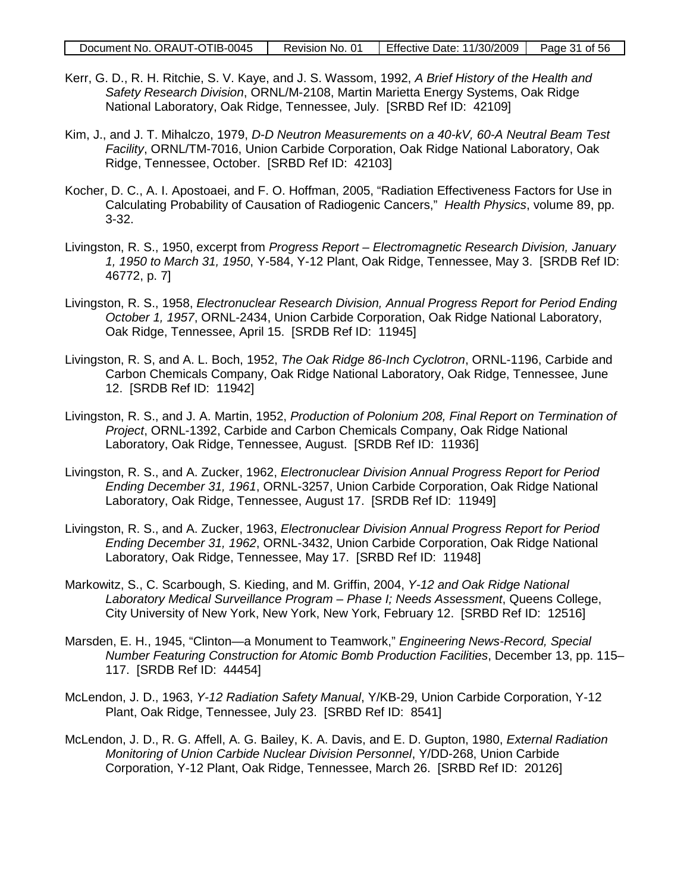Kerr, G. D., R. H. Ritchie, S. V. Kaye, and J. S. Wassom, 1992, *A Brief History of the Health and Safety Research Division*, ORNL/M-2108, Martin Marietta Energy Systems, Oak Ridge National Laboratory, Oak Ridge, Tennessee, July. [SRBD Ref ID: 42109]

Kim, J., and J. T. Mihalczo, 1979, *D-D Neutron Measurements on a 40-kV, 60-A Neutral Beam Test Facility*, ORNL/TM-7016, Union Carbide Corporation, Oak Ridge National Laboratory, Oak Ridge, Tennessee, October. [SRBD Ref ID: 42103]

Kocher, D. C., A. I. Apostoaei, and F. O. Hoffman, 2005, "Radiation Effectiveness Factors for Use in Calculating Probability of Causation of Radiogenic Cancers," *Health Physics*, volume 89, pp. 3-32.

Livingston, R. S., 1950, excerpt from *Progress Report – Electromagnetic Research Division, January 1, 1950 to March 31, 1950*, Y-584, Y-12 Plant, Oak Ridge, Tennessee, May 3. [SRDB Ref ID: 46772, p. 7]

Livingston, R. S., 1958, *Electronuclear Research Division, Annual Progress Report for Period Ending October 1, 1957*, ORNL-2434, Union Carbide Corporation, Oak Ridge National Laboratory, Oak Ridge, Tennessee, April 15. [SRDB Ref ID: 11945]

Livingston, R. S, and A. L. Boch, 1952, *The Oak Ridge 86-Inch Cyclotron*, ORNL-1196, Carbide and Carbon Chemicals Company, Oak Ridge National Laboratory, Oak Ridge, Tennessee, June 12. [SRDB Ref ID: 11942]

Livingston, R. S., and J. A. Martin, 1952, *Production of Polonium 208, Final Report on Termination of Project*, ORNL-1392, Carbide and Carbon Chemicals Company, Oak Ridge National Laboratory, Oak Ridge, Tennessee, August. [SRDB Ref ID: 11936]

Livingston, R. S., and A. Zucker, 1962, *Electronuclear Division Annual Progress Report for Period Ending December 31, 1961*, ORNL-3257, Union Carbide Corporation, Oak Ridge National Laboratory, Oak Ridge, Tennessee, August 17. [SRDB Ref ID: 11949]

Livingston, R. S., and A. Zucker, 1963, *Electronuclear Division Annual Progress Report for Period Ending December 31, 1962*, ORNL-3432, Union Carbide Corporation, Oak Ridge National Laboratory, Oak Ridge, Tennessee, May 17. [SRBD Ref ID: 11948]

Markowitz, S., C. Scarbough, S. Kieding, and M. Griffin, 2004, *Y-12 and Oak Ridge National Laboratory Medical Surveillance Program – Phase I; Needs Assessment*, Queens College, City University of New York, New York, New York, February 12. [SRBD Ref ID: 12516]

Marsden, E. H., 1945, "Clinton—a Monument to Teamwork," *Engineering News-Record, Special Number Featuring Construction for Atomic Bomb Production Facilities*, December 13, pp. 115–117. [SRDB Ref ID: 44454]

McLendon, J. D., 1963, *Y-12 Radiation Safety Manual*, Y/KB-29, Union Carbide Corporation, Y-12 Plant, Oak Ridge, Tennessee, July 23. [SRBD Ref ID: 8541]

McLendon, J. D., R. G. Affell, A. G. Bailey, K. A. Davis, and E. D. Gupton, 1980, *External Radiation Monitoring of Union Carbide Nuclear Division Personnel*, Y/DD-268, Union Carbide Corporation, Y-12 Plant, Oak Ridge, Tennessee, March 26. [SRBD Ref ID: 20126]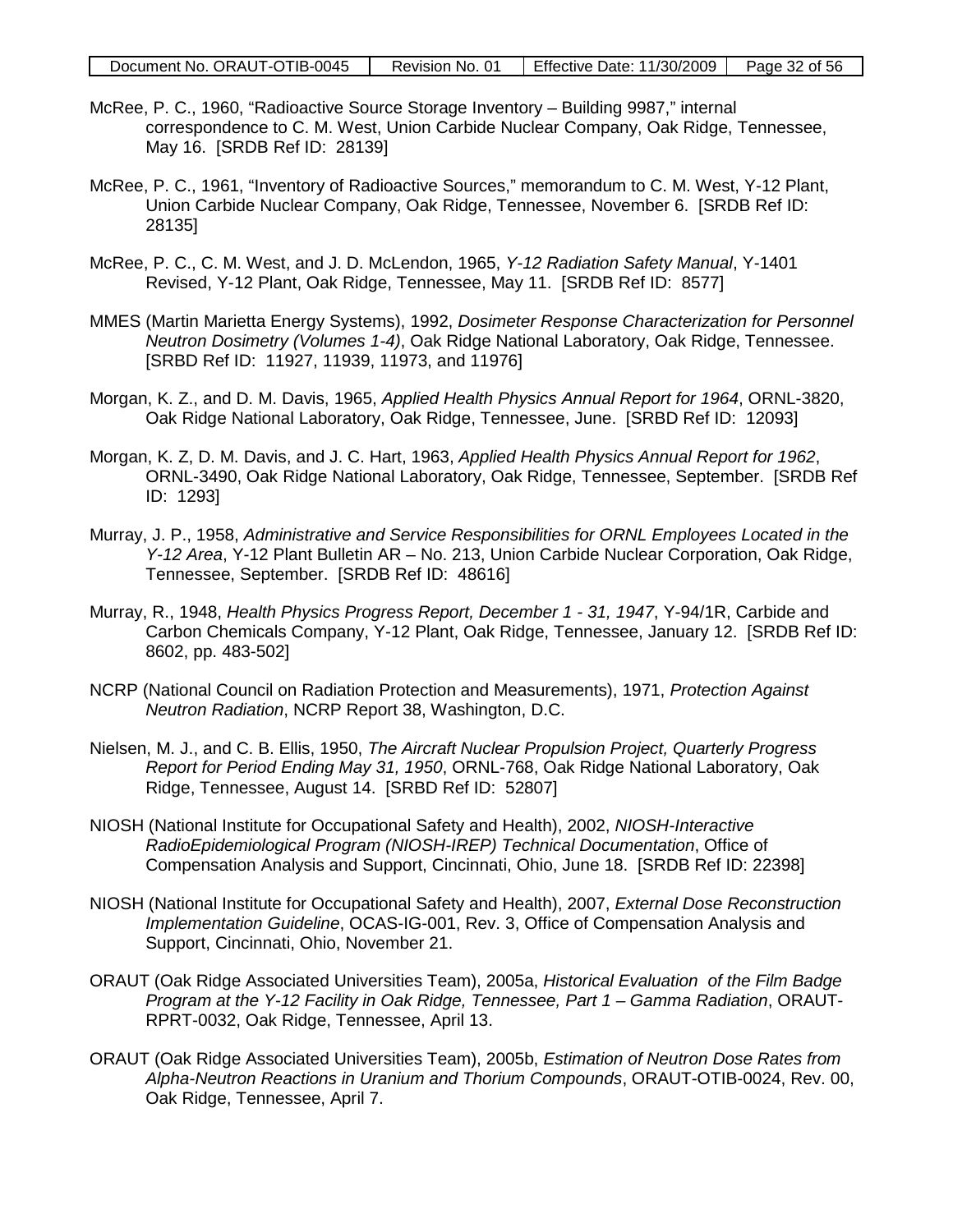McRee, P. C., 1960, "Radioactive Source Storage Inventory – Building 9987," internal correspondence to C. M. West, Union Carbide Nuclear Company, Oak Ridge, Tennessee, May 16. [SRDB Ref ID: 28139]

McRee, P. C., 1961, "Inventory of Radioactive Sources," memorandum to C. M. West, Y-12 Plant, Union Carbide Nuclear Company, Oak Ridge, Tennessee, November 6. [SRDB Ref ID: 28135]

McRee, P. C., C. M. West, and J. D. McLendon, 1965, *Y-12 Radiation Safety Manual*, Y-1401 Revised, Y-12 Plant, Oak Ridge, Tennessee, May 11. [SRDB Ref ID: 8577]

MMES (Martin Marietta Energy Systems), 1992, *Dosimeter Response Characterization for Personnel Neutron Dosimetry (Volumes 1-4)*, Oak Ridge National Laboratory, Oak Ridge, Tennessee. [SRBD Ref ID: 11927, 11939, 11973, and 11976]

Morgan, K. Z., and D. M. Davis, 1965, *Applied Health Physics Annual Report for 1964*, ORNL-3820, Oak Ridge National Laboratory, Oak Ridge, Tennessee, June. [SRBD Ref ID: 12093]

Morgan, K. Z, D. M. Davis, and J. C. Hart, 1963, *Applied Health Physics Annual Report for 1962*, ORNL-3490, Oak Ridge National Laboratory, Oak Ridge, Tennessee, September. [SRDB Ref ID: 1293]

Murray, J. P., 1958, *Administrative and Service Responsibilities for ORNL Employees Located in the Y-12 Area*, Y-12 Plant Bulletin AR – No. 213, Union Carbide Nuclear Corporation, Oak Ridge, Tennessee, September. [SRDB Ref ID: 48616]

Murray, R., 1948, *Health Physics Progress Report, December 1 - 31, 1947*, Y-94/1R, Carbide and Carbon Chemicals Company, Y-12 Plant, Oak Ridge, Tennessee, January 12. [SRDB Ref ID: 8602, pp. 483-502]

NCRP (National Council on Radiation Protection and Measurements), 1971, *Protection Against Neutron Radiation*, NCRP Report 38, Washington, D.C.

Nielsen, M. J., and C. B. Ellis, 1950, *The Aircraft Nuclear Propulsion Project, Quarterly Progress Report for Period Ending May 31, 1950*, ORNL-768, Oak Ridge National Laboratory, Oak Ridge, Tennessee, August 14. [SRBD Ref ID: 52807]

NIOSH (National Institute for Occupational Safety and Health), 2002, *NIOSH-Interactive RadioEpidemiological Program (NIOSH-IREP) Technical Documentation*, Office of Compensation Analysis and Support, Cincinnati, Ohio, June 18. [SRDB Ref ID: 22398]

NIOSH (National Institute for Occupational Safety and Health), 2007, *External Dose Reconstruction Implementation Guideline*, OCAS-IG-001, Rev. 3, Office of Compensation Analysis and Support, Cincinnati, Ohio, November 21.

ORAUT (Oak Ridge Associated Universities Team), 2005a, *Historical Evaluation of the Film Badge Program at the Y-12 Facility in Oak Ridge, Tennessee, Part 1 – Gamma Radiation*, ORAUT-RPRT-0032, Oak Ridge, Tennessee, April 13.

ORAUT (Oak Ridge Associated Universities Team), 2005b, *Estimation of Neutron Dose Rates from Alpha-Neutron Reactions in Uranium and Thorium Compounds*, ORAUT-OTIB-0024, Rev. 00, Oak Ridge, Tennessee, April 7.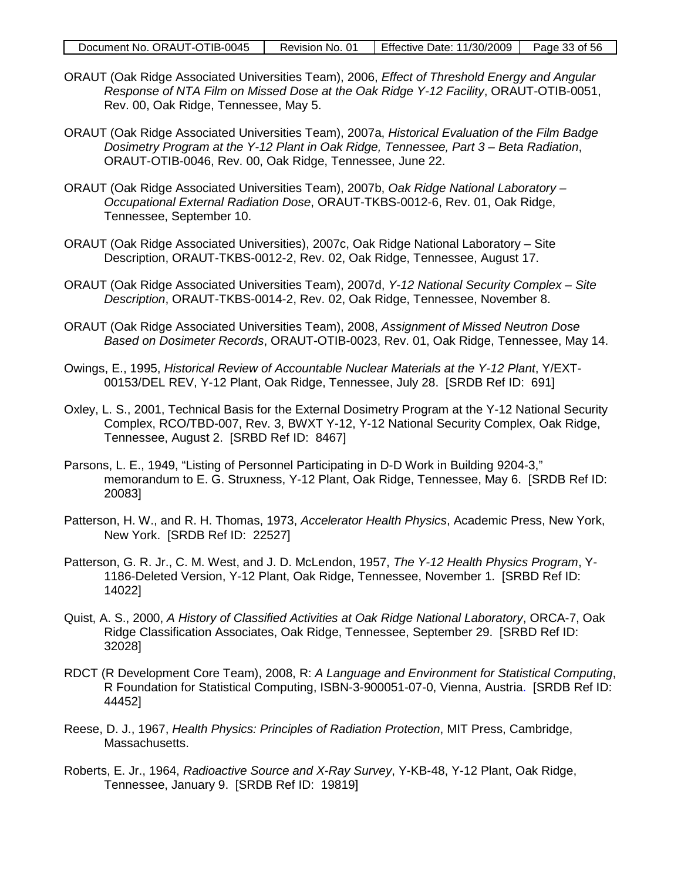ORAUT (Oak Ridge Associated Universities Team), 2006, *Effect of Threshold Energy and Angular Response of NTA Film on Missed Dose at the Oak Ridge Y-12 Facility*, ORAUT-OTIB-0051, Rev. 00, Oak Ridge, Tennessee, May 5.

ORAUT (Oak Ridge Associated Universities Team), 2007a, *Historical Evaluation of the Film Badge Dosimetry Program at the Y-12 Plant in Oak Ridge, Tennessee, Part 3 – Beta Radiation*, ORAUT-OTIB-0046, Rev. 00, Oak Ridge, Tennessee, June 22.

ORAUT (Oak Ridge Associated Universities Team), 2007b, *Oak Ridge National Laboratory – Occupational External Radiation Dose*, ORAUT-TKBS-0012-6, Rev. 01, Oak Ridge, Tennessee, September 10.

ORAUT (Oak Ridge Associated Universities), 2007c, Oak Ridge National Laboratory – Site Description, ORAUT-TKBS-0012-2, Rev. 02, Oak Ridge, Tennessee, August 17.

ORAUT (Oak Ridge Associated Universities Team), 2007d, *Y-12 National Security Complex – Site Description*, ORAUT-TKBS-0014-2, Rev. 02, Oak Ridge, Tennessee, November 8.

ORAUT (Oak Ridge Associated Universities Team), 2008, *Assignment of Missed Neutron Dose Based on Dosimeter Records*, ORAUT-OTIB-0023, Rev. 01, Oak Ridge, Tennessee, May 14.

Owings, E., 1995, *Historical Review of Accountable Nuclear Materials at the Y-12 Plant*, Y/EXT-00153/DEL REV, Y-12 Plant, Oak Ridge, Tennessee, July 28. [SRDB Ref ID: 691]

Oxley, L. S., 2001, Technical Basis for the External Dosimetry Program at the Y-12 National Security Complex, RCO/TBD-007, Rev. 3, BWXT Y-12, Y-12 National Security Complex, Oak Ridge, Tennessee, August 2. [SRBD Ref ID: 8467]

Parsons, L. E., 1949, "Listing of Personnel Participating in D-D Work in Building 9204-3," memorandum to E. G. Struxness, Y-12 Plant, Oak Ridge, Tennessee, May 6. [SRDB Ref ID: 20083]

Patterson, H. W., and R. H. Thomas, 1973, *Accelerator Health Physics*, Academic Press, New York, New York. [SRDB Ref ID: 22527]

Patterson, G. R. Jr., C. M. West, and J. D. McLendon, 1957, *The Y-12 Health Physics Program*, Y-1186-Deleted Version, Y-12 Plant, Oak Ridge, Tennessee, November 1. [SRBD Ref ID: 14022]

Quist, A. S., 2000, *A History of Classified Activities at Oak Ridge National Laboratory*, ORCA-7, Oak Ridge Classification Associates, Oak Ridge, Tennessee, September 29. [SRBD Ref ID: 32028]

RDCT (R Development Core Team), 2008, R: *A Language and Environment for Statistical Computing*, R Foundation for Statistical Computing, ISBN-3-900051-07-0, Vienna, Austria. [SRDB Ref ID: 44452]

Reese, D. J., 1967, *Health Physics: Principles of Radiation Protection*, MIT Press, Cambridge, Massachusetts.

Roberts, E. Jr., 1964, *Radioactive Source and X-Ray Survey*, Y-KB-48, Y-12 Plant, Oak Ridge, Tennessee, January 9. [SRDB Ref ID: 19819]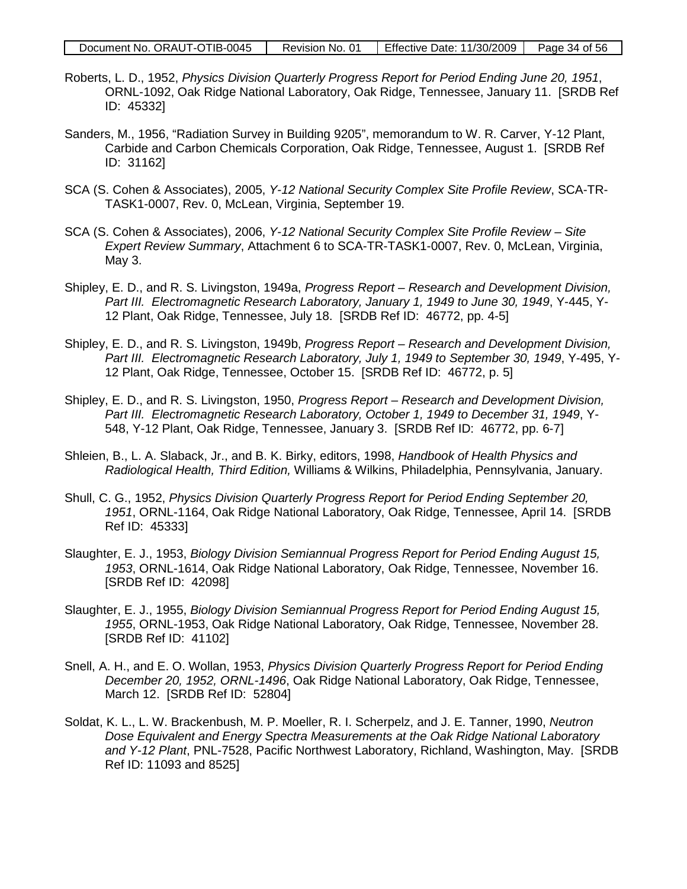Roberts, L. D., 1952, *Physics Division Quarterly Progress Report for Period Ending June 20, 1951*, ORNL-1092, Oak Ridge National Laboratory, Oak Ridge, Tennessee, January 11. [SRDB Ref ID: 45332]

Sanders, M., 1956, "Radiation Survey in Building 9205", memorandum to W. R. Carver, Y-12 Plant, Carbide and Carbon Chemicals Corporation, Oak Ridge, Tennessee, August 1. [SRDB Ref ID: 31162]

SCA (S. Cohen & Associates), 2005, *Y-12 National Security Complex Site Profile Review*, SCA-TR-TASK1-0007, Rev. 0, McLean, Virginia, September 19.

SCA (S. Cohen & Associates), 2006, *Y-12 National Security Complex Site Profile Review – Site Expert Review Summary*, Attachment 6 to SCA-TR-TASK1-0007, Rev. 0, McLean, Virginia, May 3.

Shipley, E. D., and R. S. Livingston, 1949a, *Progress Report – Research and Development Division, Part III. Electromagnetic Research Laboratory, January 1, 1949 to June 30, 1949*, Y-445, Y-12 Plant, Oak Ridge, Tennessee, July 18. [SRDB Ref ID: 46772, pp. 4-5]

Shipley, E. D., and R. S. Livingston, 1949b, *Progress Report – Research and Development Division, Part III. Electromagnetic Research Laboratory, July 1, 1949 to September 30, 1949*, Y-495, Y-12 Plant, Oak Ridge, Tennessee, October 15. [SRDB Ref ID: 46772, p. 5]

Shipley, E. D., and R. S. Livingston, 1950, *Progress Report – Research and Development Division, Part III. Electromagnetic Research Laboratory, October 1, 1949 to December 31, 1949*, Y-548, Y-12 Plant, Oak Ridge, Tennessee, January 3. [SRDB Ref ID: 46772, pp. 6-7]

Shleien, B., L. A. Slaback, Jr., and B. K. Birky, editors, 1998, *Handbook of Health Physics and Radiological Health, Third Edition,* Williams & Wilkins, Philadelphia, Pennsylvania, January.

Shull, C. G., 1952, *Physics Division Quarterly Progress Report for Period Ending September 20, 1951*, ORNL-1164, Oak Ridge National Laboratory, Oak Ridge, Tennessee, April 14. [SRDB Ref ID: 45333]

Slaughter, E. J., 1953, *Biology Division Semiannual Progress Report for Period Ending August 15, 1953*, ORNL-1614, Oak Ridge National Laboratory, Oak Ridge, Tennessee, November 16. [SRDB Ref ID: 42098]

Slaughter, E. J., 1955, *Biology Division Semiannual Progress Report for Period Ending August 15, 1955*, ORNL-1953, Oak Ridge National Laboratory, Oak Ridge, Tennessee, November 28. [SRDB Ref ID: 41102]

Snell, A. H., and E. O. Wollan, 1953, *Physics Division Quarterly Progress Report for Period Ending December 20, 1952, ORNL-1496*, Oak Ridge National Laboratory, Oak Ridge, Tennessee, March 12. [SRDB Ref ID: 52804]

Soldat, K. L., L. W. Brackenbush, M. P. Moeller, R. I. Scherpelz, and J. E. Tanner, 1990, *Neutron Dose Equivalent and Energy Spectra Measurements at the Oak Ridge National Laboratory and Y-12 Plant*, PNL-7528, Pacific Northwest Laboratory, Richland, Washington, May. [SRDB Ref ID: 11093 and 8525]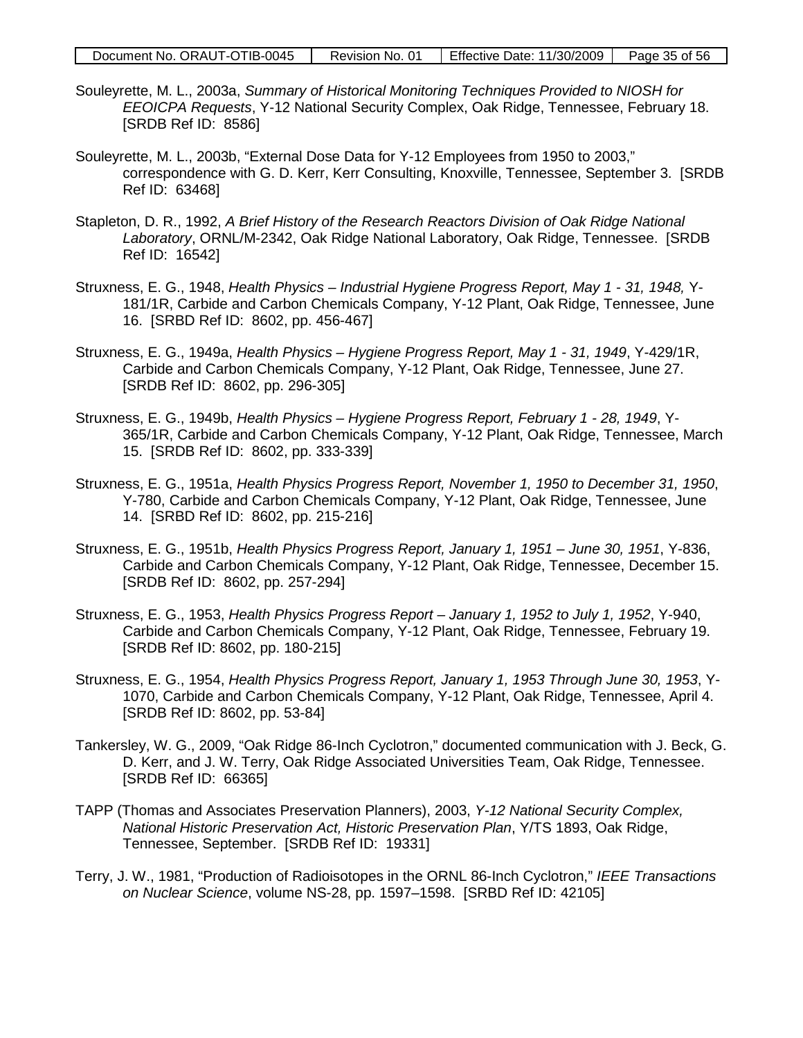Souleyrette, M. L., 2003a, *Summary of Historical Monitoring Techniques Provided to NIOSH for EEOICPA Requests*, Y-12 National Security Complex, Oak Ridge, Tennessee, February 18. [SRDB Ref ID: 8586]

Souleyrette, M. L., 2003b, "External Dose Data for Y-12 Employees from 1950 to 2003," correspondence with G. D. Kerr, Kerr Consulting, Knoxville, Tennessee, September 3. [SRDB Ref ID: 63468]

Stapleton, D. R., 1992, *A Brief History of the Research Reactors Division of Oak Ridge National Laboratory*, ORNL/M-2342, Oak Ridge National Laboratory, Oak Ridge, Tennessee. [SRDB Ref ID: 16542]

Struxness, E. G., 1948, *Health Physics – Industrial Hygiene Progress Report, May 1 - 31, 1948,* Y-181/1R, Carbide and Carbon Chemicals Company, Y-12 Plant, Oak Ridge, Tennessee, June 16. [SRBD Ref ID: 8602, pp. 456-467]

Struxness, E. G., 1949a, *Health Physics – Hygiene Progress Report, May 1 - 31, 1949*, Y-429/1R, Carbide and Carbon Chemicals Company, Y-12 Plant, Oak Ridge, Tennessee, June 27. [SRDB Ref ID: 8602, pp. 296-305]

Struxness, E. G., 1949b, *Health Physics – Hygiene Progress Report, February 1 - 28, 1949*, Y-365/1R, Carbide and Carbon Chemicals Company, Y-12 Plant, Oak Ridge, Tennessee, March 15. [SRDB Ref ID: 8602, pp. 333-339]

Struxness, E. G., 1951a, *Health Physics Progress Report, November 1, 1950 to December 31, 1950*, Y-780, Carbide and Carbon Chemicals Company, Y-12 Plant, Oak Ridge, Tennessee, June 14. [SRBD Ref ID: 8602, pp. 215-216]

Struxness, E. G., 1951b, *Health Physics Progress Report, January 1, 1951 – June 30, 1951*, Y-836, Carbide and Carbon Chemicals Company, Y-12 Plant, Oak Ridge, Tennessee, December 15. [SRBD Ref ID: 8602, pp. 257-294]

Struxness, E. G., 1953, *Health Physics Progress Report – January 1, 1952 to July 1, 1952*, Y-940, Carbide and Carbon Chemicals Company, Y-12 Plant, Oak Ridge, Tennessee, February 19. [SRDB Ref ID: 8602, pp. 180-215]

Struxness, E. G., 1954, *Health Physics Progress Report, January 1, 1953 Through June 30, 1953*, Y-1070, Carbide and Carbon Chemicals Company, Y-12 Plant, Oak Ridge, Tennessee, April 4. [SRDB Ref ID: 8602, pp. 53-84]

Tankersley, W. G., 2009, "Oak Ridge 86-Inch Cyclotron," documented communication with J. Beck, G. D. Kerr, and J. W. Terry, Oak Ridge Associated Universities Team, Oak Ridge, Tennessee. [SRDB Ref ID: 66365]

TAPP (Thomas and Associates Preservation Planners), 2003, *Y-12 National Security Complex, National Historic Preservation Act, Historic Preservation Plan*, Y/TS 1893, Oak Ridge, Tennessee, September. [SRDB Ref ID: 19331]

Terry, J. W., 1981, "Production of Radioisotopes in the ORNL 86-Inch Cyclotron," *IEEE Transactions on Nuclear Science*, volume NS-28, pp. 1597–1598. [SRBD Ref ID: 42105]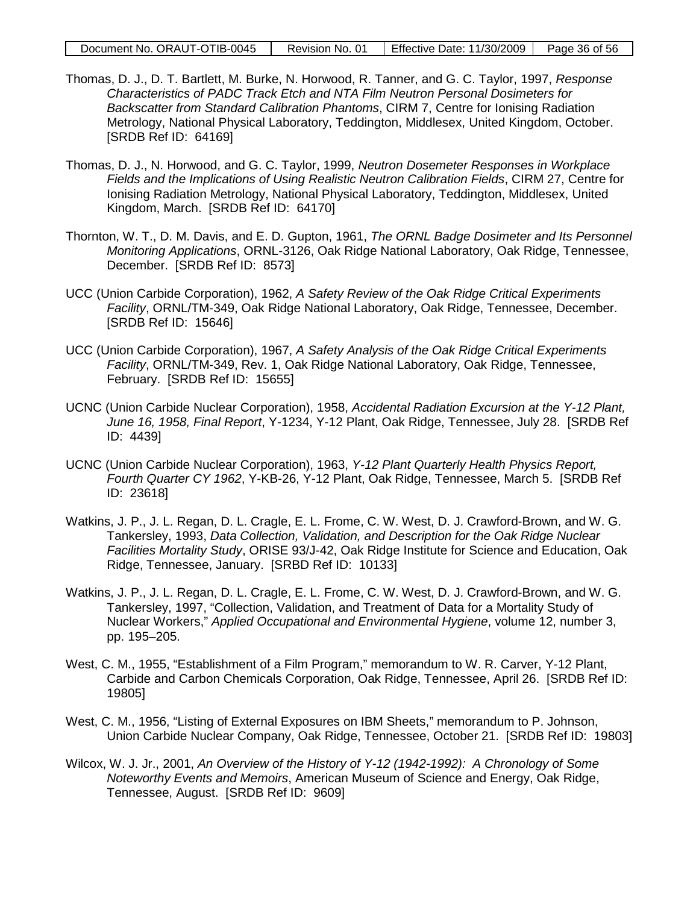Thomas, D. J., D. T. Bartlett, M. Burke, N. Horwood, R. Tanner, and G. C. Taylor, 1997, *Response Characteristics of PADC Track Etch and NTA Film Neutron Personal Dosimeters for Backscatter from Standard Calibration Phantoms*, CIRM 7, Centre for Ionising Radiation Metrology, National Physical Laboratory, Teddington, Middlesex, United Kingdom, October. [SRDB Ref ID: 64169]

Thomas, D. J., N. Horwood, and G. C. Taylor, 1999, *Neutron Dosemeter Responses in Workplace Fields and the Implications of Using Realistic Neutron Calibration Fields*, CIRM 27, Centre for Ionising Radiation Metrology, National Physical Laboratory, Teddington, Middlesex, United Kingdom, March. [SRDB Ref ID: 64170]

Thornton, W. T., D. M. Davis, and E. D. Gupton, 1961, *The ORNL Badge Dosimeter and Its Personnel Monitoring Applications*, ORNL-3126, Oak Ridge National Laboratory, Oak Ridge, Tennessee, December. [SRDB Ref ID: 8573]

UCC (Union Carbide Corporation), 1962, *A Safety Review of the Oak Ridge Critical Experiments Facility*, ORNL/TM-349, Oak Ridge National Laboratory, Oak Ridge, Tennessee, December. [SRDB Ref ID: 15646]

UCC (Union Carbide Corporation), 1967, *A Safety Analysis of the Oak Ridge Critical Experiments Facility*, ORNL/TM-349, Rev. 1, Oak Ridge National Laboratory, Oak Ridge, Tennessee, February. [SRDB Ref ID: 15655]

UCNC (Union Carbide Nuclear Corporation), 1958, *Accidental Radiation Excursion at the Y-12 Plant, June 16, 1958, Final Report*, Y-1234, Y-12 Plant, Oak Ridge, Tennessee, July 28. [SRDB Ref ID: 4439]

UCNC (Union Carbide Nuclear Corporation), 1963, *Y-12 Plant Quarterly Health Physics Report, Fourth Quarter CY 1962*, Y-KB-26, Y-12 Plant, Oak Ridge, Tennessee, March 5. [SRDB Ref ID: 23618]

Watkins, J. P., J. L. Regan, D. L. Cragle, E. L. Frome, C. W. West, D. J. Crawford-Brown, and W. G. Tankersley, 1993, *Data Collection, Validation, and Description for the Oak Ridge Nuclear Facilities Mortality Study*, ORISE 93/J-42, Oak Ridge Institute for Science and Education, Oak Ridge, Tennessee, January. [SRBD Ref ID: 10133]

Watkins, J. P., J. L. Regan, D. L. Cragle, E. L. Frome, C. W. West, D. J. Crawford-Brown, and W. G. Tankersley, 1997, "Collection, Validation, and Treatment of Data for a Mortality Study of Nuclear Workers," *Applied Occupational and Environmental Hygiene*, volume 12, number 3, pp. 195–205.

West, C. M., 1955, "Establishment of a Film Program," memorandum to W. R. Carver, Y-12 Plant, Carbide and Carbon Chemicals Corporation, Oak Ridge, Tennessee, April 26. [SRDB Ref ID: 19805]

West, C. M., 1956, "Listing of External Exposures on IBM Sheets," memorandum to P. Johnson, Union Carbide Nuclear Company, Oak Ridge, Tennessee, October 21. [SRDB Ref ID: 19803]

Wilcox, W. J. Jr., 2001, *An Overview of the History of Y-12 (1942-1992): A Chronology of Some Noteworthy Events and Memoirs*, American Museum of Science and Energy, Oak Ridge, Tennessee, August. [SRDB Ref ID: 9609]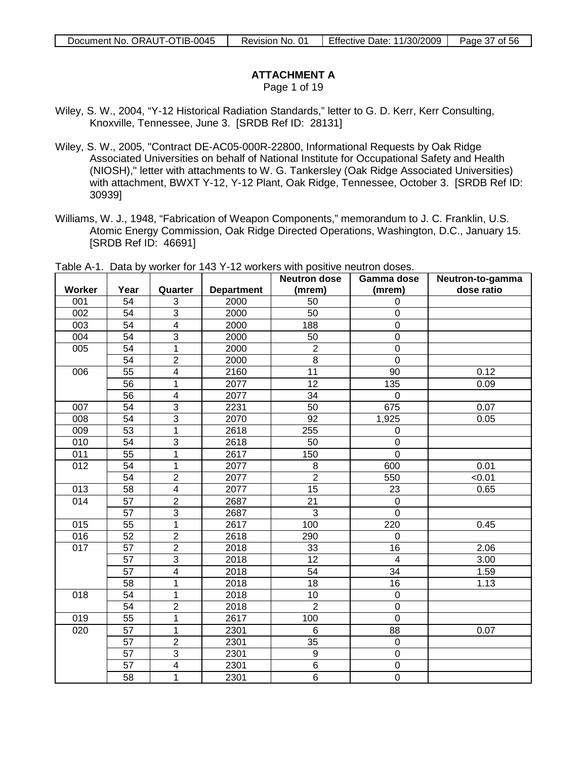**ATTACHMENT A**
Page 1 of 19

Wiley, S. W., 2004, "Y-12 Historical Radiation Standards," letter to G. D. Kerr, Kerr Consulting, Knoxville, Tennessee, June 3. [SRDB Ref ID: 28131]

Wiley, S. W., 2005, "Contract DE-AC05-000R-22800, Informational Requests by Oak Ridge Associated Universities on behalf of National Institute for Occupational Safety and Health (NIOSH)," letter with attachments to W. G. Tankersley (Oak Ridge Associated Universities) with attachment, BWXT Y-12, Y-12 Plant, Oak Ridge, Tennessee, October 3. [SRDB Ref ID: 30939]

Williams, W. J., 1948, "Fabrication of Weapon Components," memorandum to J. C. Franklin, U.S. Atomic Energy Commission, Oak Ridge Directed Operations, Washington, D.C., January 15. [SRDB Ref ID: 46691]

Table A-1. Data by worker for 143 Y-12 workers with positive neutron doses.

| Worker | Year | Quarter | Department | Neutron dose (mrem) | Gamma dose (mrem) | Neutron-to-gamma dose ratio |
|---|---|---|---|---|---|---|
| 001 | 54 | 3 | 2000 | 50 | 0 | |
| 002 | 54 | 3 | 2000 | 50 | 0 | |
| 003 | 54 | 4 | 2000 | 188 | 0 | |
| 004 | 54 | 3 | 2000 | 50 | 0 | |
| 005 | 54 | 1 | 2000 | 2 | 0 | |
| | 54 | 2 | 2000 | 8 | 0 | |
| 006 | 55 | 4 | 2160 | 11 | 90 | 0.12 |
| | 56 | 1 | 2077 | 12 | 135 | 0.09 |
| | 56 | 4 | 2077 | 34 | 0 | |
| 007 | 54 | 3 | 2231 | 50 | 675 | 0.07 |
| 008 | 54 | 3 | 2070 | 92 | 1,925 | 0.05 |
| 009 | 53 | 1 | 2618 | 255 | 0 | |
| 010 | 54 | 3 | 2618 | 50 | 0 | |
| 011 | 55 | 1 | 2617 | 150 | 0 | |
| 012 | 54 | 1 | 2077 | 8 | 600 | 0.01 |
| | 54 | 2 | 2077 | 2 | 550 | <0.01 |
| 013 | 58 | 4 | 2077 | 15 | 23 | 0.65 |
| 014 | 57 | 2 | 2687 | 21 | 0 | |
| | 57 | 3 | 2687 | 3 | 0 | |
| 015 | 55 | 1 | 2617 | 100 | 220 | 0.45 |
| 016 | 52 | 2 | 2618 | 290 | 0 | |
| 017 | 57 | 2 | 2018 | 33 | 16 | 2.06 |
| | 57 | 3 | 2018 | 12 | 4 | 3.00 |
| | 57 | 4 | 2018 | 54 | 34 | 1.59 |
| | 58 | 1 | 2018 | 18 | 16 | 1.13 |
| 018 | 54 | 1 | 2018 | 10 | 0 | |
| | 54 | 2 | 2018 | 2 | 0 | |
| 019 | 55 | 1 | 2617 | 100 | 0 | |
| 020 | 57 | 1 | 2301 | 6 | 88 | 0.07 |
| | 57 | 2 | 2301 | 35 | 0 | |
| | 57 | 3 | 2301 | 9 | 0 | |
| | 57 | 4 | 2301 | 6 | 0 | |
| | 58 | 1 | 2301 | 6 | 0 | |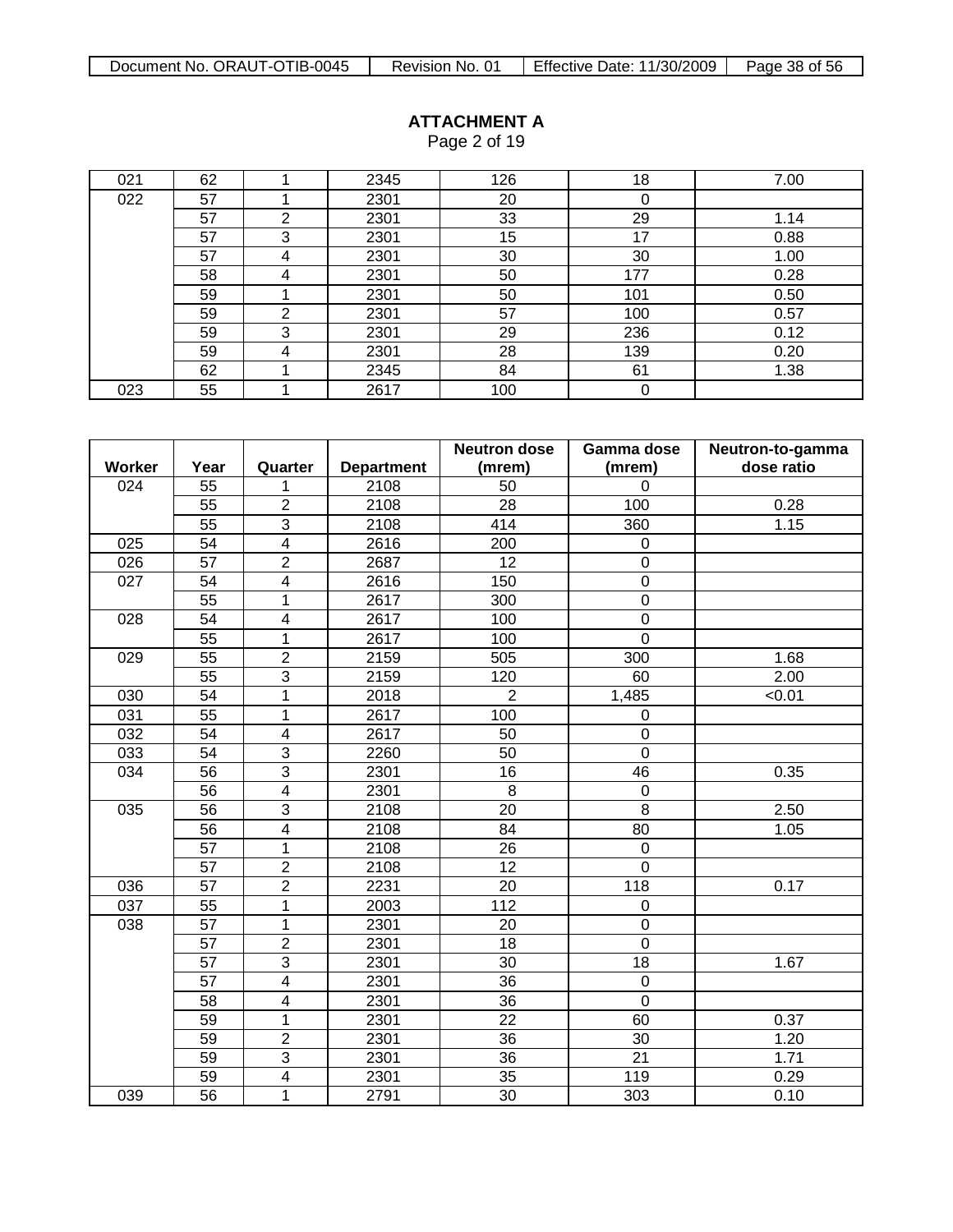**ATTACHMENT A**
Page 2 of 19

| Worker | Year | Quarter | Department | Neutron dose (mrem) | Gamma dose (mrem) | Neutron-to-gamma dose ratio |
|---|---|---|---|---|---|---|
| 021 | 62 | 1 | 2345 | 126 | 18 | 7.00 |
| 022 | 57 | 1 | 2301 | 20 | 0 | |
| | 57 | 2 | 2301 | 33 | 29 | 1.14 |
| | 57 | 3 | 2301 | 15 | 17 | 0.88 |
| | 57 | 4 | 2301 | 30 | 30 | 1.00 |
| | 58 | 4 | 2301 | 50 | 177 | 0.28 |
| | 59 | 1 | 2301 | 50 | 101 | 0.50 |
| | 59 | 2 | 2301 | 57 | 100 | 0.57 |
| | 59 | 3 | 2301 | 29 | 236 | 0.12 |
| | 59 | 4 | 2301 | 28 | 139 | 0.20 |
| | 62 | 1 | 2345 | 84 | 61 | 1.38 |
| 023 | 55 | 1 | 2617 | 100 | 0 | |

| Worker | Year | Quarter | Department | Neutron dose (mrem) | Gamma dose (mrem) | Neutron-to-gamma dose ratio |
|---|---|---|---|---|---|---|
| 024 | 55 | 1 | 2108 | 50 | 0 | |
| | 55 | 2 | 2108 | 28 | 100 | 0.28 |
| | 55 | 3 | 2108 | 414 | 360 | 1.15 |
| 025 | 54 | 4 | 2616 | 200 | 0 | |
| 026 | 57 | 2 | 2687 | 12 | 0 | |
| 027 | 54 | 4 | 2616 | 150 | 0 | |
| | 55 | 1 | 2617 | 300 | 0 | |
| 028 | 54 | 4 | 2617 | 100 | 0 | |
| | 55 | 1 | 2617 | 100 | 0 | |
| 029 | 55 | 2 | 2159 | 505 | 300 | 1.68 |
| | 55 | 3 | 2159 | 120 | 60 | 2.00 |
| 030 | 54 | 1 | 2018 | 2 | 1,485 | <0.01 |
| 031 | 55 | 1 | 2617 | 100 | 0 | |
| 032 | 54 | 4 | 2617 | 50 | 0 | |
| 033 | 54 | 3 | 2260 | 50 | 0 | |
| 034 | 56 | 3 | 2301 | 16 | 46 | 0.35 |
| | 56 | 4 | 2301 | 8 | 0 | |
| 035 | 56 | 3 | 2108 | 20 | 8 | 2.50 |
| | 56 | 4 | 2108 | 84 | 80 | 1.05 |
| | 57 | 1 | 2108 | 26 | 0 | |
| | 57 | 2 | 2108 | 12 | 0 | |
| 036 | 57 | 2 | 2231 | 20 | 118 | 0.17 |
| 037 | 55 | 1 | 2003 | 112 | 0 | |
| 038 | 57 | 1 | 2301 | 20 | 0 | |
| | 57 | 2 | 2301 | 18 | 0 | |
| | 57 | 3 | 2301 | 30 | 18 | 1.67 |
| | 57 | 4 | 2301 | 36 | 0 | |
| | 58 | 4 | 2301 | 36 | 0 | |
| | 59 | 1 | 2301 | 22 | 60 | 0.37 |
| | 59 | 2 | 2301 | 36 | 30 | 1.20 |
| | 59 | 3 | 2301 | 36 | 21 | 1.71 |
| | 59 | 4 | 2301 | 35 | 119 | 0.29 |
| 039 | 56 | 1 | 2791 | 30 | 303 | 0.10 |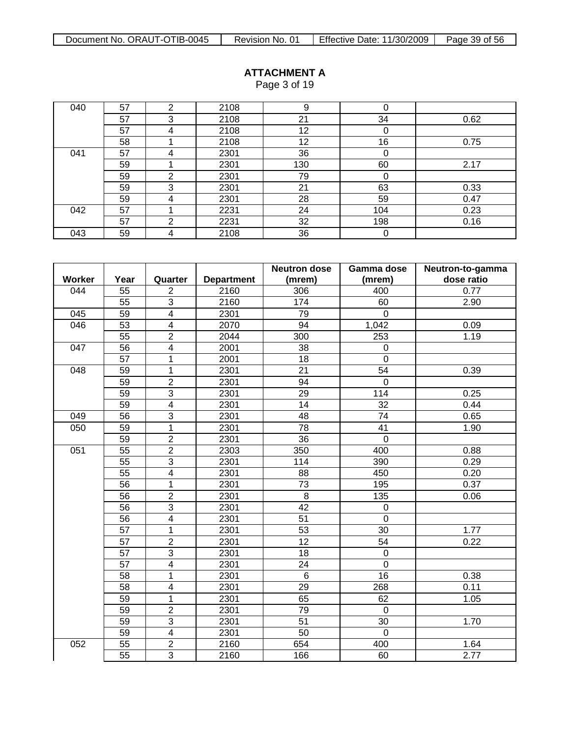**ATTACHMENT A**

Page 3 of 19

| | | | | | | |
|---|---|---|---|---|---|---|
| 040 | 57 | 2 | 2108 | 9 | 0 | |
| | 57 | 3 | 2108 | 21 | 34 | 0.62 |
| | 57 | 4 | 2108 | 12 | 0 | |
| | 58 | 1 | 2108 | 12 | 16 | 0.75 |
| 041 | 57 | 4 | 2301 | 36 | 0 | |
| | 59 | 1 | 2301 | 130 | 60 | 2.17 |
| | 59 | 2 | 2301 | 79 | 0 | |
| | 59 | 3 | 2301 | 21 | 63 | 0.33 |
| | 59 | 4 | 2301 | 28 | 59 | 0.47 |
| 042 | 57 | 1 | 2231 | 24 | 104 | 0.23 |
| | 57 | 2 | 2231 | 32 | 198 | 0.16 |
| 043 | 59 | 4 | 2108 | 36 | 0 | |

| Worker | Year | Quarter | Department | Neutron dose (mrem) | Gamma dose (mrem) | Neutron-to-gamma dose ratio |
|---|---|---|---|---|---|---|
| 044 | 55 | 2 | 2160 | 306 | 400 | 0.77 |
| | 55 | 3 | 2160 | 174 | 60 | 2.90 |
| 045 | 59 | 4 | 2301 | 79 | 0 | |
| 046 | 53 | 4 | 2070 | 94 | 1,042 | 0.09 |
| | 55 | 2 | 2044 | 300 | 253 | 1.19 |
| 047 | 56 | 4 | 2001 | 38 | 0 | |
| | 57 | 1 | 2001 | 18 | 0 | |
| 048 | 59 | 1 | 2301 | 21 | 54 | 0.39 |
| | 59 | 2 | 2301 | 94 | 0 | |
| | 59 | 3 | 2301 | 29 | 114 | 0.25 |
| | 59 | 4 | 2301 | 14 | 32 | 0.44 |
| 049 | 56 | 3 | 2301 | 48 | 74 | 0.65 |
| 050 | 59 | 1 | 2301 | 78 | 41 | 1.90 |
| | 59 | 2 | 2301 | 36 | 0 | |
| 051 | 55 | 2 | 2303 | 350 | 400 | 0.88 |
| | 55 | 3 | 2301 | 114 | 390 | 0.29 |
| | 55 | 4 | 2301 | 88 | 450 | 0.20 |
| | 56 | 1 | 2301 | 73 | 195 | 0.37 |
| | 56 | 2 | 2301 | 8 | 135 | 0.06 |
| | 56 | 3 | 2301 | 42 | 0 | |
| | 56 | 4 | 2301 | 51 | 0 | |
| | 57 | 1 | 2301 | 53 | 30 | 1.77 |
| | 57 | 2 | 2301 | 12 | 54 | 0.22 |
| | 57 | 3 | 2301 | 18 | 0 | |
| | 57 | 4 | 2301 | 24 | 0 | |
| | 58 | 1 | 2301 | 6 | 16 | 0.38 |
| | 58 | 4 | 2301 | 29 | 268 | 0.11 |
| | 59 | 1 | 2301 | 65 | 62 | 1.05 |
| | 59 | 2 | 2301 | 79 | 0 | |
| | 59 | 3 | 2301 | 51 | 30 | 1.70 |
| | 59 | 4 | 2301 | 50 | 0 | |
| 052 | 55 | 2 | 2160 | 654 | 400 | 1.64 |
| | 55 | 3 | 2160 | 166 | 60 | 2.77 |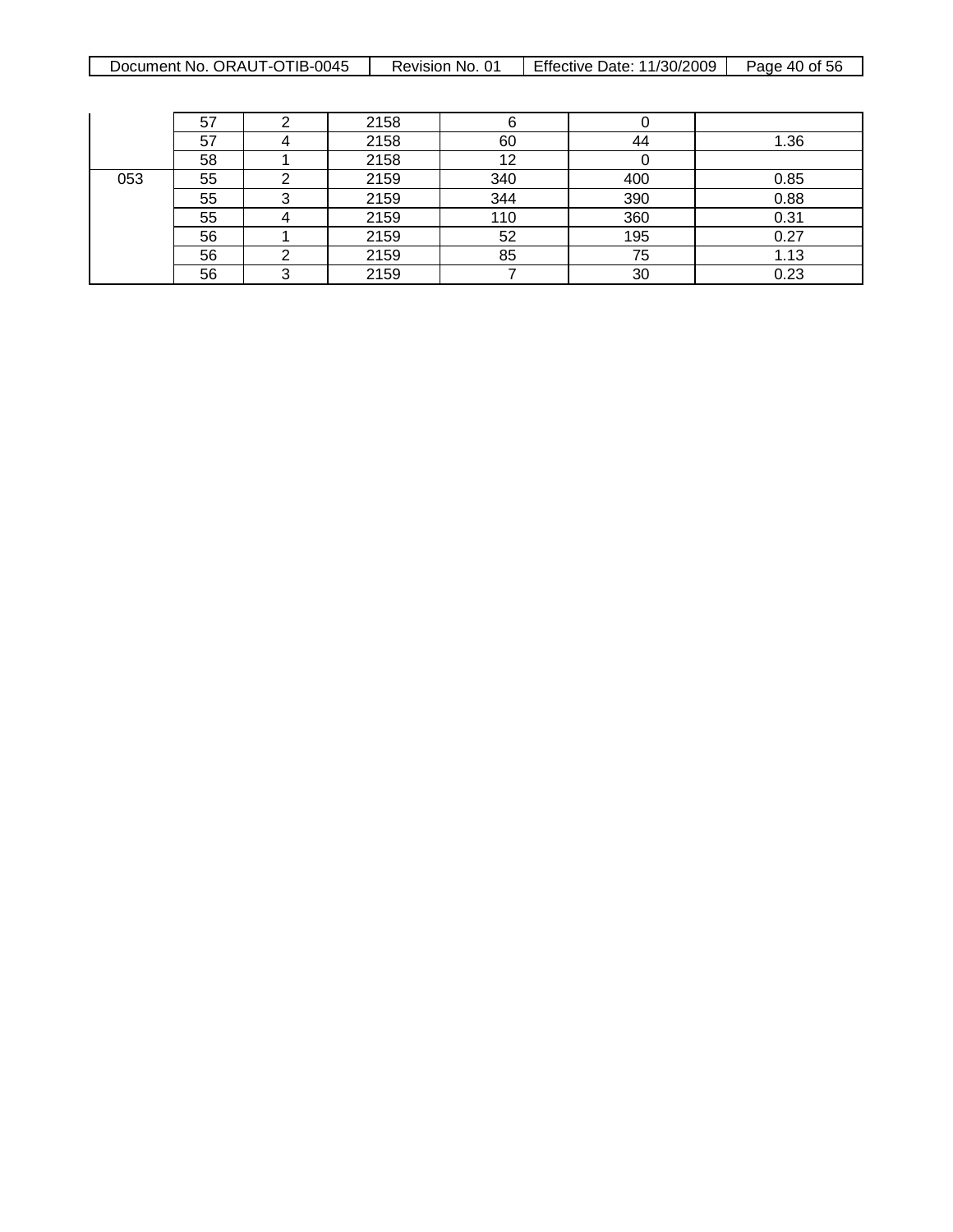| | | | | | | |
|---|---|---|---|---|---|---|
| | 57 | 2 | 2158 | 6 | 0 | |
| | 57 | 4 | 2158 | 60 | 44 | 1.36 |
| | 58 | 1 | 2158 | 12 | 0 | |
| 053 | 55 | 2 | 2159 | 340 | 400 | 0.85 |
| | 55 | 3 | 2159 | 344 | 390 | 0.88 |
| | 55 | 4 | 2159 | 110 | 360 | 0.31 |
| | 56 | 1 | 2159 | 52 | 195 | 0.27 |
| | 56 | 2 | 2159 | 85 | 75 | 1.13 |
| | 56 | 3 | 2159 | 7 | 30 | 0.23 |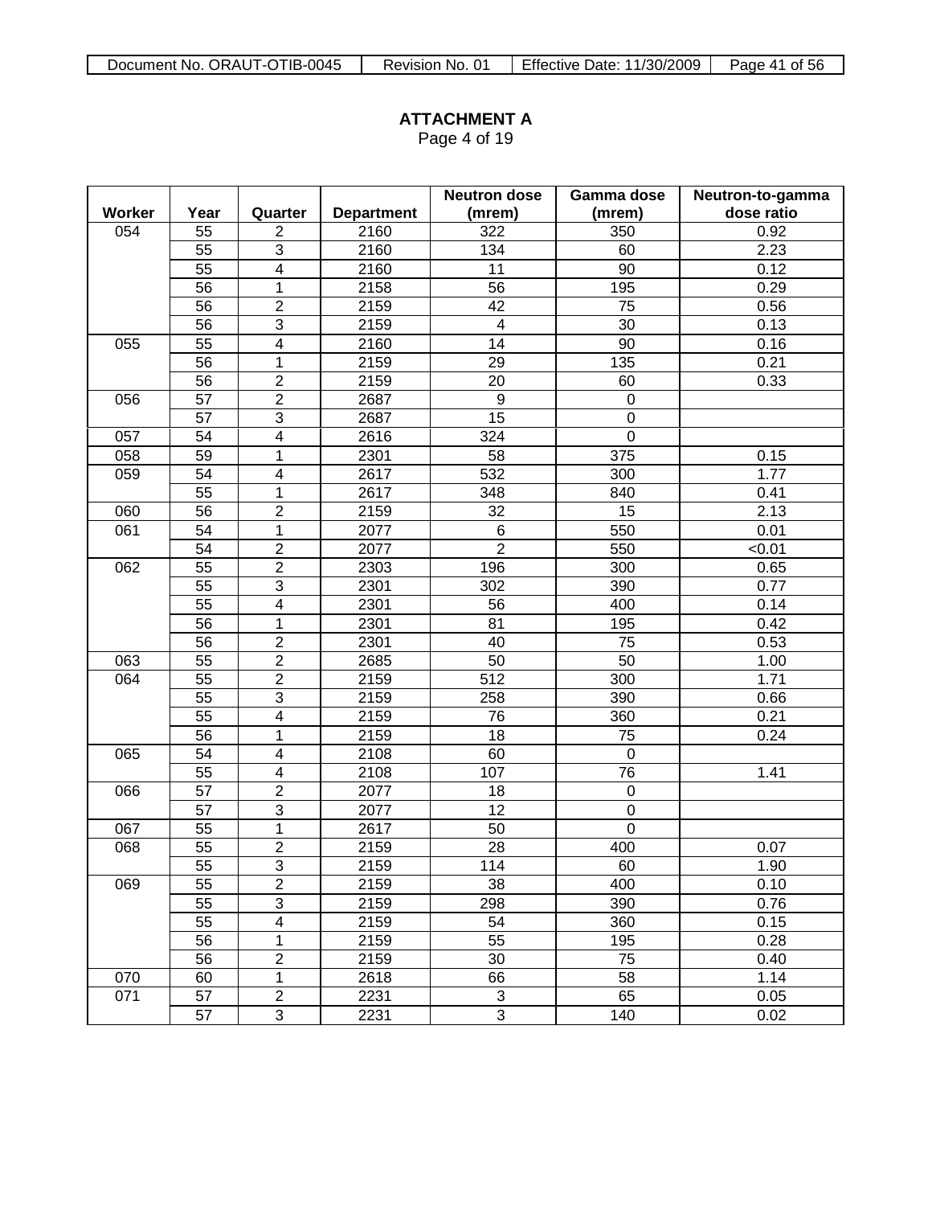**ATTACHMENT A**
Page 4 of 19

| Worker | Year | Quarter | Department | Neutron dose (mrem) | Gamma dose (mrem) | Neutron-to-gamma dose ratio |
|---|---|---|---|---|---|---|
| 054 | 55 | 2 | 2160 | 322 | 350 | 0.92 |
| | 55 | 3 | 2160 | 134 | 60 | 2.23 |
| | 55 | 4 | 2160 | 11 | 90 | 0.12 |
| | 56 | 1 | 2158 | 56 | 195 | 0.29 |
| | 56 | 2 | 2159 | 42 | 75 | 0.56 |
| | 56 | 3 | 2159 | 4 | 30 | 0.13 |
| 055 | 55 | 4 | 2160 | 14 | 90 | 0.16 |
| | 56 | 1 | 2159 | 29 | 135 | 0.21 |
| | 56 | 2 | 2159 | 20 | 60 | 0.33 |
| 056 | 57 | 2 | 2687 | 9 | 0 | |
| | 57 | 3 | 2687 | 15 | 0 | |
| 057 | 54 | 4 | 2616 | 324 | 0 | |
| 058 | 59 | 1 | 2301 | 58 | 375 | 0.15 |
| 059 | 54 | 4 | 2617 | 532 | 300 | 1.77 |
| | 55 | 1 | 2617 | 348 | 840 | 0.41 |
| 060 | 56 | 2 | 2159 | 32 | 15 | 2.13 |
| 061 | 54 | 1 | 2077 | 6 | 550 | 0.01 |
| | 54 | 2 | 2077 | 2 | 550 | <0.01 |
| 062 | 55 | 2 | 2303 | 196 | 300 | 0.65 |
| | 55 | 3 | 2301 | 302 | 390 | 0.77 |
| | 55 | 4 | 2301 | 56 | 400 | 0.14 |
| | 56 | 1 | 2301 | 81 | 195 | 0.42 |
| | 56 | 2 | 2301 | 40 | 75 | 0.53 |
| 063 | 55 | 2 | 2685 | 50 | 50 | 1.00 |
| 064 | 55 | 2 | 2159 | 512 | 300 | 1.71 |
| | 55 | 3 | 2159 | 258 | 390 | 0.66 |
| | 55 | 4 | 2159 | 76 | 360 | 0.21 |
| | 56 | 1 | 2159 | 18 | 75 | 0.24 |
| 065 | 54 | 4 | 2108 | 60 | 0 | |
| | 55 | 4 | 2108 | 107 | 76 | 1.41 |
| 066 | 57 | 2 | 2077 | 18 | 0 | |
| | 57 | 3 | 2077 | 12 | 0 | |
| 067 | 55 | 1 | 2617 | 50 | 0 | |
| 068 | 55 | 2 | 2159 | 28 | 400 | 0.07 |
| | 55 | 3 | 2159 | 114 | 60 | 1.90 |
| 069 | 55 | 2 | 2159 | 38 | 400 | 0.10 |
| | 55 | 3 | 2159 | 298 | 390 | 0.76 |
| | 55 | 4 | 2159 | 54 | 360 | 0.15 |
| | 56 | 1 | 2159 | 55 | 195 | 0.28 |
| | 56 | 2 | 2159 | 30 | 75 | 0.40 |
| 070 | 60 | 1 | 2618 | 66 | 58 | 1.14 |
| 071 | 57 | 2 | 2231 | 3 | 65 | 0.05 |
| | 57 | 3 | 2231 | 3 | 140 | 0.02 |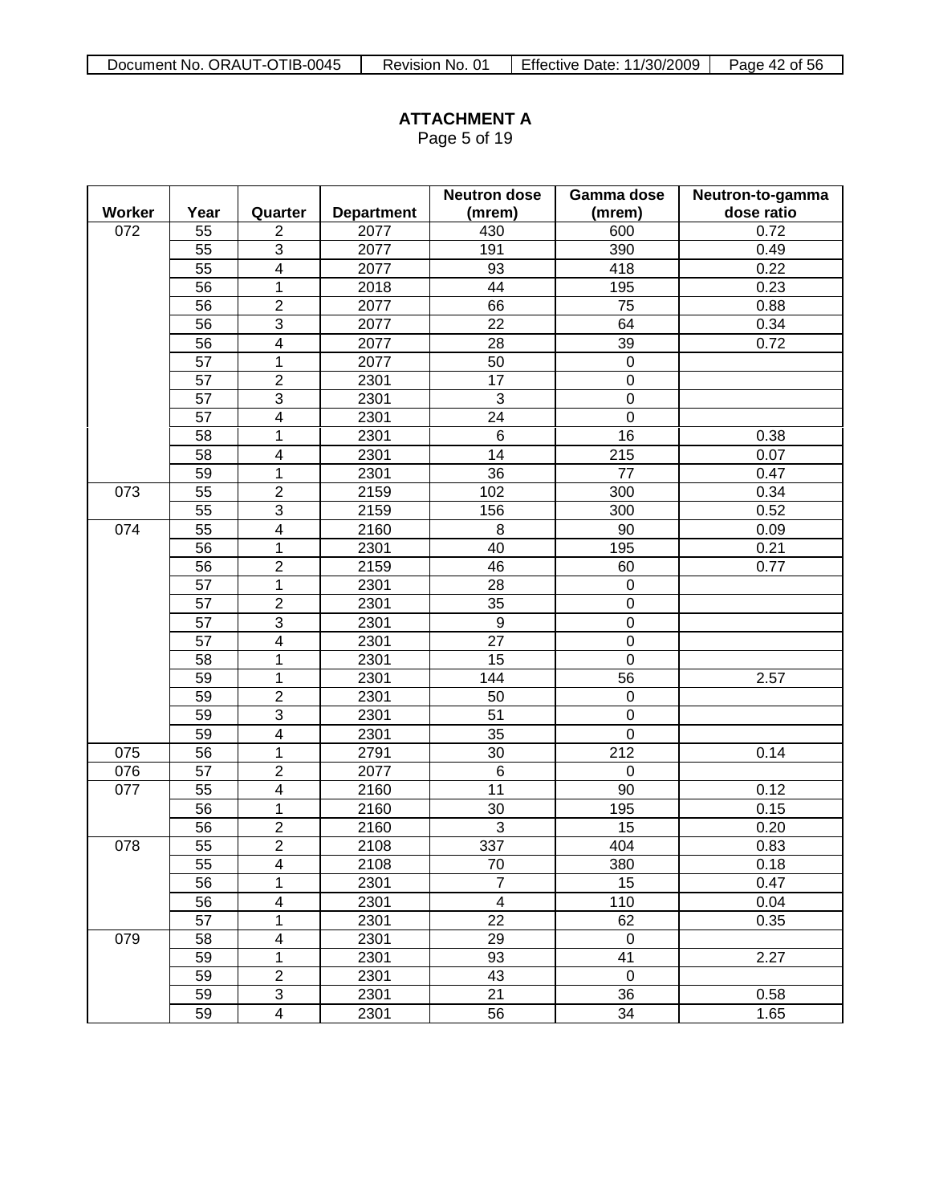**ATTACHMENT A**
Page 5 of 19

| Worker | Year | Quarter | Department | Neutron dose (mrem) | Gamma dose (mrem) | Neutron-to-gamma dose ratio |
|---|---|---|---|---|---|---|
| 072 | 55 | 2 | 2077 | 430 | 600 | 0.72 |
| | 55 | 3 | 2077 | 191 | 390 | 0.49 |
| | 55 | 4 | 2077 | 93 | 418 | 0.22 |
| | 56 | 1 | 2018 | 44 | 195 | 0.23 |
| | 56 | 2 | 2077 | 66 | 75 | 0.88 |
| | 56 | 3 | 2077 | 22 | 64 | 0.34 |
| | 56 | 4 | 2077 | 28 | 39 | 0.72 |
| | 57 | 1 | 2077 | 50 | 0 | |
| | 57 | 2 | 2301 | 17 | 0 | |
| | 57 | 3 | 2301 | 3 | 0 | |
| | 57 | 4 | 2301 | 24 | 0 | |
| | 58 | 1 | 2301 | 6 | 16 | 0.38 |
| | 58 | 4 | 2301 | 14 | 215 | 0.07 |
| | 59 | 1 | 2301 | 36 | 77 | 0.47 |
| 073 | 55 | 2 | 2159 | 102 | 300 | 0.34 |
| | 55 | 3 | 2159 | 156 | 300 | 0.52 |
| 074 | 55 | 4 | 2160 | 8 | 90 | 0.09 |
| | 56 | 1 | 2301 | 40 | 195 | 0.21 |
| | 56 | 2 | 2159 | 46 | 60 | 0.77 |
| | 57 | 1 | 2301 | 28 | 0 | |
| | 57 | 2 | 2301 | 35 | 0 | |
| | 57 | 3 | 2301 | 9 | 0 | |
| | 57 | 4 | 2301 | 27 | 0 | |
| | 58 | 1 | 2301 | 15 | 0 | |
| | 59 | 1 | 2301 | 144 | 56 | 2.57 |
| | 59 | 2 | 2301 | 50 | 0 | |
| | 59 | 3 | 2301 | 51 | 0 | |
| | 59 | 4 | 2301 | 35 | 0 | |
| 075 | 56 | 1 | 2791 | 30 | 212 | 0.14 |
| 076 | 57 | 2 | 2077 | 6 | 0 | |
| 077 | 55 | 4 | 2160 | 11 | 90 | 0.12 |
| | 56 | 1 | 2160 | 30 | 195 | 0.15 |
| | 56 | 2 | 2160 | 3 | 15 | 0.20 |
| 078 | 55 | 2 | 2108 | 337 | 404 | 0.83 |
| | 55 | 4 | 2108 | 70 | 380 | 0.18 |
| | 56 | 1 | 2301 | 7 | 15 | 0.47 |
| | 56 | 4 | 2301 | 4 | 110 | 0.04 |
| | 57 | 1 | 2301 | 22 | 62 | 0.35 |
| 079 | 58 | 4 | 2301 | 29 | 0 | |
| | 59 | 1 | 2301 | 93 | 41 | 2.27 |
| | 59 | 2 | 2301 | 43 | 0 | |
| | 59 | 3 | 2301 | 21 | 36 | 0.58 |
| | 59 | 4 | 2301 | 56 | 34 | 1.65 |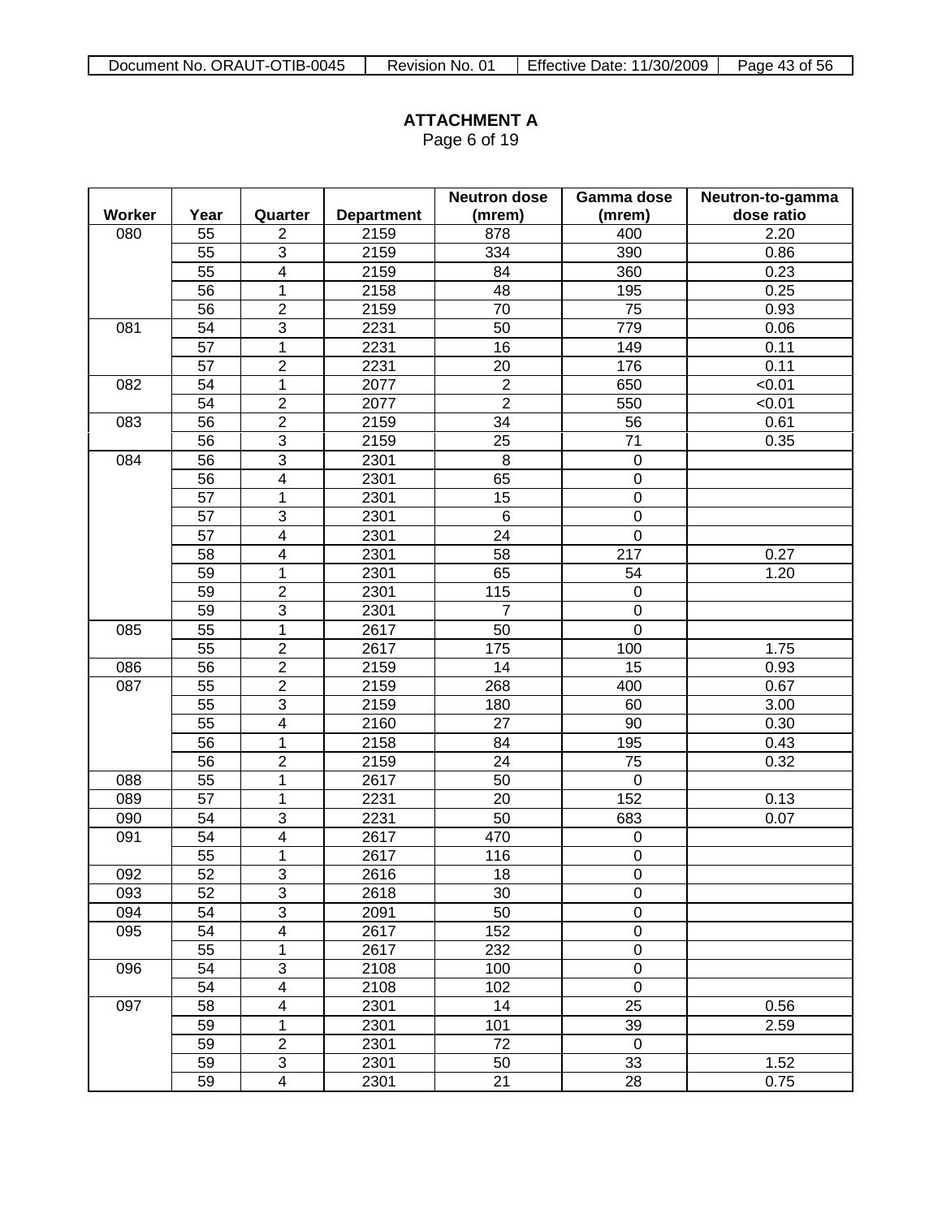**ATTACHMENT A**
Page 6 of 19

| Worker | Year | Quarter | Department | Neutron dose (mrem) | Gamma dose (mrem) | Neutron-to-gamma dose ratio |
|---|---|---|---|---|---|---|
| 080 | 55 | 2 | 2159 | 878 | 400 | 2.20 |
| | 55 | 3 | 2159 | 334 | 390 | 0.86 |
| | 55 | 4 | 2159 | 84 | 360 | 0.23 |
| | 56 | 1 | 2158 | 48 | 195 | 0.25 |
| | 56 | 2 | 2159 | 70 | 75 | 0.93 |
| 081 | 54 | 3 | 2231 | 50 | 779 | 0.06 |
| | 57 | 1 | 2231 | 16 | 149 | 0.11 |
| | 57 | 2 | 2231 | 20 | 176 | 0.11 |
| 082 | 54 | 1 | 2077 | 2 | 650 | <0.01 |
| | 54 | 2 | 2077 | 2 | 550 | <0.01 |
| 083 | 56 | 2 | 2159 | 34 | 56 | 0.61 |
| | 56 | 3 | 2159 | 25 | 71 | 0.35 |
| 084 | 56 | 3 | 2301 | 8 | 0 | |
| | 56 | 4 | 2301 | 65 | 0 | |
| | 57 | 1 | 2301 | 15 | 0 | |
| | 57 | 3 | 2301 | 6 | 0 | |
| | 57 | 4 | 2301 | 24 | 0 | |
| | 58 | 4 | 2301 | 58 | 217 | 0.27 |
| | 59 | 1 | 2301 | 65 | 54 | 1.20 |
| | 59 | 2 | 2301 | 115 | 0 | |
| | 59 | 3 | 2301 | 7 | 0 | |
| 085 | 55 | 1 | 2617 | 50 | 0 | |
| | 55 | 2 | 2617 | 175 | 100 | 1.75 |
| 086 | 56 | 2 | 2159 | 14 | 15 | 0.93 |
| 087 | 55 | 2 | 2159 | 268 | 400 | 0.67 |
| | 55 | 3 | 2159 | 180 | 60 | 3.00 |
| | 55 | 4 | 2160 | 27 | 90 | 0.30 |
| | 56 | 1 | 2158 | 84 | 195 | 0.43 |
| | 56 | 2 | 2159 | 24 | 75 | 0.32 |
| 088 | 55 | 1 | 2617 | 50 | 0 | |
| 089 | 57 | 1 | 2231 | 20 | 152 | 0.13 |
| 090 | 54 | 3 | 2231 | 50 | 683 | 0.07 |
| 091 | 54 | 4 | 2617 | 470 | 0 | |
| | 55 | 1 | 2617 | 116 | 0 | |
| 092 | 52 | 3 | 2616 | 18 | 0 | |
| 093 | 52 | 3 | 2618 | 30 | 0 | |
| 094 | 54 | 3 | 2091 | 50 | 0 | |
| 095 | 54 | 4 | 2617 | 152 | 0 | |
| | 55 | 1 | 2617 | 232 | 0 | |
| 096 | 54 | 3 | 2108 | 100 | 0 | |
| | 54 | 4 | 2108 | 102 | 0 | |
| 097 | 58 | 4 | 2301 | 14 | 25 | 0.56 |
| | 59 | 1 | 2301 | 101 | 39 | 2.59 |
| | 59 | 2 | 2301 | 72 | 0 | |
| | 59 | 3 | 2301 | 50 | 33 | 1.52 |
| | 59 | 4 | 2301 | 21 | 28 | 0.75 |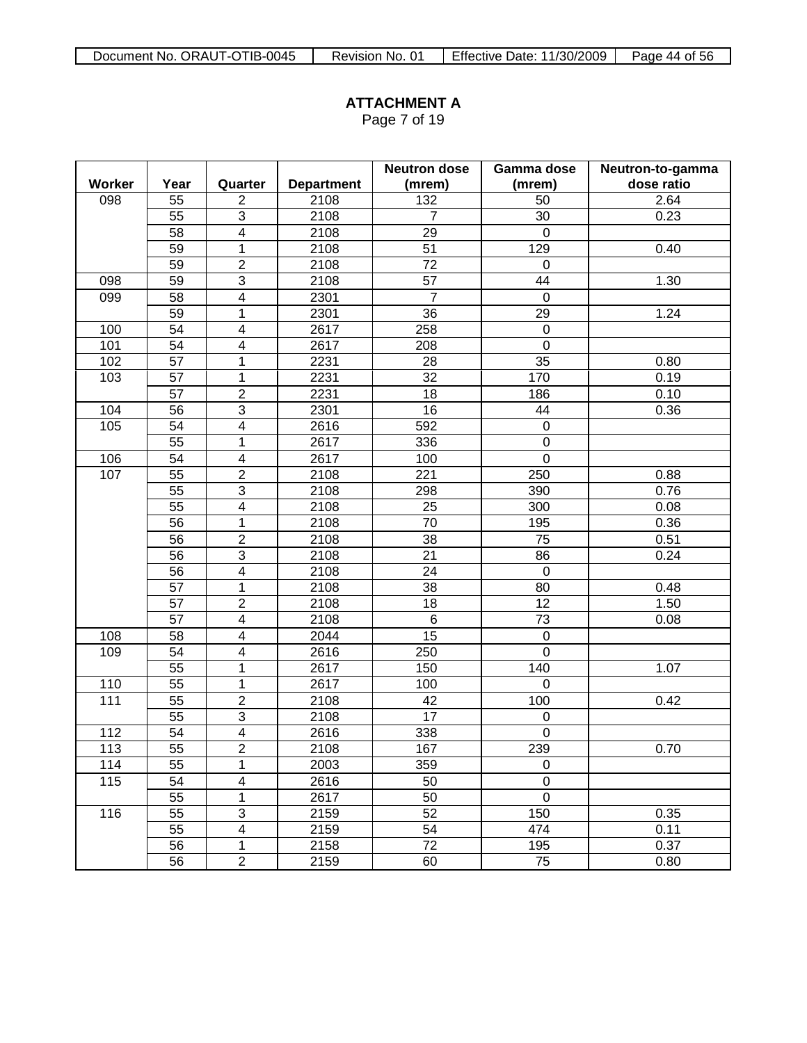**ATTACHMENT A**
Page 7 of 19

| Worker | Year | Quarter | Department | Neutron dose (mrem) | Gamma dose (mrem) | Neutron-to-gamma dose ratio |
|---|---|---|---|---|---|---|
| 098 | 55 | 2 | 2108 | 132 | 50 | 2.64 |
| | 55 | 3 | 2108 | 7 | 30 | 0.23 |
| | 58 | 4 | 2108 | 29 | 0 | |
| | 59 | 1 | 2108 | 51 | 129 | 0.40 |
| | 59 | 2 | 2108 | 72 | 0 | |
| 098 | 59 | 3 | 2108 | 57 | 44 | 1.30 |
| 099 | 58 | 4 | 2301 | 7 | 0 | |
| | 59 | 1 | 2301 | 36 | 29 | 1.24 |
| 100 | 54 | 4 | 2617 | 258 | 0 | |
| 101 | 54 | 4 | 2617 | 208 | 0 | |
| 102 | 57 | 1 | 2231 | 28 | 35 | 0.80 |
| 103 | 57 | 1 | 2231 | 32 | 170 | 0.19 |
| | 57 | 2 | 2231 | 18 | 186 | 0.10 |
| 104 | 56 | 3 | 2301 | 16 | 44 | 0.36 |
| 105 | 54 | 4 | 2616 | 592 | 0 | |
| | 55 | 1 | 2617 | 336 | 0 | |
| 106 | 54 | 4 | 2617 | 100 | 0 | |
| 107 | 55 | 2 | 2108 | 221 | 250 | 0.88 |
| | 55 | 3 | 2108 | 298 | 390 | 0.76 |
| | 55 | 4 | 2108 | 25 | 300 | 0.08 |
| | 56 | 1 | 2108 | 70 | 195 | 0.36 |
| | 56 | 2 | 2108 | 38 | 75 | 0.51 |
| | 56 | 3 | 2108 | 21 | 86 | 0.24 |
| | 56 | 4 | 2108 | 24 | 0 | |
| | 57 | 1 | 2108 | 38 | 80 | 0.48 |
| | 57 | 2 | 2108 | 18 | 12 | 1.50 |
| | 57 | 4 | 2108 | 6 | 73 | 0.08 |
| 108 | 58 | 4 | 2044 | 15 | 0 | |
| 109 | 54 | 4 | 2616 | 250 | 0 | |
| | 55 | 1 | 2617 | 150 | 140 | 1.07 |
| 110 | 55 | 1 | 2617 | 100 | 0 | |
| 111 | 55 | 2 | 2108 | 42 | 100 | 0.42 |
| | 55 | 3 | 2108 | 17 | 0 | |
| 112 | 54 | 4 | 2616 | 338 | 0 | |
| 113 | 55 | 2 | 2108 | 167 | 239 | 0.70 |
| 114 | 55 | 1 | 2003 | 359 | 0 | |
| 115 | 54 | 4 | 2616 | 50 | 0 | |
| | 55 | 1 | 2617 | 50 | 0 | |
| 116 | 55 | 3 | 2159 | 52 | 150 | 0.35 |
| | 55 | 4 | 2159 | 54 | 474 | 0.11 |
| | 56 | 1 | 2158 | 72 | 195 | 0.37 |
| | 56 | 2 | 2159 | 60 | 75 | 0.80 |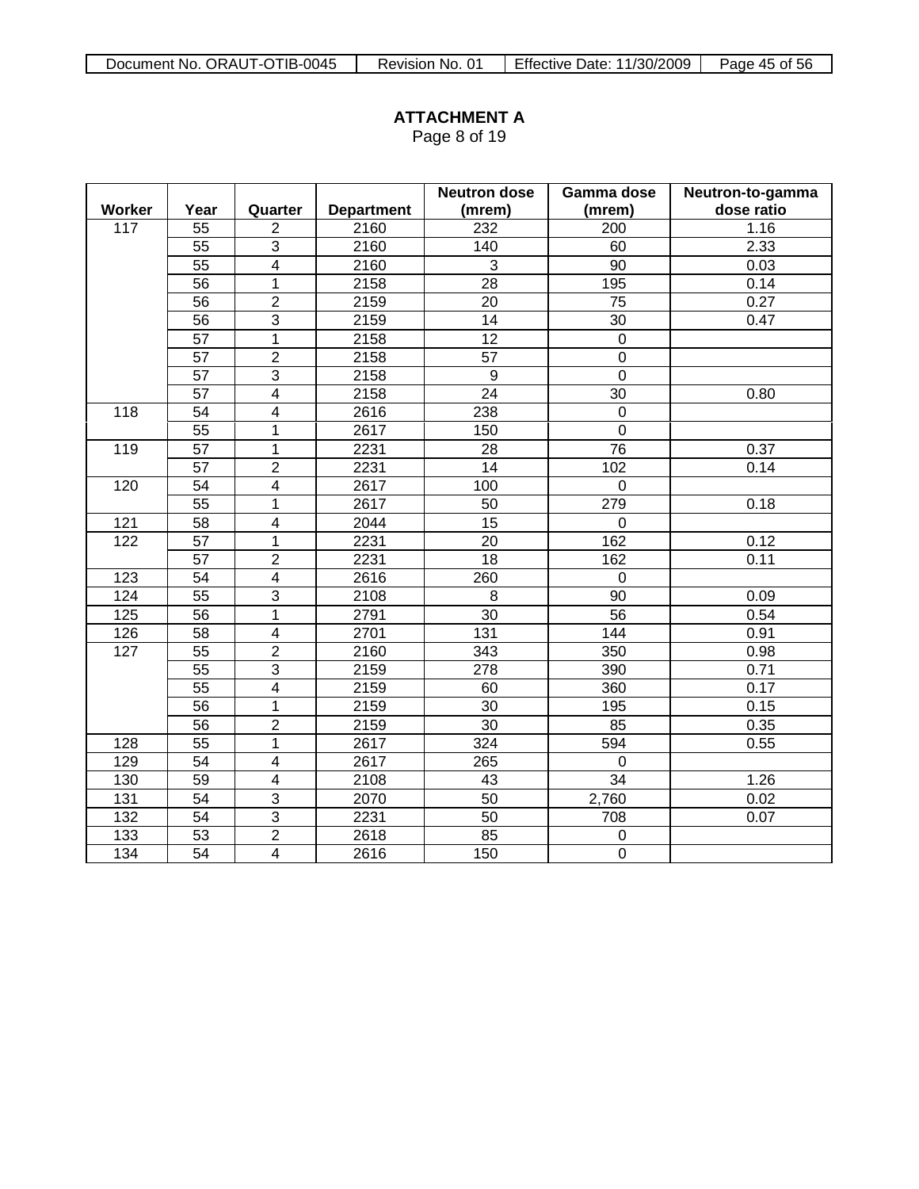**ATTACHMENT A**
Page 8 of 19

| Worker | Year | Quarter | Department | Neutron dose (mrem) | Gamma dose (mrem) | Neutron-to-gamma dose ratio |
|---|---|---|---|---|---|---|
| 117 | 55 | 2 | 2160 | 232 | 200 | 1.16 |
| | 55 | 3 | 2160 | 140 | 60 | 2.33 |
| | 55 | 4 | 2160 | 3 | 90 | 0.03 |
| | 56 | 1 | 2158 | 28 | 195 | 0.14 |
| | 56 | 2 | 2159 | 20 | 75 | 0.27 |
| | 56 | 3 | 2159 | 14 | 30 | 0.47 |
| | 57 | 1 | 2158 | 12 | 0 | |
| | 57 | 2 | 2158 | 57 | 0 | |
| | 57 | 3 | 2158 | 9 | 0 | |
| | 57 | 4 | 2158 | 24 | 30 | 0.80 |
| 118 | 54 | 4 | 2616 | 238 | 0 | |
| | 55 | 1 | 2617 | 150 | 0 | |
| 119 | 57 | 1 | 2231 | 28 | 76 | 0.37 |
| | 57 | 2 | 2231 | 14 | 102 | 0.14 |
| 120 | 54 | 4 | 2617 | 100 | 0 | |
| | 55 | 1 | 2617 | 50 | 279 | 0.18 |
| 121 | 58 | 4 | 2044 | 15 | 0 | |
| 122 | 57 | 1 | 2231 | 20 | 162 | 0.12 |
| | 57 | 2 | 2231 | 18 | 162 | 0.11 |
| 123 | 54 | 4 | 2616 | 260 | 0 | |
| 124 | 55 | 3 | 2108 | 8 | 90 | 0.09 |
| 125 | 56 | 1 | 2791 | 30 | 56 | 0.54 |
| 126 | 58 | 4 | 2701 | 131 | 144 | 0.91 |
| 127 | 55 | 2 | 2160 | 343 | 350 | 0.98 |
| | 55 | 3 | 2159 | 278 | 390 | 0.71 |
| | 55 | 4 | 2159 | 60 | 360 | 0.17 |
| | 56 | 1 | 2159 | 30 | 195 | 0.15 |
| | 56 | 2 | 2159 | 30 | 85 | 0.35 |
| 128 | 55 | 1 | 2617 | 324 | 594 | 0.55 |
| 129 | 54 | 4 | 2617 | 265 | 0 | |
| 130 | 59 | 4 | 2108 | 43 | 34 | 1.26 |
| 131 | 54 | 3 | 2070 | 50 | 2,760 | 0.02 |
| 132 | 54 | 3 | 2231 | 50 | 708 | 0.07 |
| 133 | 53 | 2 | 2618 | 85 | 0 | |
| 134 | 54 | 4 | 2616 | 150 | 0 | |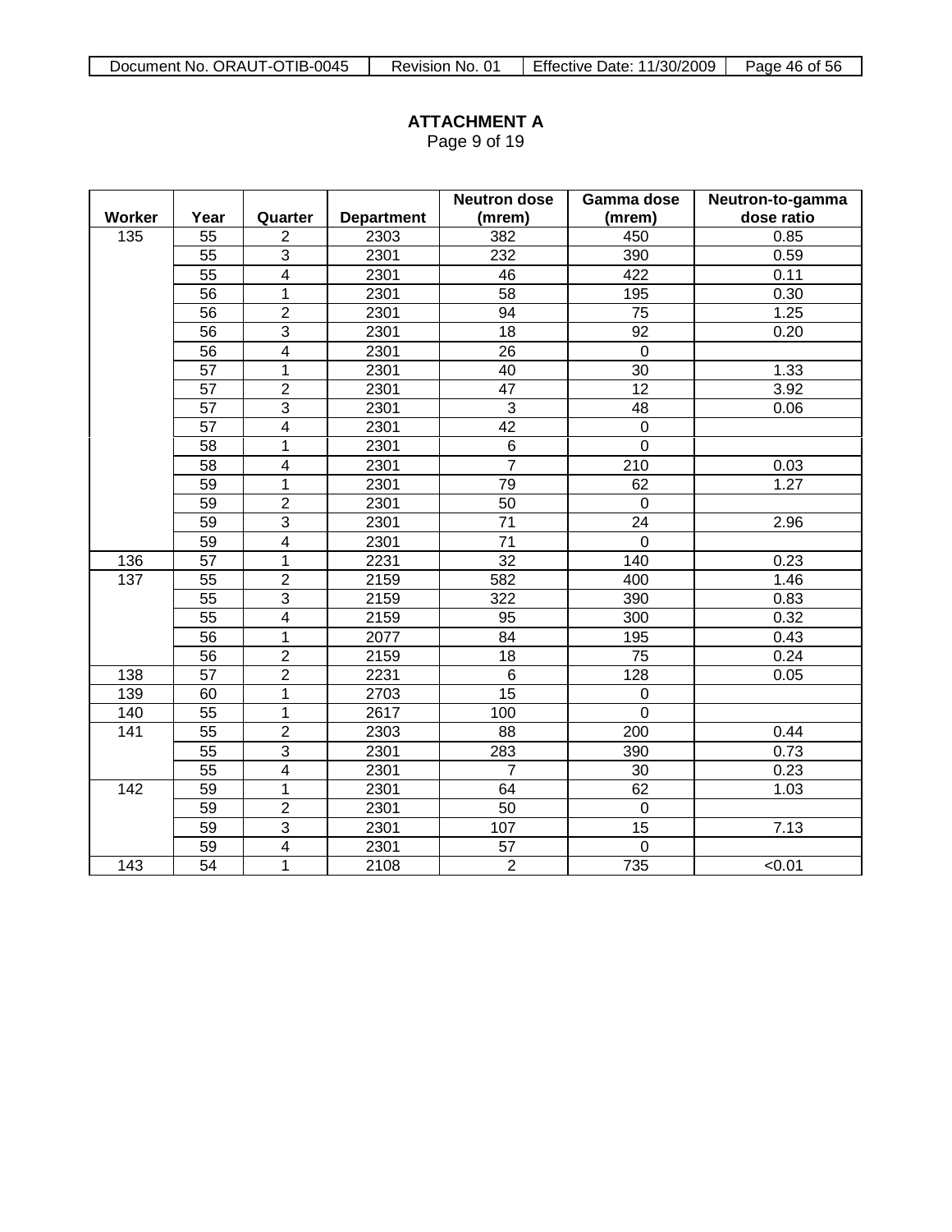**ATTACHMENT A**
Page 9 of 19

| Worker | Year | Quarter | Department | Neutron dose (mrem) | Gamma dose (mrem) | Neutron-to-gamma dose ratio |
|---|---|---|---|---|---|---|
| 135 | 55 | 2 | 2303 | 382 | 450 | 0.85 |
| | 55 | 3 | 2301 | 232 | 390 | 0.59 |
| | 55 | 4 | 2301 | 46 | 422 | 0.11 |
| | 56 | 1 | 2301 | 58 | 195 | 0.30 |
| | 56 | 2 | 2301 | 94 | 75 | 1.25 |
| | 56 | 3 | 2301 | 18 | 92 | 0.20 |
| | 56 | 4 | 2301 | 26 | 0 | |
| | 57 | 1 | 2301 | 40 | 30 | 1.33 |
| | 57 | 2 | 2301 | 47 | 12 | 3.92 |
| | 57 | 3 | 2301 | 3 | 48 | 0.06 |
| | 57 | 4 | 2301 | 42 | 0 | |
| | 58 | 1 | 2301 | 6 | 0 | |
| | 58 | 4 | 2301 | 7 | 210 | 0.03 |
| | 59 | 1 | 2301 | 79 | 62 | 1.27 |
| | 59 | 2 | 2301 | 50 | 0 | |
| | 59 | 3 | 2301 | 71 | 24 | 2.96 |
| | 59 | 4 | 2301 | 71 | 0 | |
| 136 | 57 | 1 | 2231 | 32 | 140 | 0.23 |
| 137 | 55 | 2 | 2159 | 582 | 400 | 1.46 |
| | 55 | 3 | 2159 | 322 | 390 | 0.83 |
| | 55 | 4 | 2159 | 95 | 300 | 0.32 |
| | 56 | 1 | 2077 | 84 | 195 | 0.43 |
| | 56 | 2 | 2159 | 18 | 75 | 0.24 |
| 138 | 57 | 2 | 2231 | 6 | 128 | 0.05 |
| 139 | 60 | 1 | 2703 | 15 | 0 | |
| 140 | 55 | 1 | 2617 | 100 | 0 | |
| 141 | 55 | 2 | 2303 | 88 | 200 | 0.44 |
| | 55 | 3 | 2301 | 283 | 390 | 0.73 |
| | 55 | 4 | 2301 | 7 | 30 | 0.23 |
| 142 | 59 | 1 | 2301 | 64 | 62 | 1.03 |
| | 59 | 2 | 2301 | 50 | 0 | |
| | 59 | 3 | 2301 | 107 | 15 | 7.13 |
| | 59 | 4 | 2301 | 57 | 0 | |
| 143 | 54 | 1 | 2108 | 2 | 735 | <0.01 |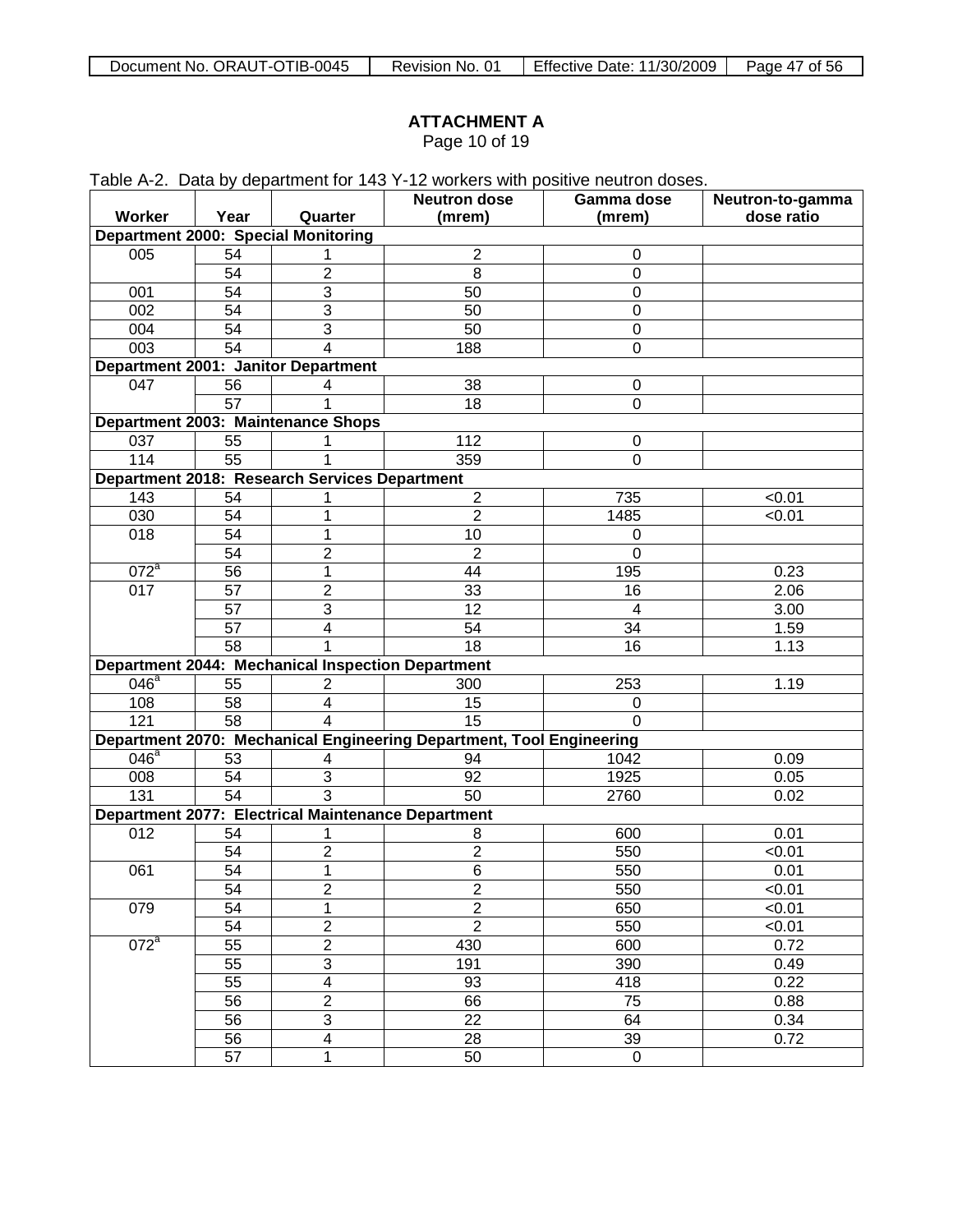**ATTACHMENT A**

Page 10 of 19

Table A-2. Data by department for 143 Y-12 workers with positive neutron doses.

| Worker | Year | Quarter | Neutron dose (mrem) | Gamma dose (mrem) | Neutron-to-gamma dose ratio |
|---|---|---|---|---|---|
| **Department 2000: Special Monitoring** | | | | | |
| 005 | 54 | 1 | 2 | 0 | |
| | 54 | 2 | 8 | 0 | |
| 001 | 54 | 3 | 50 | 0 | |
| 002 | 54 | 3 | 50 | 0 | |
| 004 | 54 | 3 | 50 | 0 | |
| 003 | 54 | 4 | 188 | 0 | |
| **Department 2001: Janitor Department** | | | | | |
| 047 | 56 | 4 | 38 | 0 | |
| | 57 | 1 | 18 | 0 | |
| **Department 2003: Maintenance Shops** | | | | | |
| 037 | 55 | 1 | 112 | 0 | |
| 114 | 55 | 1 | 359 | 0 | |
| **Department 2018: Research Services Department** | | | | | |
| 143 | 54 | 1 | 2 | 735 | <0.01 |
| 030 | 54 | 1 | 2 | 1485 | <0.01 |
| 018 | 54 | 1 | 10 | 0 | |
| | 54 | 2 | 2 | 0 | |
| 072[a] | 56 | 1 | 44 | 195 | 0.23 |
| 017 | 57 | 2 | 33 | 16 | 2.06 |
| | 57 | 3 | 12 | 4 | 3.00 |
| | 57 | 4 | 54 | 34 | 1.59 |
| | 58 | 1 | 18 | 16 | 1.13 |
| **Department 2044: Mechanical Inspection Department** | | | | | |
| 046[a] | 55 | 2 | 300 | 253 | 1.19 |
| 108 | 58 | 4 | 15 | 0 | |
| 121 | 58 | 4 | 15 | 0 | |
| **Department 2070: Mechanical Engineering Department, Tool Engineering** | | | | | |
| 046[a] | 53 | 4 | 94 | 1042 | 0.09 |
| 008 | 54 | 3 | 92 | 1925 | 0.05 |
| 131 | 54 | 3 | 50 | 2760 | 0.02 |
| **Department 2077: Electrical Maintenance Department** | | | | | |
| 012 | 54 | 1 | 8 | 600 | 0.01 |
| | 54 | 2 | 2 | 550 | <0.01 |
| 061 | 54 | 1 | 6 | 550 | 0.01 |
| | 54 | 2 | 2 | 550 | <0.01 |
| 079 | 54 | 1 | 2 | 650 | <0.01 |
| | 54 | 2 | 2 | 550 | <0.01 |
| 072[a] | 55 | 2 | 430 | 600 | 0.72 |
| | 55 | 3 | 191 | 390 | 0.49 |
| | 55 | 4 | 93 | 418 | 0.22 |
| | 56 | 2 | 66 | 75 | 0.88 |
| | 56 | 3 | 22 | 64 | 0.34 |
| | 56 | 4 | 28 | 39 | 0.72 |
| | 57 | 1 | 50 | 0 | |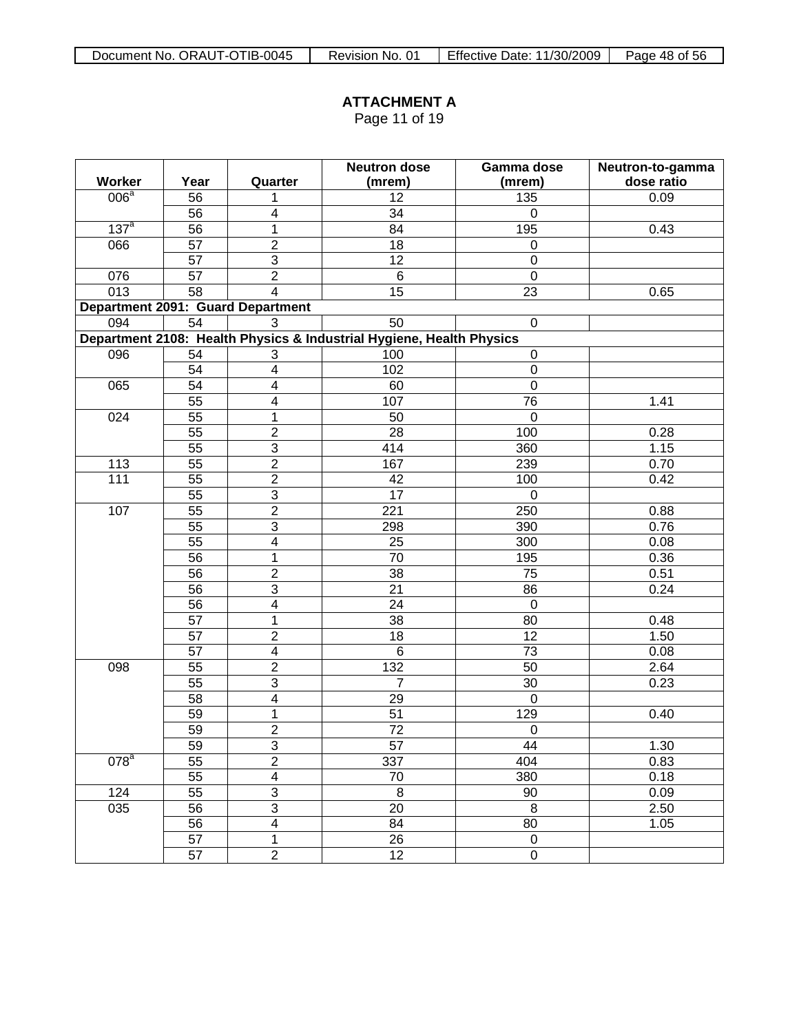**ATTACHMENT A**
Page 11 of 19

| Worker | Year | Quarter | Neutron dose (mrem) | Gamma dose (mrem) | Neutron-to-gamma dose ratio |
|---|---|---|---|---|---|
| 006[a] | 56 | 1 | 12 | 135 | 0.09 |
| | 56 | 4 | 34 | 0 | |
| 137[a] | 56 | 1 | 84 | 195 | 0.43 |
| 066 | 57 | 2 | 18 | 0 | |
| | 57 | 3 | 12 | 0 | |
| 076 | 57 | 2 | 6 | 0 | |
| 013 | 58 | 4 | 15 | 23 | 0.65 |
| **Department 2091: Guard Department** | | | | | |
| 094 | 54 | 3 | 50 | 0 | |
| **Department 2108: Health Physics & Industrial Hygiene, Health Physics** | | | | | |
| 096 | 54 | 3 | 100 | 0 | |
| | 54 | 4 | 102 | 0 | |
| 065 | 54 | 4 | 60 | 0 | |
| | 55 | 4 | 107 | 76 | 1.41 |
| 024 | 55 | 1 | 50 | 0 | |
| | 55 | 2 | 28 | 100 | 0.28 |
| | 55 | 3 | 414 | 360 | 1.15 |
| 113 | 55 | 2 | 167 | 239 | 0.70 |
| 111 | 55 | 2 | 42 | 100 | 0.42 |
| | 55 | 3 | 17 | 0 | |
| 107 | 55 | 2 | 221 | 250 | 0.88 |
| | 55 | 3 | 298 | 390 | 0.76 |
| | 55 | 4 | 25 | 300 | 0.08 |
| | 56 | 1 | 70 | 195 | 0.36 |
| | 56 | 2 | 38 | 75 | 0.51 |
| | 56 | 3 | 21 | 86 | 0.24 |
| | 56 | 4 | 24 | 0 | |
| | 57 | 1 | 38 | 80 | 0.48 |
| | 57 | 2 | 18 | 12 | 1.50 |
| | 57 | 4 | 6 | 73 | 0.08 |
| 098 | 55 | 2 | 132 | 50 | 2.64 |
| | 55 | 3 | 7 | 30 | 0.23 |
| | 58 | 4 | 29 | 0 | |
| | 59 | 1 | 51 | 129 | 0.40 |
| | 59 | 2 | 72 | 0 | |
| | 59 | 3 | 57 | 44 | 1.30 |
| 078[a] | 55 | 2 | 337 | 404 | 0.83 |
| | 55 | 4 | 70 | 380 | 0.18 |
| 124 | 55 | 3 | 8 | 90 | 0.09 |
| 035 | 56 | 3 | 20 | 8 | 2.50 |
| | 56 | 4 | 84 | 80 | 1.05 |
| | 57 | 1 | 26 | 0 | |
| | 57 | 2 | 12 | 0 | |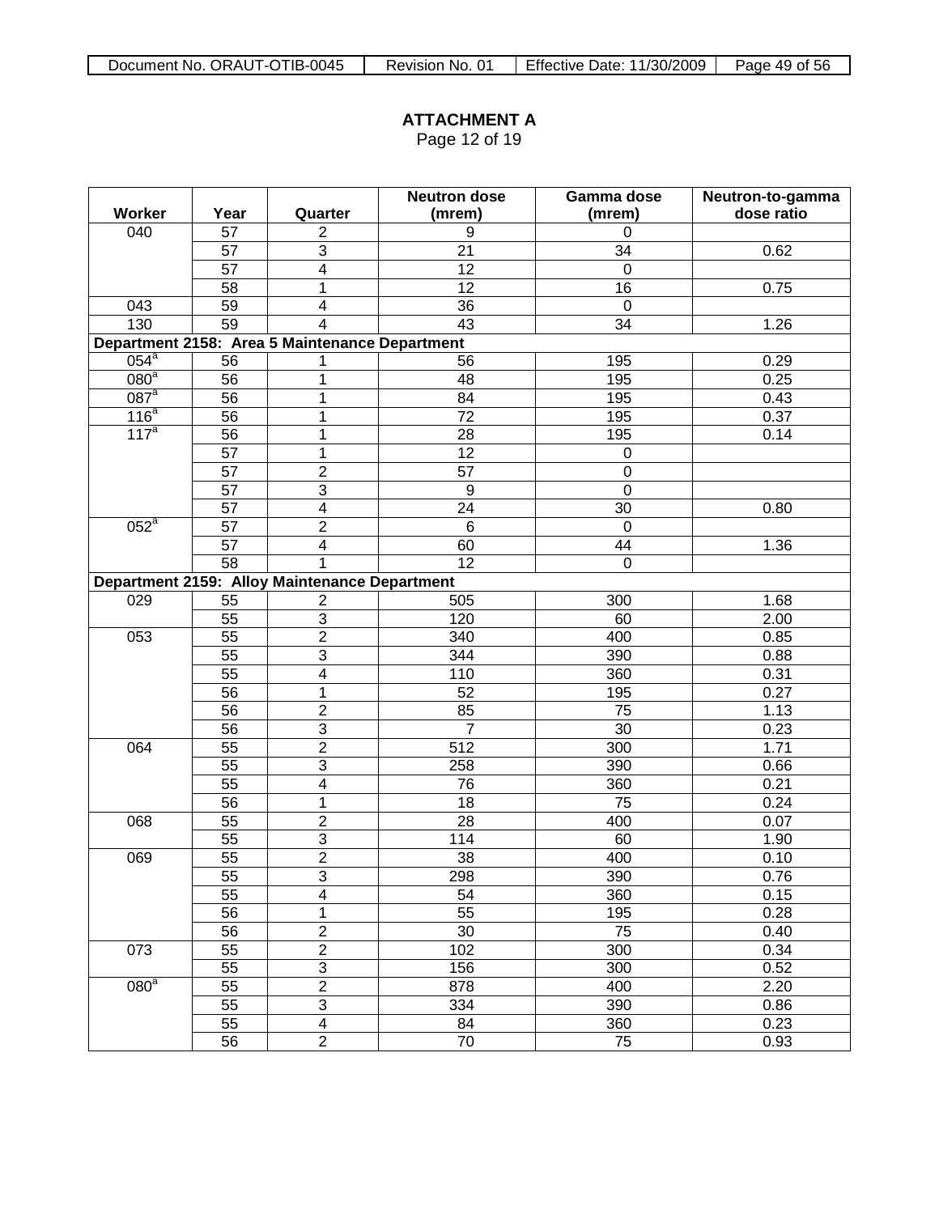# ATTACHMENT A

Page 12 of 19

| Worker | Year | Quarter | Neutron dose (mrem) | Gamma dose (mrem) | Neutron-to-gamma dose ratio |
|---|---|---|---|---|---|
| 040 | 57 | 2 | 9 | 0 | |
| | 57 | 3 | 21 | 34 | 0.62 |
| | 57 | 4 | 12 | 0 | |
| | 58 | 1 | 12 | 16 | 0.75 |
| 043 | 59 | 4 | 36 | 0 | |
| 130 | 59 | 4 | 43 | 34 | 1.26 |
| **Department 2158: Area 5 Maintenance Department** | | | | | |
| 054[a] | 56 | 1 | 56 | 195 | 0.29 |
| 080[a] | 56 | 1 | 48 | 195 | 0.25 |
| 087[a] | 56 | 1 | 84 | 195 | 0.43 |
| 116[a] | 56 | 1 | 72 | 195 | 0.37 |
| 117[a] | 56 | 1 | 28 | 195 | 0.14 |
| | 57 | 1 | 12 | 0 | |
| | 57 | 2 | 57 | 0 | |
| | 57 | 3 | 9 | 0 | |
| | 57 | 4 | 24 | 30 | 0.80 |
| 052[a] | 57 | 2 | 6 | 0 | |
| | 57 | 4 | 60 | 44 | 1.36 |
| | 58 | 1 | 12 | 0 | |
| **Department 2159: Alloy Maintenance Department** | | | | | |
| 029 | 55 | 2 | 505 | 300 | 1.68 |
| | 55 | 3 | 120 | 60 | 2.00 |
| 053 | 55 | 2 | 340 | 400 | 0.85 |
| | 55 | 3 | 344 | 390 | 0.88 |
| | 55 | 4 | 110 | 360 | 0.31 |
| | 56 | 1 | 52 | 195 | 0.27 |
| | 56 | 2 | 85 | 75 | 1.13 |
| | 56 | 3 | 7 | 30 | 0.23 |
| 064 | 55 | 2 | 512 | 300 | 1.71 |
| | 55 | 3 | 258 | 390 | 0.66 |
| | 55 | 4 | 76 | 360 | 0.21 |
| | 56 | 1 | 18 | 75 | 0.24 |
| 068 | 55 | 2 | 28 | 400 | 0.07 |
| | 55 | 3 | 114 | 60 | 1.90 |
| 069 | 55 | 2 | 38 | 400 | 0.10 |
| | 55 | 3 | 298 | 390 | 0.76 |
| | 55 | 4 | 54 | 360 | 0.15 |
| | 56 | 1 | 55 | 195 | 0.28 |
| | 56 | 2 | 30 | 75 | 0.40 |
| 073 | 55 | 2 | 102 | 300 | 0.34 |
| | 55 | 3 | 156 | 300 | 0.52 |
| 080[a] | 55 | 2 | 878 | 400 | 2.20 |
| | 55 | 3 | 334 | 390 | 0.86 |
| | 55 | 4 | 84 | 360 | 0.23 |
| | 56 | 2 | 70 | 75 | 0.93 |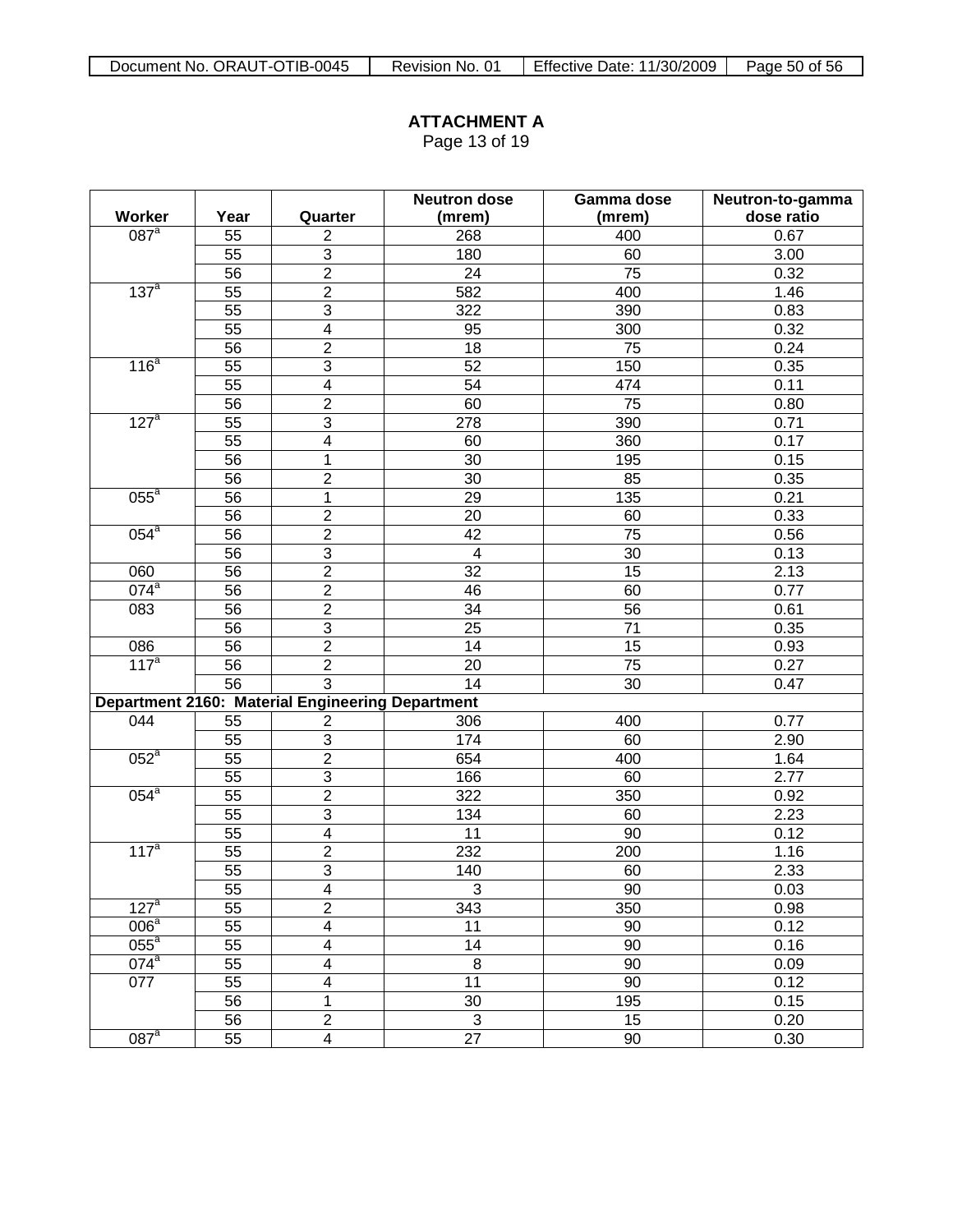## ATTACHMENT A

Page 13 of 19

| Worker | Year | Quarter | Neutron dose (mrem) | Gamma dose (mrem) | Neutron-to-gamma dose ratio |
|---|---|---|---|---|---|
| 087[a] | 55 | 2 | 268 | 400 | 0.67 |
| | 55 | 3 | 180 | 60 | 3.00 |
| | 56 | 2 | 24 | 75 | 0.32 |
| 137[a] | 55 | 2 | 582 | 400 | 1.46 |
| | 55 | 3 | 322 | 390 | 0.83 |
| | 55 | 4 | 95 | 300 | 0.32 |
| | 56 | 2 | 18 | 75 | 0.24 |
| 116[a] | 55 | 3 | 52 | 150 | 0.35 |
| | 55 | 4 | 54 | 474 | 0.11 |
| | 56 | 2 | 60 | 75 | 0.80 |
| 127[a] | 55 | 3 | 278 | 390 | 0.71 |
| | 55 | 4 | 60 | 360 | 0.17 |
| | 56 | 1 | 30 | 195 | 0.15 |
| | 56 | 2 | 30 | 85 | 0.35 |
| 055[a] | 56 | 1 | 29 | 135 | 0.21 |
| | 56 | 2 | 20 | 60 | 0.33 |
| 054[a] | 56 | 2 | 42 | 75 | 0.56 |
| | 56 | 3 | 4 | 30 | 0.13 |
| 060 | 56 | 2 | 32 | 15 | 2.13 |
| 074[a] | 56 | 2 | 46 | 60 | 0.77 |
| 083 | 56 | 2 | 34 | 56 | 0.61 |
| | 56 | 3 | 25 | 71 | 0.35 |
| 086 | 56 | 2 | 14 | 15 | 0.93 |
| 117[a] | 56 | 2 | 20 | 75 | 0.27 |
| | 56 | 3 | 14 | 30 | 0.47 |
| **Department 2160: Material Engineering Department** | | | | | |
| 044 | 55 | 2 | 306 | 400 | 0.77 |
| | 55 | 3 | 174 | 60 | 2.90 |
| 052[a] | 55 | 2 | 654 | 400 | 1.64 |
| | 55 | 3 | 166 | 60 | 2.77 |
| 054[a] | 55 | 2 | 322 | 350 | 0.92 |
| | 55 | 3 | 134 | 60 | 2.23 |
| | 55 | 4 | 11 | 90 | 0.12 |
| 117[a] | 55 | 2 | 232 | 200 | 1.16 |
| | 55 | 3 | 140 | 60 | 2.33 |
| | 55 | 4 | 3 | 90 | 0.03 |
| 127[a] | 55 | 2 | 343 | 350 | 0.98 |
| 006[a] | 55 | 4 | 11 | 90 | 0.12 |
| 055[a] | 55 | 4 | 14 | 90 | 0.16 |
| 074[a] | 55 | 4 | 8 | 90 | 0.09 |
| 077 | 55 | 4 | 11 | 90 | 0.12 |
| | 56 | 1 | 30 | 195 | 0.15 |
| | 56 | 2 | 3 | 15 | 0.20 |
| 087[a] | 55 | 4 | 27 | 90 | 0.30 |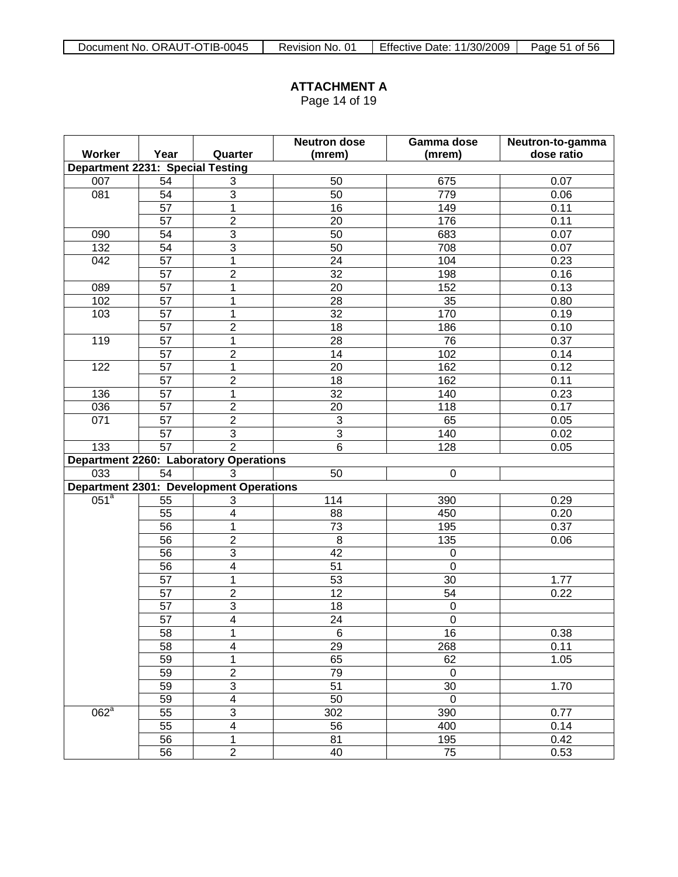# ATTACHMENT A

Page 14 of 19

| Worker | Year | Quarter | Neutron dose (mrem) | Gamma dose (mrem) | Neutron-to-gamma dose ratio |
|---|---|---|---|---|---|
| **Department 2231: Special Testing** | | | | | |
| 007 | 54 | 3 | 50 | 675 | 0.07 |
| 081 | 54 | 3 | 50 | 779 | 0.06 |
| | 57 | 1 | 16 | 149 | 0.11 |
| | 57 | 2 | 20 | 176 | 0.11 |
| 090 | 54 | 3 | 50 | 683 | 0.07 |
| 132 | 54 | 3 | 50 | 708 | 0.07 |
| 042 | 57 | 1 | 24 | 104 | 0.23 |
| | 57 | 2 | 32 | 198 | 0.16 |
| 089 | 57 | 1 | 20 | 152 | 0.13 |
| 102 | 57 | 1 | 28 | 35 | 0.80 |
| 103 | 57 | 1 | 32 | 170 | 0.19 |
| | 57 | 2 | 18 | 186 | 0.10 |
| 119 | 57 | 1 | 28 | 76 | 0.37 |
| | 57 | 2 | 14 | 102 | 0.14 |
| 122 | 57 | 1 | 20 | 162 | 0.12 |
| | 57 | 2 | 18 | 162 | 0.11 |
| 136 | 57 | 1 | 32 | 140 | 0.23 |
| 036 | 57 | 2 | 20 | 118 | 0.17 |
| 071 | 57 | 2 | 3 | 65 | 0.05 |
| | 57 | 3 | 3 | 140 | 0.02 |
| 133 | 57 | 2 | 6 | 128 | 0.05 |
| **Department 2260: Laboratory Operations** | | | | | |
| 033 | 54 | 3 | 50 | 0 | |
| **Department 2301: Development Operations** | | | | | |
| 051[a] | 55 | 3 | 114 | 390 | 0.29 |
| | 55 | 4 | 88 | 450 | 0.20 |
| | 56 | 1 | 73 | 195 | 0.37 |
| | 56 | 2 | 8 | 135 | 0.06 |
| | 56 | 3 | 42 | 0 | |
| | 56 | 4 | 51 | 0 | |
| | 57 | 1 | 53 | 30 | 1.77 |
| | 57 | 2 | 12 | 54 | 0.22 |
| | 57 | 3 | 18 | 0 | |
| | 57 | 4 | 24 | 0 | |
| | 58 | 1 | 6 | 16 | 0.38 |
| | 58 | 4 | 29 | 268 | 0.11 |
| | 59 | 1 | 65 | 62 | 1.05 |
| | 59 | 2 | 79 | 0 | |
| | 59 | 3 | 51 | 30 | 1.70 |
| | 59 | 4 | 50 | 0 | |
| 062[a] | 55 | 3 | 302 | 390 | 0.77 |
| | 55 | 4 | 56 | 400 | 0.14 |
| | 56 | 1 | 81 | 195 | 0.42 |
| | 56 | 2 | 40 | 75 | 0.53 |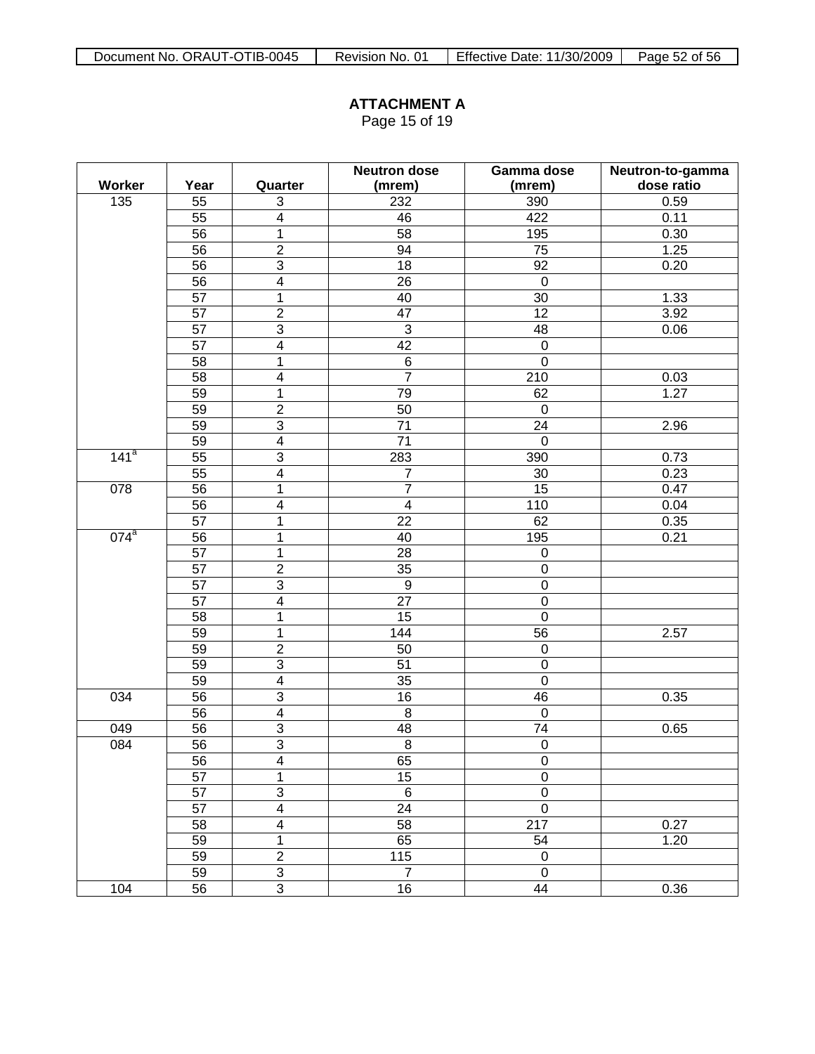**ATTACHMENT A**
Page 15 of 19

| Worker | Year | Quarter | Neutron dose (mrem) | Gamma dose (mrem) | Neutron-to-gamma dose ratio |
|---|---|---|---|---|---|
| 135 | 55 | 3 | 232 | 390 | 0.59 |
| | 55 | 4 | 46 | 422 | 0.11 |
| | 56 | 1 | 58 | 195 | 0.30 |
| | 56 | 2 | 94 | 75 | 1.25 |
| | 56 | 3 | 18 | 92 | 0.20 |
| | 56 | 4 | 26 | 0 | |
| | 57 | 1 | 40 | 30 | 1.33 |
| | 57 | 2 | 47 | 12 | 3.92 |
| | 57 | 3 | 3 | 48 | 0.06 |
| | 57 | 4 | 42 | 0 | |
| | 58 | 1 | 6 | 0 | |
| | 58 | 4 | 7 | 210 | 0.03 |
| | 59 | 1 | 79 | 62 | 1.27 |
| | 59 | 2 | 50 | 0 | |
| | 59 | 3 | 71 | 24 | 2.96 |
| | 59 | 4 | 71 | 0 | |
| 141[a] | 55 | 3 | 283 | 390 | 0.73 |
| | 55 | 4 | 7 | 30 | 0.23 |
| 078 | 56 | 1 | 7 | 15 | 0.47 |
| | 56 | 4 | 4 | 110 | 0.04 |
| | 57 | 1 | 22 | 62 | 0.35 |
| 074[a] | 56 | 1 | 40 | 195 | 0.21 |
| | 57 | 1 | 28 | 0 | |
| | 57 | 2 | 35 | 0 | |
| | 57 | 3 | 9 | 0 | |
| | 57 | 4 | 27 | 0 | |
| | 58 | 1 | 15 | 0 | |
| | 59 | 1 | 144 | 56 | 2.57 |
| | 59 | 2 | 50 | 0 | |
| | 59 | 3 | 51 | 0 | |
| | 59 | 4 | 35 | 0 | |
| 034 | 56 | 3 | 16 | 46 | 0.35 |
| | 56 | 4 | 8 | 0 | |
| 049 | 56 | 3 | 48 | 74 | 0.65 |
| 084 | 56 | 3 | 8 | 0 | |
| | 56 | 4 | 65 | 0 | |
| | 57 | 1 | 15 | 0 | |
| | 57 | 3 | 6 | 0 | |
| | 57 | 4 | 24 | 0 | |
| | 58 | 4 | 58 | 217 | 0.27 |
| | 59 | 1 | 65 | 54 | 1.20 |
| | 59 | 2 | 115 | 0 | |
| | 59 | 3 | 7 | 0 | |
| 104 | 56 | 3 | 16 | 44 | 0.36 |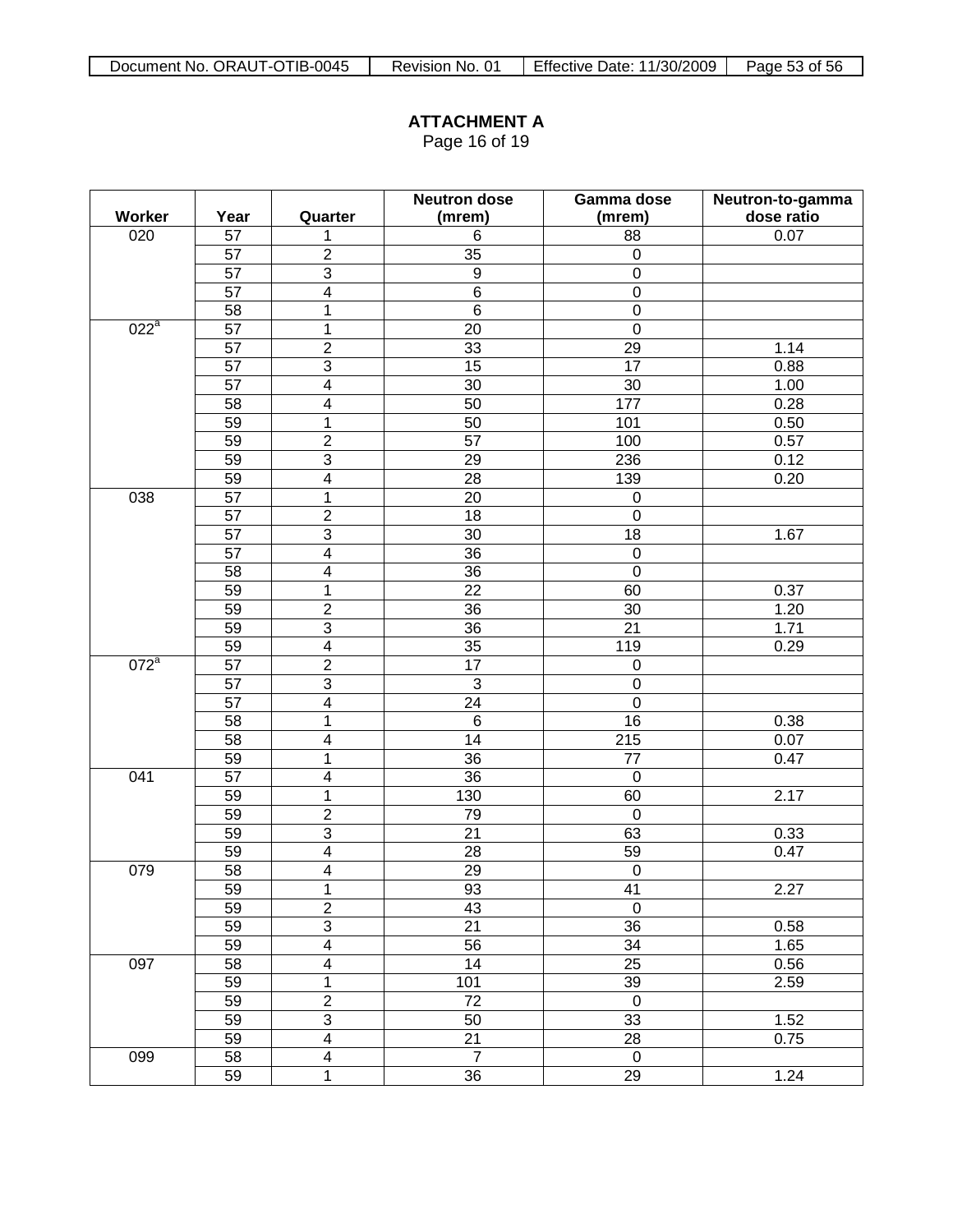**ATTACHMENT A**
Page 16 of 19

| Worker | Year | Quarter | Neutron dose (mrem) | Gamma dose (mrem) | Neutron-to-gamma dose ratio |
|---|---|---|---|---|---|
| 020 | 57 | 1 | 6 | 88 | 0.07 |
| | 57 | 2 | 35 | 0 | |
| | 57 | 3 | 9 | 0 | |
| | 57 | 4 | 6 | 0 | |
| | 58 | 1 | 6 | 0 | |
| 022[a] | 57 | 1 | 20 | 0 | |
| | 57 | 2 | 33 | 29 | 1.14 |
| | 57 | 3 | 15 | 17 | 0.88 |
| | 57 | 4 | 30 | 30 | 1.00 |
| | 58 | 4 | 50 | 177 | 0.28 |
| | 59 | 1 | 50 | 101 | 0.50 |
| | 59 | 2 | 57 | 100 | 0.57 |
| | 59 | 3 | 29 | 236 | 0.12 |
| | 59 | 4 | 28 | 139 | 0.20 |
| 038 | 57 | 1 | 20 | 0 | |
| | 57 | 2 | 18 | 0 | |
| | 57 | 3 | 30 | 18 | 1.67 |
| | 57 | 4 | 36 | 0 | |
| | 58 | 4 | 36 | 0 | |
| | 59 | 1 | 22 | 60 | 0.37 |
| | 59 | 2 | 36 | 30 | 1.20 |
| | 59 | 3 | 36 | 21 | 1.71 |
| | 59 | 4 | 35 | 119 | 0.29 |
| 072[a] | 57 | 2 | 17 | 0 | |
| | 57 | 3 | 3 | 0 | |
| | 57 | 4 | 24 | 0 | |
| | 58 | 1 | 6 | 16 | 0.38 |
| | 58 | 4 | 14 | 215 | 0.07 |
| | 59 | 1 | 36 | 77 | 0.47 |
| 041 | 57 | 4 | 36 | 0 | |
| | 59 | 1 | 130 | 60 | 2.17 |
| | 59 | 2 | 79 | 0 | |
| | 59 | 3 | 21 | 63 | 0.33 |
| | 59 | 4 | 28 | 59 | 0.47 |
| 079 | 58 | 4 | 29 | 0 | |
| | 59 | 1 | 93 | 41 | 2.27 |
| | 59 | 2 | 43 | 0 | |
| | 59 | 3 | 21 | 36 | 0.58 |
| | 59 | 4 | 56 | 34 | 1.65 |
| 097 | 58 | 4 | 14 | 25 | 0.56 |
| | 59 | 1 | 101 | 39 | 2.59 |
| | 59 | 2 | 72 | 0 | |
| | 59 | 3 | 50 | 33 | 1.52 |
| | 59 | 4 | 21 | 28 | 0.75 |
| 099 | 58 | 4 | 7 | 0 | |
| | 59 | 1 | 36 | 29 | 1.24 |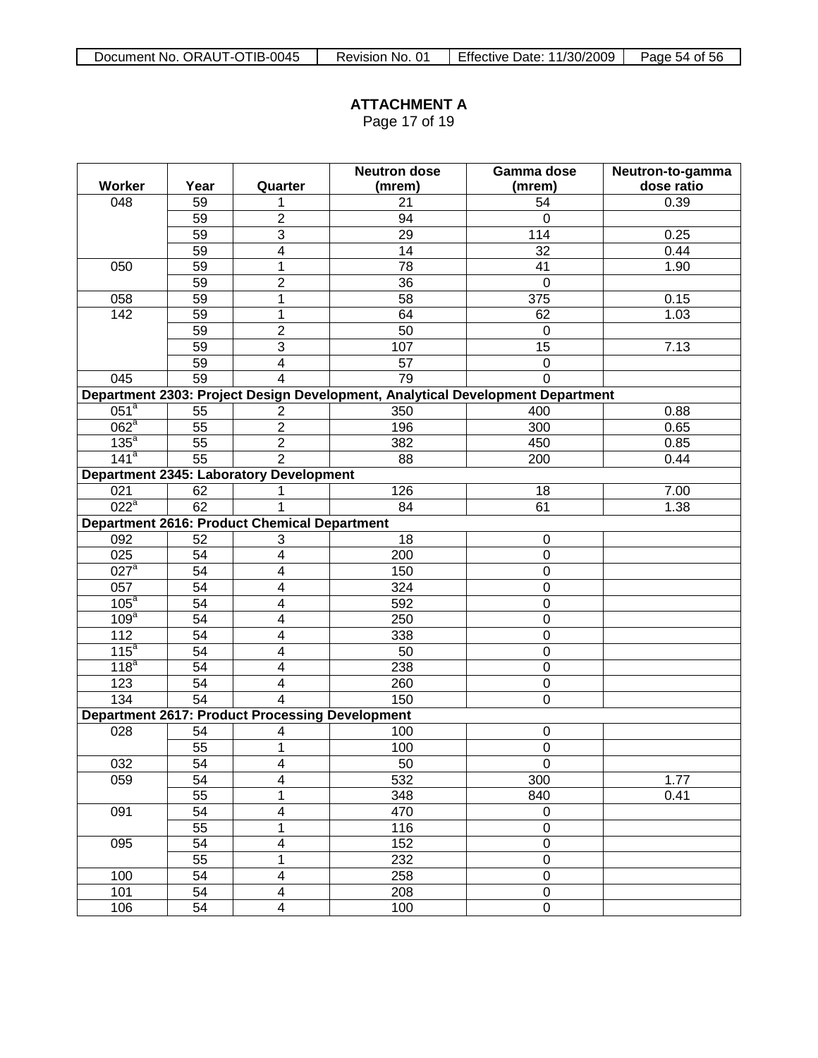## ATTACHMENT A

Page 17 of 19

| Worker | Year | Quarter | Neutron dose (mrem) | Gamma dose (mrem) | Neutron-to-gamma dose ratio |
|---|---|---|---|---|---|
| 048 | 59 | 1 | 21 | 54 | 0.39 |
| | 59 | 2 | 94 | 0 | |
| | 59 | 3 | 29 | 114 | 0.25 |
| | 59 | 4 | 14 | 32 | 0.44 |
| 050 | 59 | 1 | 78 | 41 | 1.90 |
| | 59 | 2 | 36 | 0 | |
| 058 | 59 | 1 | 58 | 375 | 0.15 |
| 142 | 59 | 1 | 64 | 62 | 1.03 |
| | 59 | 2 | 50 | 0 | |
| | 59 | 3 | 107 | 15 | 7.13 |
| | 59 | 4 | 57 | 0 | |
| 045 | 59 | 4 | 79 | 0 | |
| **Department 2303: Project Design Development, Analytical Development Department** | | | | | |
| 051[a] | 55 | 2 | 350 | 400 | 0.88 |
| 062[a] | 55 | 2 | 196 | 300 | 0.65 |
| 135[a] | 55 | 2 | 382 | 450 | 0.85 |
| 141[a] | 55 | 2 | 88 | 200 | 0.44 |
| **Department 2345: Laboratory Development** | | | | | |
| 021 | 62 | 1 | 126 | 18 | 7.00 |
| 022[a] | 62 | 1 | 84 | 61 | 1.38 |
| **Department 2616: Product Chemical Department** | | | | | |
| 092 | 52 | 3 | 18 | 0 | |
| 025 | 54 | 4 | 200 | 0 | |
| 027[a] | 54 | 4 | 150 | 0 | |
| 057 | 54 | 4 | 324 | 0 | |
| 105[a] | 54 | 4 | 592 | 0 | |
| 109[a] | 54 | 4 | 250 | 0 | |
| 112 | 54 | 4 | 338 | 0 | |
| 115[a] | 54 | 4 | 50 | 0 | |
| 118[a] | 54 | 4 | 238 | 0 | |
| 123 | 54 | 4 | 260 | 0 | |
| 134 | 54 | 4 | 150 | 0 | |
| **Department 2617: Product Processing Development** | | | | | |
| 028 | 54 | 4 | 100 | 0 | |
| | 55 | 1 | 100 | 0 | |
| 032 | 54 | 4 | 50 | 0 | |
| 059 | 54 | 4 | 532 | 300 | 1.77 |
| | 55 | 1 | 348 | 840 | 0.41 |
| 091 | 54 | 4 | 470 | 0 | |
| | 55 | 1 | 116 | 0 | |
| 095 | 54 | 4 | 152 | 0 | |
| | 55 | 1 | 232 | 0 | |
| 100 | 54 | 4 | 258 | 0 | |
| 101 | 54 | 4 | 208 | 0 | |
| 106 | 54 | 4 | 100 | 0 | |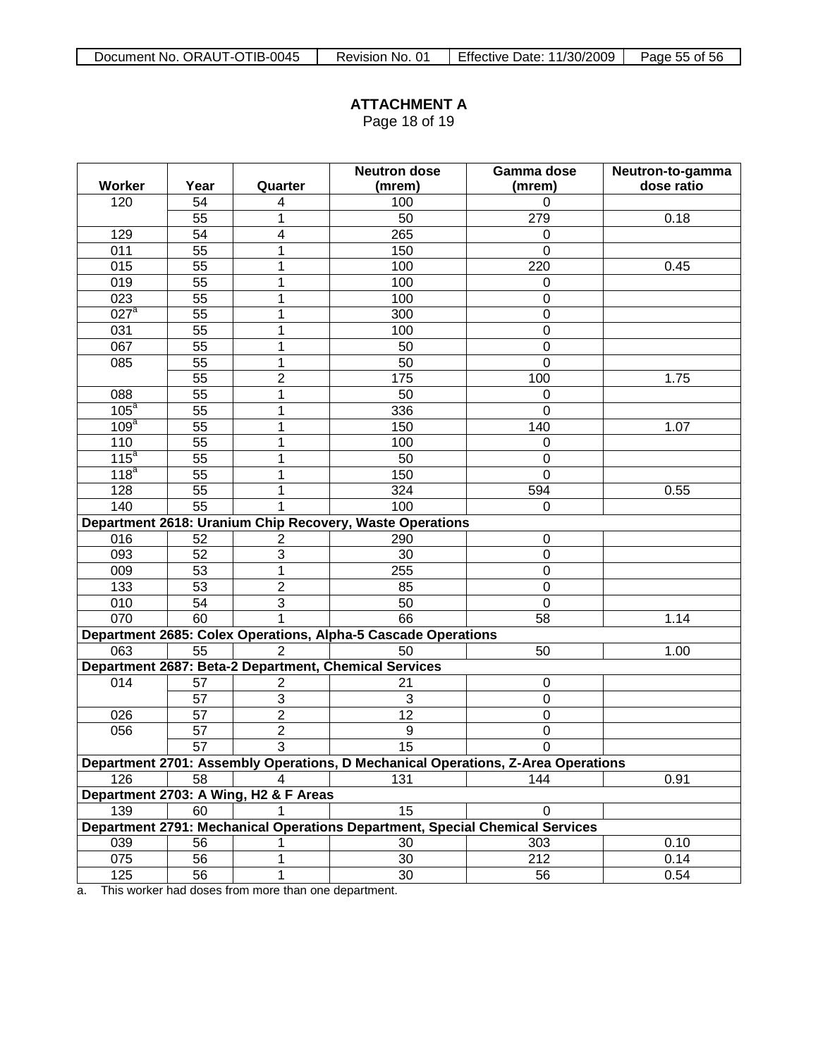## ATTACHMENT A

Page 18 of 19

| Worker | Year | Quarter | Neutron dose (mrem) | Gamma dose (mrem) | Neutron-to-gamma dose ratio |
|---|---|---|---|---|---|
| 120 | 54 | 4 | 100 | 0 | |
| | 55 | 1 | 50 | 279 | 0.18 |
| 129 | 54 | 4 | 265 | 0 | |
| 011 | 55 | 1 | 150 | 0 | |
| 015 | 55 | 1 | 100 | 220 | 0.45 |
| 019 | 55 | 1 | 100 | 0 | |
| 023 | 55 | 1 | 100 | 0 | |
| 027[a] | 55 | 1 | 300 | 0 | |
| 031 | 55 | 1 | 100 | 0 | |
| 067 | 55 | 1 | 50 | 0 | |
| 085 | 55 | 1 | 50 | 0 | |
| | 55 | 2 | 175 | 100 | 1.75 |
| 088 | 55 | 1 | 50 | 0 | |
| 105[a] | 55 | 1 | 336 | 0 | |
| 109[a] | 55 | 1 | 150 | 140 | 1.07 |
| 110 | 55 | 1 | 100 | 0 | |
| 115[a] | 55 | 1 | 50 | 0 | |
| 118[a] | 55 | 1 | 150 | 0 | |
| 128 | 55 | 1 | 324 | 594 | 0.55 |
| 140 | 55 | 1 | 100 | 0 | |
| **Department 2618: Uranium Chip Recovery, Waste Operations** | | | | | |
| 016 | 52 | 2 | 290 | 0 | |
| 093 | 52 | 3 | 30 | 0 | |
| 009 | 53 | 1 | 255 | 0 | |
| 133 | 53 | 2 | 85 | 0 | |
| 010 | 54 | 3 | 50 | 0 | |
| 070 | 60 | 1 | 66 | 58 | 1.14 |
| **Department 2685: Colex Operations, Alpha-5 Cascade Operations** | | | | | |
| 063 | 55 | 2 | 50 | 50 | 1.00 |
| **Department 2687: Beta-2 Department, Chemical Services** | | | | | |
| 014 | 57 | 2 | 21 | 0 | |
| | 57 | 3 | 3 | 0 | |
| 026 | 57 | 2 | 12 | 0 | |
| 056 | 57 | 2 | 9 | 0 | |
| | 57 | 3 | 15 | 0 | |
| **Department 2701: Assembly Operations, D Mechanical Operations, Z-Area Operations** | | | | | |
| 126 | 58 | 4 | 131 | 144 | 0.91 |
| **Department 2703: A Wing, H2 & F Areas** | | | | | |
| 139 | 60 | 1 | 15 | 0 | |
| **Department 2791: Mechanical Operations Department, Special Chemical Services** | | | | | |
| 039 | 56 | 1 | 30 | 303 | 0.10 |
| 075 | 56 | 1 | 30 | 212 | 0.14 |
| 125 | 56 | 1 | 30 | 56 | 0.54 |

a. This worker had doses from more than one department.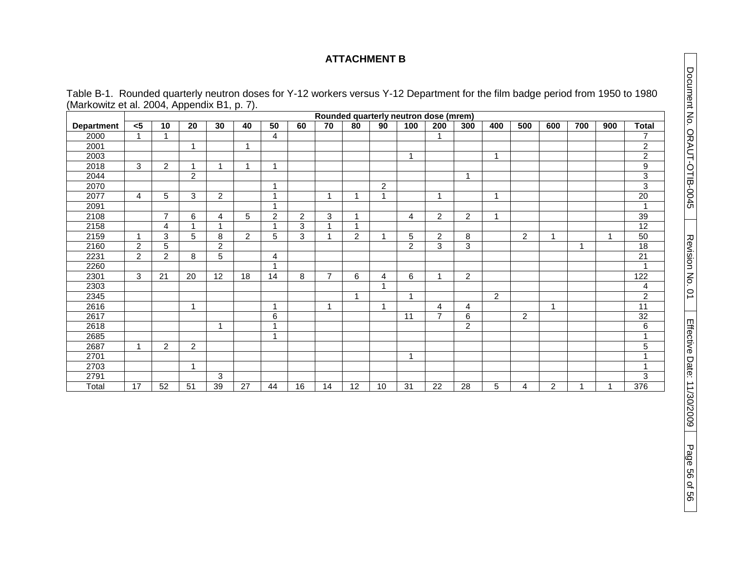## ATTACHMENT B

Table B-1. Rounded quarterly neutron doses for Y-12 workers versus Y-12 Department for the film badge period from 1950 to 1980 (Markowitz et al. 2004, Appendix B1, p. 7).

| | Rounded quarterly neutron dose (mrem) | | | | | | | | | | | | | | | | | | |
|---|---|---|---|---|---|---|---|---|---|---|---|---|---|---|---|---|---|---|---|
| **Department** | **<5** | **10** | **20** | **30** | **40** | **50** | **60** | **70** | **80** | **90** | **100** | **200** | **300** | **400** | **500** | **600** | **700** | **900** | **Total** |
| 2000 | 1 | 1 | | | | 4 | | | | | | 1 | | | | | | | 7 |
| 2001 | | | 1 | | 1 | | | | | | | | | | | | | | 2 |
| 2003 | | | | | | | | | | | 1 | | | 1 | | | | | 2 |
| 2018 | 3 | 2 | 1 | 1 | 1 | 1 | | | | | | | | | | | | | 9 |
| 2044 | | | 2 | | | | | | | | | | 1 | | | | | | 3 |
| 2070 | | | | | | 1 | | | | 2 | | | | | | | | | 3 |
| 2077 | 4 | 5 | 3 | 2 | | 1 | | 1 | 1 | 1 | | 1 | | 1 | | | | | 20 |
| 2091 | | | | | | 1 | | | | | | | | | | | | | 1 |
| 2108 | | 7 | 6 | 4 | 5 | 2 | 2 | 3 | 1 | | 4 | 2 | 2 | 1 | | | | | 39 |
| 2158 | | 4 | 1 | 1 | | 1 | 3 | 1 | 1 | | | | | | | | | | 12 |
| 2159 | 1 | 3 | 5 | 8 | 2 | 5 | 3 | 1 | 2 | 1 | 5 | 2 | 8 | | 2 | 1 | | 1 | 50 |
| 2160 | 2 | 5 | | 2 | | | | | | | 2 | 3 | 3 | | | | 1 | | 18 |
| 2231 | 2 | 2 | 8 | 5 | | 4 | | | | | | | | | | | | | 21 |
| 2260 | | | | | | 1 | | | | | | | | | | | | | 1 |
| 2301 | 3 | 21 | 20 | 12 | 18 | 14 | 8 | 7 | 6 | 4 | 6 | 1 | 2 | | | | | | 122 |
| 2303 | | | | | | | | | | 1 | | | | | | | | | 4 |
| 2345 | | | | | | | | | 1 | | 1 | | | 2 | | | | | 2 |
| 2616 | | | 1 | | | 1 | | 1 | | 1 | | 4 | 4 | | | 1 | | | 11 |
| 2617 | | | | | | 6 | | | | | 11 | 7 | 6 | | 2 | | | | 32 |
| 2618 | | | | 1 | | 1 | | | | | | | 2 | | | | | | 6 |
| 2685 | | | | | | 1 | | | | | | | | | | | | | 1 |
| 2687 | 1 | 2 | 2 | | | | | | | | | | | | | | | | 5 |
| 2701 | | | | | | | | | | | 1 | | | | | | | | 1 |
| 2703 | | | 1 | | | | | | | | | | | | | | | | 1 |
| 2791 | | | | 3 | | | | | | | | | | | | | | | 3 |
| Total | 17 | 52 | 51 | 39 | 27 | 44 | 16 | 14 | 12 | 10 | 31 | 22 | 28 | 5 | 4 | 2 | 1 | 1 | 376 |